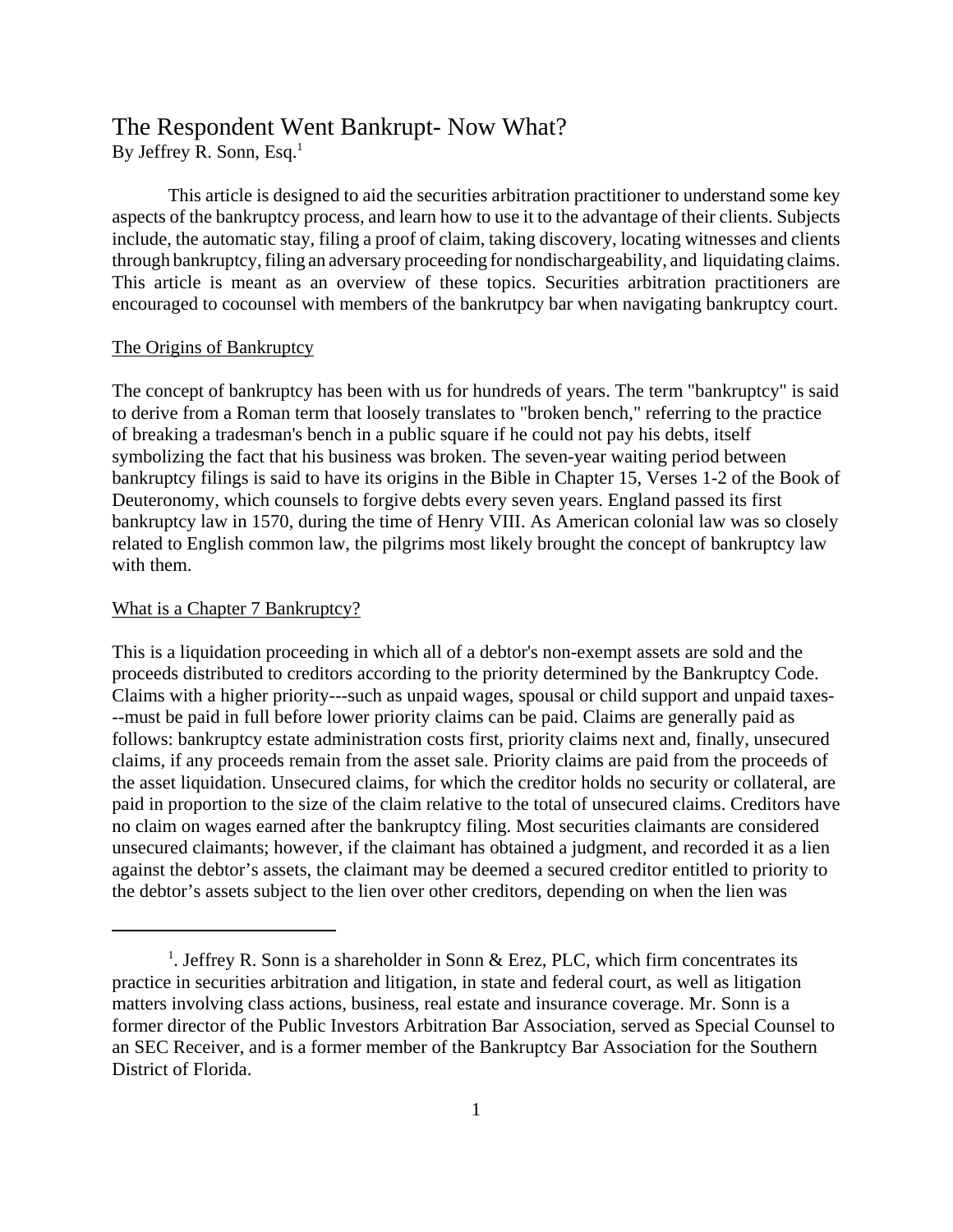# The Respondent Went Bankrupt- Now What?

By Jeffrey R. Sonn, Esq.[1]

This article is designed to aid the securities arbitration practitioner to understand some key aspects of the bankruptcy process, and learn how to use it to the advantage of their clients. Subjects include, the automatic stay, filing a proof of claim, taking discovery, locating witnesses and clients through bankruptcy, filing an adversary proceeding for nondischargeability, and liquidating claims. This article is meant as an overview of these topics. Securities arbitration practitioners are encouraged to cocounsel with members of the bankrutpcy bar when navigating bankruptcy court.

## The Origins of Bankruptcy

The concept of bankruptcy has been with us for hundreds of years. The term "bankruptcy" is said to derive from a Roman term that loosely translates to "broken bench," referring to the practice of breaking a tradesman's bench in a public square if he could not pay his debts, itself symbolizing the fact that his business was broken. The seven-year waiting period between bankruptcy filings is said to have its origins in the Bible in Chapter 15, Verses 1-2 of the Book of Deuteronomy, which counsels to forgive debts every seven years. England passed its first bankruptcy law in 1570, during the time of Henry VIII. As American colonial law was so closely related to English common law, the pilgrims most likely brought the concept of bankruptcy law with them.

## What is a Chapter 7 Bankruptcy?

This is a liquidation proceeding in which all of a debtor's non-exempt assets are sold and the proceeds distributed to creditors according to the priority determined by the Bankruptcy Code. Claims with a higher priority---such as unpaid wages, spousal or child support and unpaid taxes---must be paid in full before lower priority claims can be paid. Claims are generally paid as follows: bankruptcy estate administration costs first, priority claims next and, finally, unsecured claims, if any proceeds remain from the asset sale. Priority claims are paid from the proceeds of the asset liquidation. Unsecured claims, for which the creditor holds no security or collateral, are paid in proportion to the size of the claim relative to the total of unsecured claims. Creditors have no claim on wages earned after the bankruptcy filing. Most securities claimants are considered unsecured claimants; however, if the claimant has obtained a judgment, and recorded it as a lien against the debtor's assets, the claimant may be deemed a secured creditor entitled to priority to the debtor's assets subject to the lien over other creditors, depending on when the lien was

---

[1]. Jeffrey R. Sonn is a shareholder in Sonn & Erez, PLC, which firm concentrates its practice in securities arbitration and litigation, in state and federal court, as well as litigation matters involving class actions, business, real estate and insurance coverage. Mr. Sonn is a former director of the Public Investors Arbitration Bar Association, served as Special Counsel to an SEC Receiver, and is a former member of the Bankruptcy Bar Association for the Southern District of Florida.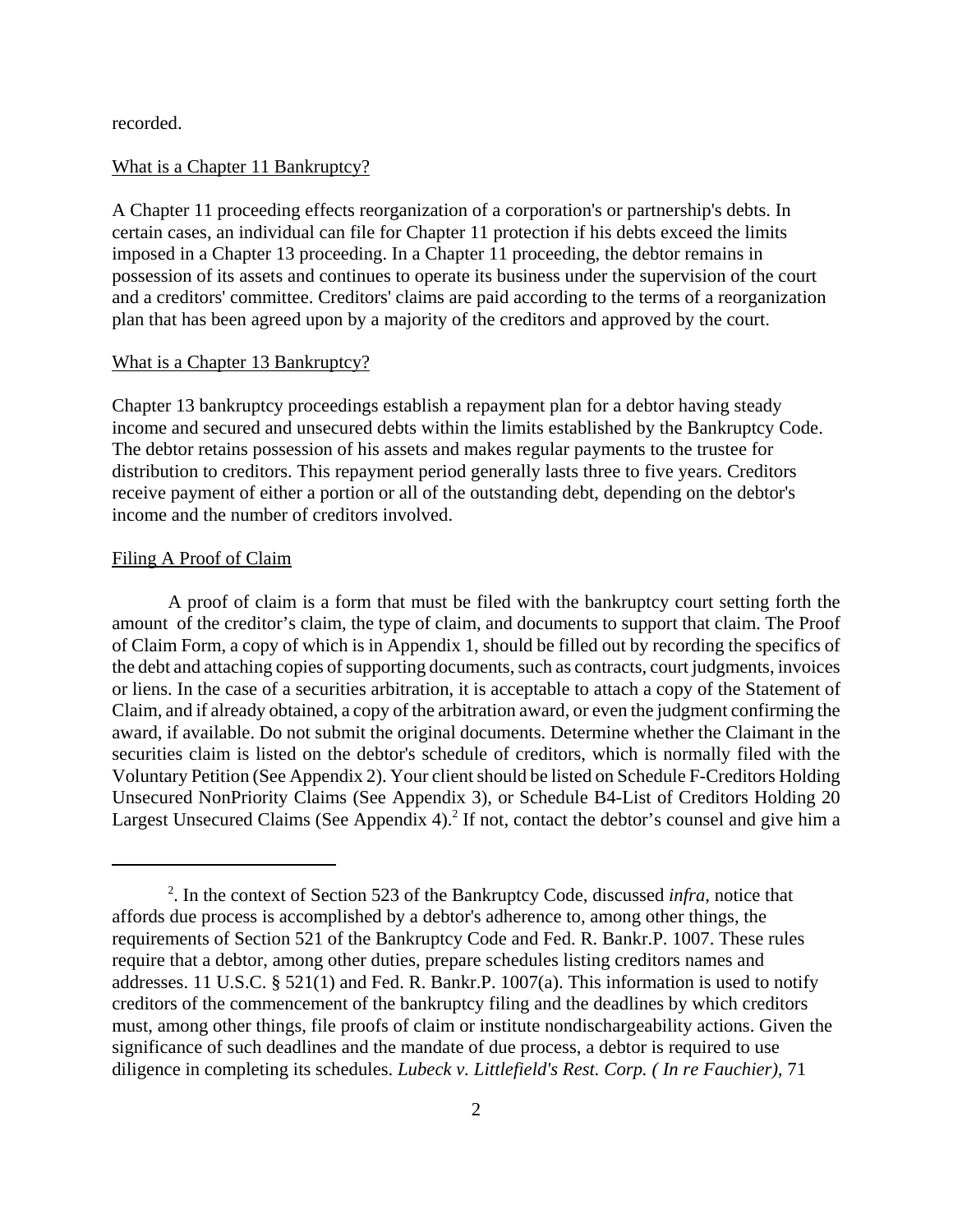recorded.

What is a Chapter 11 Bankruptcy?

A Chapter 11 proceeding effects reorganization of a corporation's or partnership's debts. In certain cases, an individual can file for Chapter 11 protection if his debts exceed the limits imposed in a Chapter 13 proceeding. In a Chapter 11 proceeding, the debtor remains in possession of its assets and continues to operate its business under the supervision of the court and a creditors' committee. Creditors' claims are paid according to the terms of a reorganization plan that has been agreed upon by a majority of the creditors and approved by the court.

What is a Chapter 13 Bankruptcy?

Chapter 13 bankruptcy proceedings establish a repayment plan for a debtor having steady income and secured and unsecured debts within the limits established by the Bankruptcy Code. The debtor retains possession of his assets and makes regular payments to the trustee for distribution to creditors. This repayment period generally lasts three to five years. Creditors receive payment of either a portion or all of the outstanding debt, depending on the debtor's income and the number of creditors involved.

Filing A Proof of Claim

A proof of claim is a form that must be filed with the bankruptcy court setting forth the amount of the creditor's claim, the type of claim, and documents to support that claim. The Proof of Claim Form, a copy of which is in Appendix 1, should be filled out by recording the specifics of the debt and attaching copies of supporting documents, such as contracts, court judgments, invoices or liens. In the case of a securities arbitration, it is acceptable to attach a copy of the Statement of Claim, and if already obtained, a copy of the arbitration award, or even the judgment confirming the award, if available. Do not submit the original documents. Determine whether the Claimant in the securities claim is listed on the debtor's schedule of creditors, which is normally filed with the Voluntary Petition (See Appendix 2). Your client should be listed on Schedule F-Creditors Holding Unsecured NonPriority Claims (See Appendix 3), or Schedule B4-List of Creditors Holding 20 Largest Unsecured Claims (See Appendix 4).[2] If not, contact the debtor's counsel and give him a

---

[2]. In the context of Section 523 of the Bankruptcy Code, discussed *infra*, notice that affords due process is accomplished by a debtor's adherence to, among other things, the requirements of Section 521 of the Bankruptcy Code and Fed. R. Bankr.P. 1007. These rules require that a debtor, among other duties, prepare schedules listing creditors names and addresses. 11 U.S.C. § 521(1) and Fed. R. Bankr.P. 1007(a). This information is used to notify creditors of the commencement of the bankruptcy filing and the deadlines by which creditors must, among other things, file proofs of claim or institute nondischargeability actions. Given the significance of such deadlines and the mandate of due process, a debtor is required to use diligence in completing its schedules. *Lubeck v. Littlefield's Rest. Corp. ( In re Fauchier)*, 71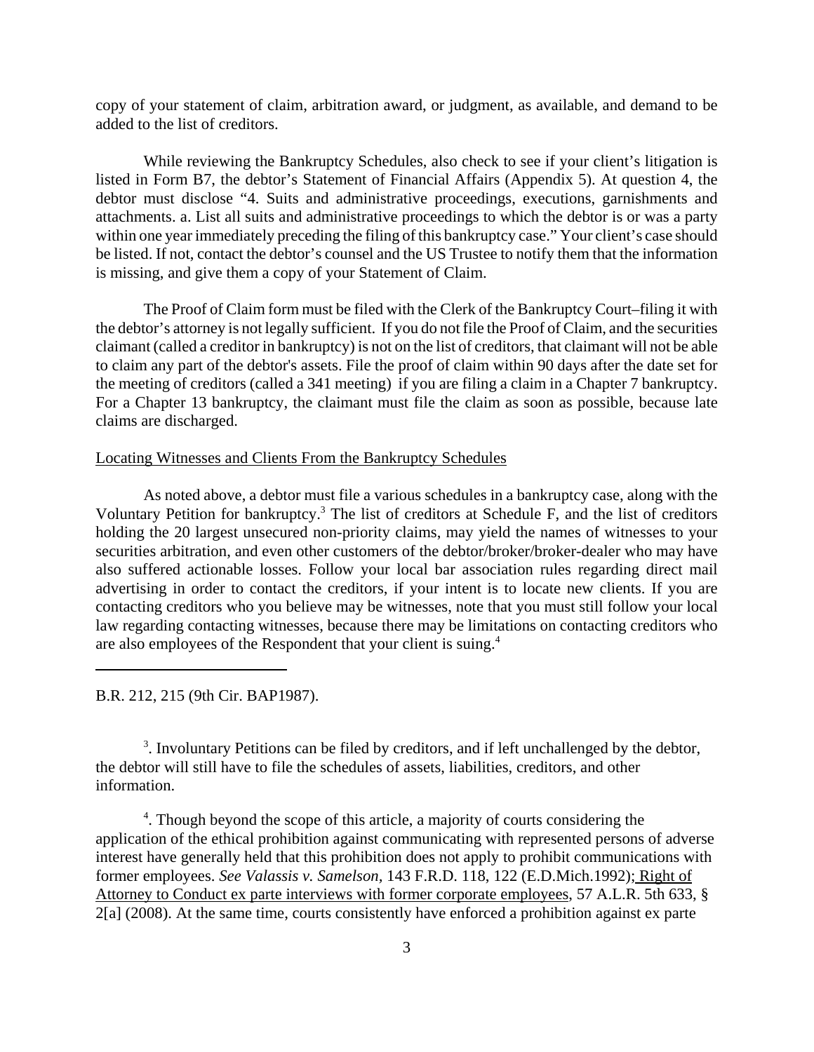copy of your statement of claim, arbitration award, or judgment, as available, and demand to be added to the list of creditors.

While reviewing the Bankruptcy Schedules, also check to see if your client's litigation is listed in Form B7, the debtor's Statement of Financial Affairs (Appendix 5). At question 4, the debtor must disclose "4. Suits and administrative proceedings, executions, garnishments and attachments. a. List all suits and administrative proceedings to which the debtor is or was a party within one year immediately preceding the filing of this bankruptcy case." Your client's case should be listed. If not, contact the debtor's counsel and the US Trustee to notify them that the information is missing, and give them a copy of your Statement of Claim.

The Proof of Claim form must be filed with the Clerk of the Bankruptcy Court–filing it with the debtor's attorney is not legally sufficient. If you do not file the Proof of Claim, and the securities claimant (called a creditor in bankruptcy) is not on the list of creditors, that claimant will not be able to claim any part of the debtor's assets. File the proof of claim within 90 days after the date set for the meeting of creditors (called a 341 meeting) if you are filing a claim in a Chapter 7 bankruptcy. For a Chapter 13 bankruptcy, the claimant must file the claim as soon as possible, because late claims are discharged.

Locating Witnesses and Clients From the Bankruptcy Schedules

As noted above, a debtor must file a various schedules in a bankruptcy case, along with the Voluntary Petition for bankruptcy.[3] The list of creditors at Schedule F, and the list of creditors holding the 20 largest unsecured non-priority claims, may yield the names of witnesses to your securities arbitration, and even other customers of the debtor/broker/broker-dealer who may have also suffered actionable losses. Follow your local bar association rules regarding direct mail advertising in order to contact the creditors, if your intent is to locate new clients. If you are contacting creditors who you believe may be witnesses, note that you must still follow your local law regarding contacting witnesses, because there may be limitations on contacting creditors who are also employees of the Respondent that your client is suing.[4]

---

B.R. 212, 215 (9th Cir. BAP1987).

[3]. Involuntary Petitions can be filed by creditors, and if left unchallenged by the debtor, the debtor will still have to file the schedules of assets, liabilities, creditors, and other information.

[4]. Though beyond the scope of this article, a majority of courts considering the application of the ethical prohibition against communicating with represented persons of adverse interest have generally held that this prohibition does not apply to prohibit communications with former employees. *See Valassis v. Samelson,* 143 F.R.D. 118, 122 (E.D.Mich.1992); Right of Attorney to Conduct ex parte interviews with former corporate employees, 57 A.L.R. 5th 633, § 2[a] (2008). At the same time, courts consistently have enforced a prohibition against ex parte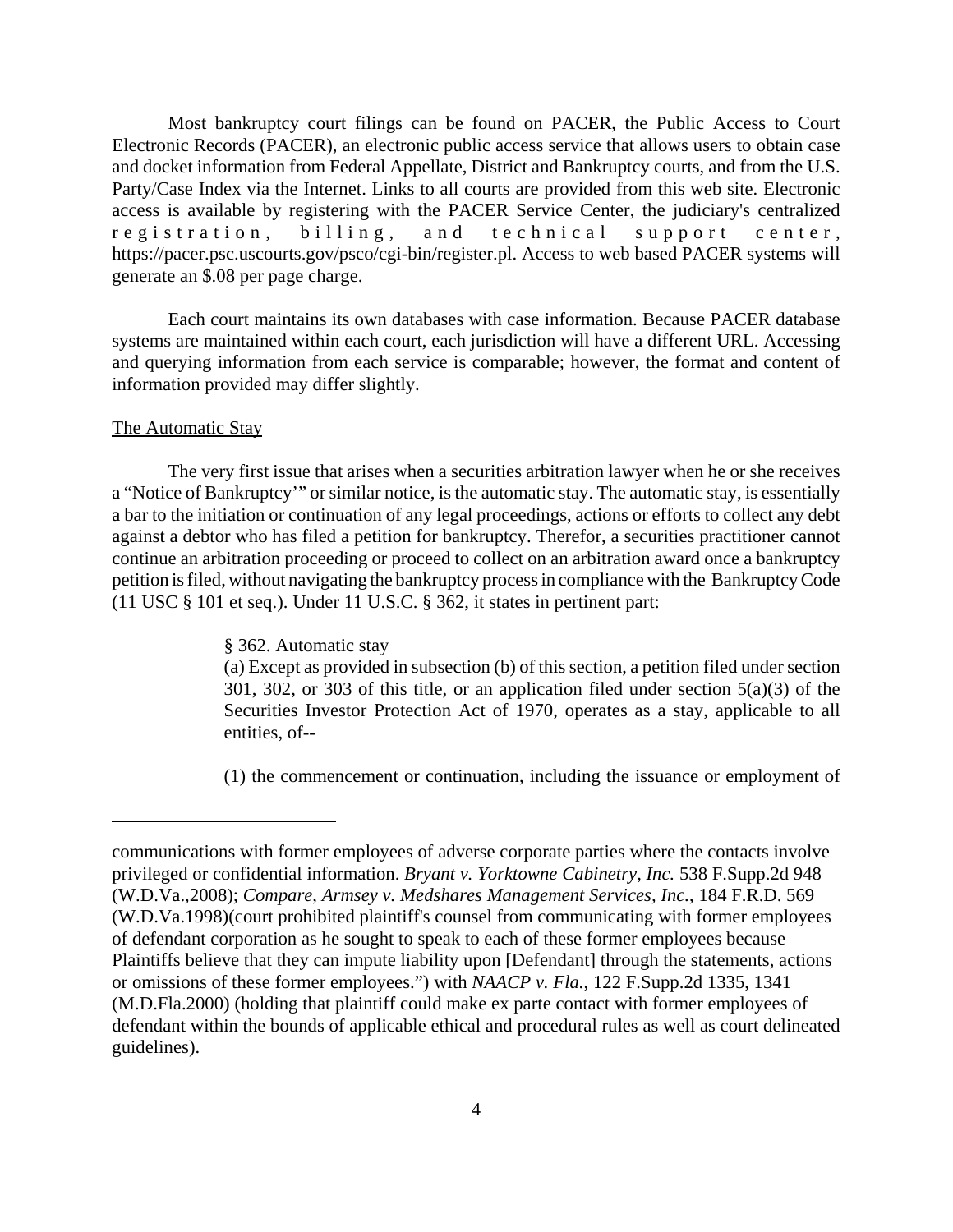Most bankruptcy court filings can be found on PACER, the Public Access to Court Electronic Records (PACER), an electronic public access service that allows users to obtain case and docket information from Federal Appellate, District and Bankruptcy courts, and from the U.S. Party/Case Index via the Internet. Links to all courts are provided from this web site. Electronic access is available by registering with the PACER Service Center, the judiciary's centralized registration, billing, and technical support center, https://pacer.psc.uscourts.gov/psco/cgi-bin/register.pl. Access to web based PACER systems will generate an $.08 per page charge.

Each court maintains its own databases with case information. Because PACER database systems are maintained within each court, each jurisdiction will have a different URL. Accessing and querying information from each service is comparable; however, the format and content of information provided may differ slightly.

The Automatic Stay

The very first issue that arises when a securities arbitration lawyer when he or she receives a "Notice of Bankruptcy'" or similar notice, is the automatic stay. The automatic stay, is essentially a bar to the initiation or continuation of any legal proceedings, actions or efforts to collect any debt against a debtor who has filed a petition for bankruptcy. Therefor, a securities practitioner cannot continue an arbitration proceeding or proceed to collect on an arbitration award once a bankruptcy petition is filed, without navigating the bankruptcy process in compliance with the Bankruptcy Code (11 USC § 101 et seq.). Under 11 U.S.C. § 362, it states in pertinent part:

> § 362. Automatic stay
> (a) Except as provided in subsection (b) of this section, a petition filed under section 301, 302, or 303 of this title, or an application filed under section 5(a)(3) of the Securities Investor Protection Act of 1970, operates as a stay, applicable to all entities, of--
>
> (1) the commencement or continuation, including the issuance or employment of

---

communications with former employees of adverse corporate parties where the contacts involve privileged or confidential information. *Bryant v. Yorktowne Cabinetry, Inc.* 538 F.Supp.2d 948 (W.D.Va.,2008); *Compare, Armsey v. Medshares Management Services, Inc.*, 184 F.R.D. 569 (W.D.Va.1998)(court prohibited plaintiff's counsel from communicating with former employees of defendant corporation as he sought to speak to each of these former employees because Plaintiffs believe that they can impute liability upon [Defendant] through the statements, actions or omissions of these former employees.") with *NAACP v. Fla.*, 122 F.Supp.2d 1335, 1341 (M.D.Fla.2000) (holding that plaintiff could make ex parte contact with former employees of defendant within the bounds of applicable ethical and procedural rules as well as court delineated guidelines).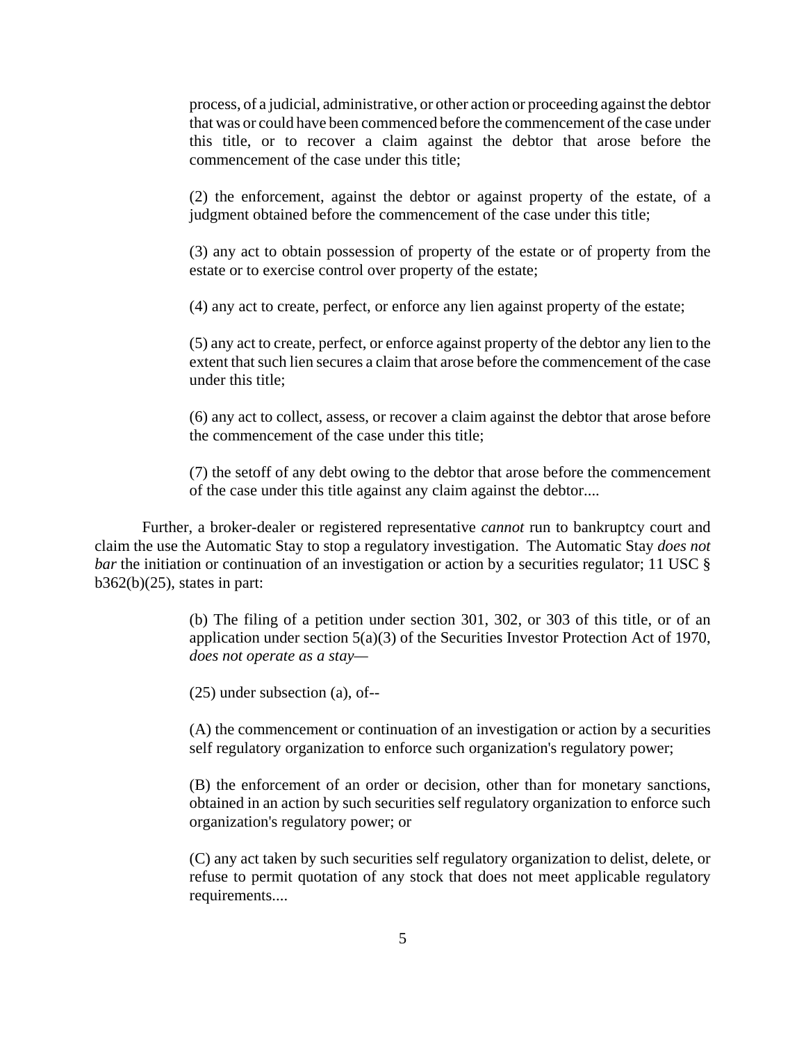> process, of a judicial, administrative, or other action or proceeding against the debtor that was or could have been commenced before the commencement of the case under this title, or to recover a claim against the debtor that arose before the commencement of the case under this title;
>
> (2) the enforcement, against the debtor or against property of the estate, of a judgment obtained before the commencement of the case under this title;
>
> (3) any act to obtain possession of property of the estate or of property from the estate or to exercise control over property of the estate;
>
> (4) any act to create, perfect, or enforce any lien against property of the estate;
>
> (5) any act to create, perfect, or enforce against property of the debtor any lien to the extent that such lien secures a claim that arose before the commencement of the case under this title;
>
> (6) any act to collect, assess, or recover a claim against the debtor that arose before the commencement of the case under this title;
>
> (7) the setoff of any debt owing to the debtor that arose before the commencement of the case under this title against any claim against the debtor....

Further, a broker-dealer or registered representative *cannot* run to bankruptcy court and claim the use the Automatic Stay to stop a regulatory investigation. The Automatic Stay *does not bar* the initiation or continuation of an investigation or action by a securities regulator; 11 USC § b362(b)(25), states in part:

> (b) The filing of a petition under section 301, 302, or 303 of this title, or of an application under section 5(a)(3) of the Securities Investor Protection Act of 1970, *does not operate as a stay—*
>
> (25) under subsection (a), of--
>
> (A) the commencement or continuation of an investigation or action by a securities self regulatory organization to enforce such organization's regulatory power;
>
> (B) the enforcement of an order or decision, other than for monetary sanctions, obtained in an action by such securities self regulatory organization to enforce such organization's regulatory power; or
>
> (C) any act taken by such securities self regulatory organization to delist, delete, or refuse to permit quotation of any stock that does not meet applicable regulatory requirements....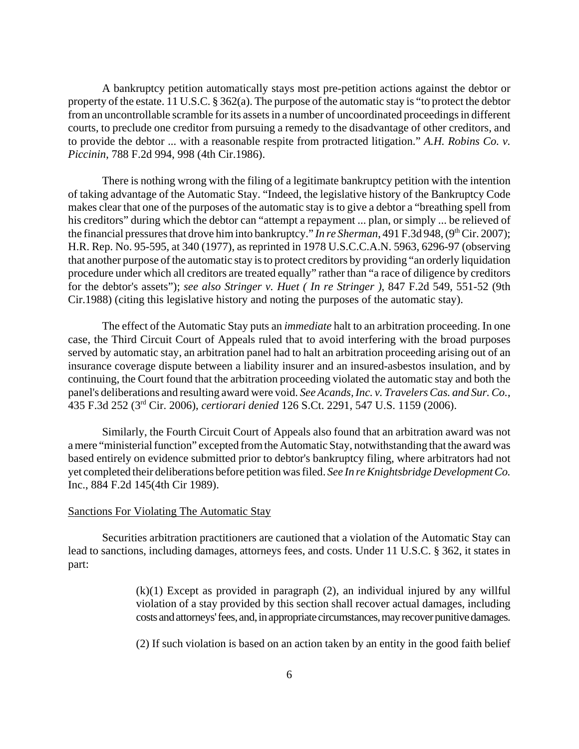A bankruptcy petition automatically stays most pre-petition actions against the debtor or property of the estate. 11 U.S.C. § 362(a). The purpose of the automatic stay is "to protect the debtor from an uncontrollable scramble for its assets in a number of uncoordinated proceedings in different courts, to preclude one creditor from pursuing a remedy to the disadvantage of other creditors, and to provide the debtor ... with a reasonable respite from protracted litigation." *A.H. Robins Co. v. Piccinin*, 788 F.2d 994, 998 (4th Cir.1986).

There is nothing wrong with the filing of a legitimate bankruptcy petition with the intention of taking advantage of the Automatic Stay. "Indeed, the legislative history of the Bankruptcy Code makes clear that one of the purposes of the automatic stay is to give a debtor a "breathing spell from his creditors" during which the debtor can "attempt a repayment ... plan, or simply ... be relieved of the financial pressures that drove him into bankruptcy." *In re Sherman*, 491 F.3d 948, (9th Cir. 2007); H.R. Rep. No. 95-595, at 340 (1977), as reprinted in 1978 U.S.C.C.A.N. 5963, 6296-97 (observing that another purpose of the automatic stay is to protect creditors by providing "an orderly liquidation procedure under which all creditors are treated equally" rather than "a race of diligence by creditors for the debtor's assets"); *see also Stringer v. Huet ( In re Stringer )*, 847 F.2d 549, 551-52 (9th Cir.1988) (citing this legislative history and noting the purposes of the automatic stay).

The effect of the Automatic Stay puts an *immediate* halt to an arbitration proceeding. In one case, the Third Circuit Court of Appeals ruled that to avoid interfering with the broad purposes served by automatic stay, an arbitration panel had to halt an arbitration proceeding arising out of an insurance coverage dispute between a liability insurer and an insured-asbestos insulation, and by continuing, the Court found that the arbitration proceeding violated the automatic stay and both the panel's deliberations and resulting award were void. *See Acands, Inc. v. Travelers Cas. and Sur. Co.*, 435 F.3d 252 (3rd Cir. 2006), *certiorari denied* 126 S.Ct. 2291, 547 U.S. 1159 (2006).

Similarly, the Fourth Circuit Court of Appeals also found that an arbitration award was not a mere "ministerial function" excepted from the Automatic Stay, notwithstanding that the award was based entirely on evidence submitted prior to debtor's bankruptcy filing, where arbitrators had not yet completed their deliberations before petition was filed. *See In re Knightsbridge Development Co.* Inc., 884 F.2d 145(4th Cir 1989).

Sanctions For Violating The Automatic Stay

Securities arbitration practitioners are cautioned that a violation of the Automatic Stay can lead to sanctions, including damages, attorneys fees, and costs. Under 11 U.S.C. § 362, it states in part:

> (k)(1) Except as provided in paragraph (2), an individual injured by any willful violation of a stay provided by this section shall recover actual damages, including costs and attorneys' fees, and, in appropriate circumstances, may recover punitive damages.
>
> (2) If such violation is based on an action taken by an entity in the good faith belief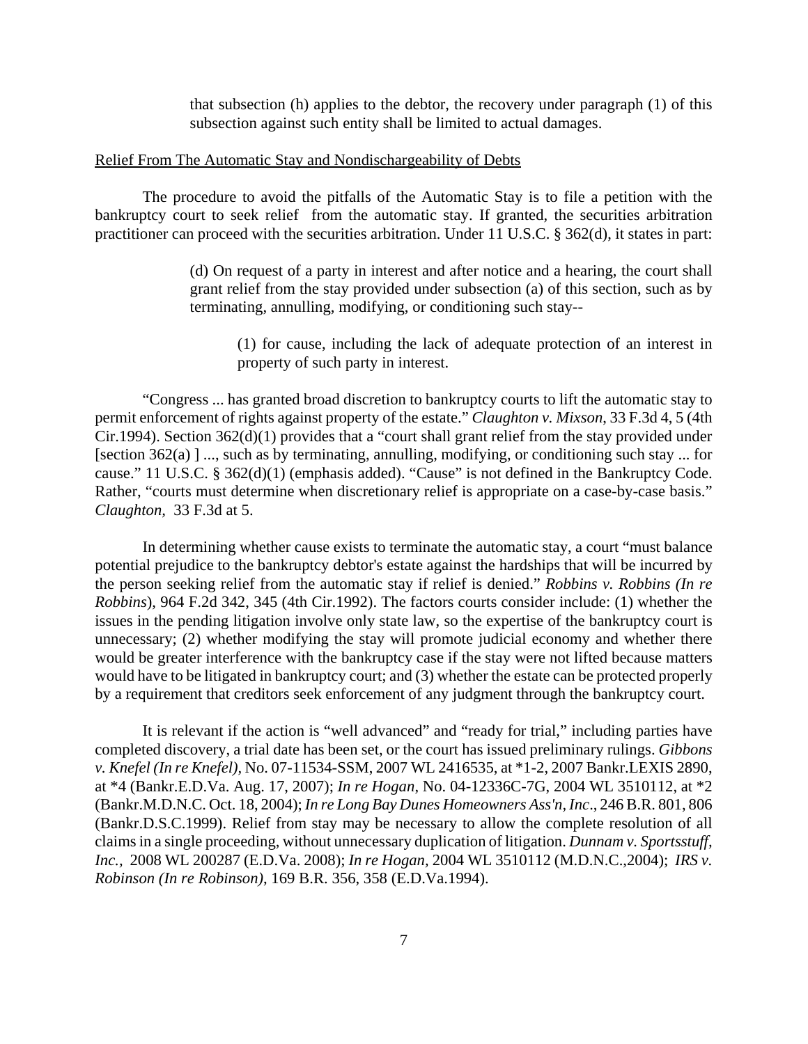> that subsection (h) applies to the debtor, the recovery under paragraph (1) of this subsection against such entity shall be limited to actual damages.

<u>Relief From The Automatic Stay and Nondischargeability of Debts</u>

The procedure to avoid the pitfalls of the Automatic Stay is to file a petition with the bankruptcy court to seek relief from the automatic stay. If granted, the securities arbitration practitioner can proceed with the securities arbitration. Under 11 U.S.C. § 362(d), it states in part:

> (d) On request of a party in interest and after notice and a hearing, the court shall grant relief from the stay provided under subsection (a) of this section, such as by terminating, annulling, modifying, or conditioning such stay--
>
> > (1) for cause, including the lack of adequate protection of an interest in property of such party in interest.

"Congress ... has granted broad discretion to bankruptcy courts to lift the automatic stay to permit enforcement of rights against property of the estate." *Claughton v. Mixson*, 33 F.3d 4, 5 (4th Cir.1994). Section 362(d)(1) provides that a "court shall grant relief from the stay provided under [section 362(a) ] ..., such as by terminating, annulling, modifying, or conditioning such stay ... for cause." 11 U.S.C. § 362(d)(1) (emphasis added). "Cause" is not defined in the Bankruptcy Code. Rather, "courts must determine when discretionary relief is appropriate on a case-by-case basis." *Claughton*, 33 F.3d at 5.

In determining whether cause exists to terminate the automatic stay, a court "must balance potential prejudice to the bankruptcy debtor's estate against the hardships that will be incurred by the person seeking relief from the automatic stay if relief is denied." *Robbins v. Robbins (In re Robbins*), 964 F.2d 342, 345 (4th Cir.1992). The factors courts consider include: (1) whether the issues in the pending litigation involve only state law, so the expertise of the bankruptcy court is unnecessary; (2) whether modifying the stay will promote judicial economy and whether there would be greater interference with the bankruptcy case if the stay were not lifted because matters would have to be litigated in bankruptcy court; and (3) whether the estate can be protected properly by a requirement that creditors seek enforcement of any judgment through the bankruptcy court.

It is relevant if the action is "well advanced" and "ready for trial," including parties have completed discovery, a trial date has been set, or the court has issued preliminary rulings. *Gibbons v. Knefel (In re Knefel),* No. 07-11534-SSM, 2007 WL 2416535, at *1-2, 2007 Bankr.LEXIS 2890, at *4 (Bankr.E.D.Va. Aug. 17, 2007); *In re Hogan*, No. 04-12336C-7G, 2004 WL 3510112, at *2 (Bankr.M.D.N.C. Oct. 18, 2004); *In re Long Bay Dunes Homeowners Ass'n, Inc*., 246 B.R. 801, 806 (Bankr.D.S.C.1999). Relief from stay may be necessary to allow the complete resolution of all claims in a single proceeding, without unnecessary duplication of litigation. *Dunnam v. Sportsstuff, Inc.,* 2008 WL 200287 (E.D.Va. 2008); *In re Hogan,* 2004 WL 3510112 (M.D.N.C.,2004); *IRS v. Robinson (In re Robinson)*, 169 B.R. 356, 358 (E.D.Va.1994).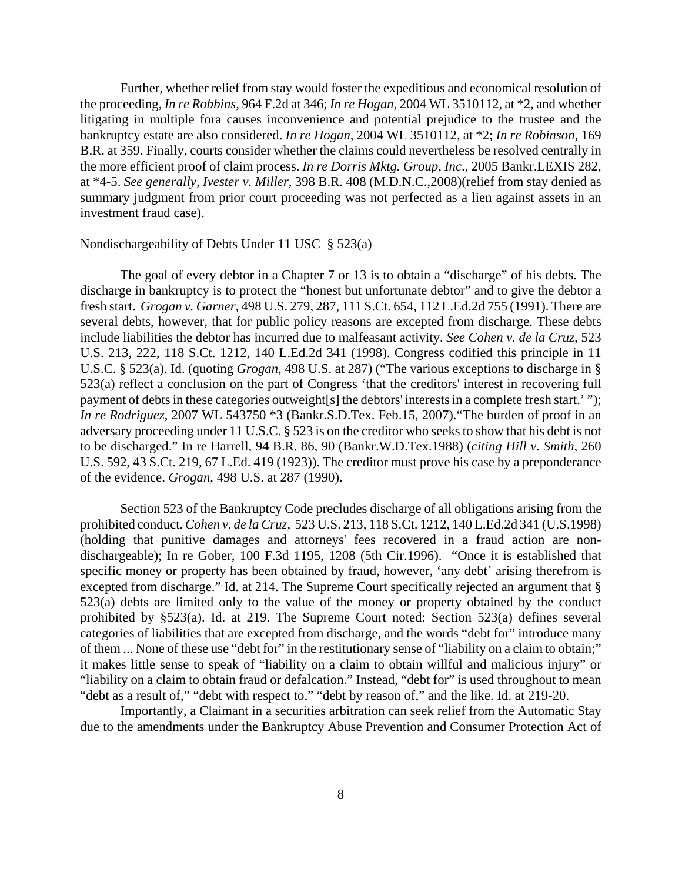Further, whether relief from stay would foster the expeditious and economical resolution of the proceeding, *In re Robbins*, 964 F.2d at 346; *In re Hogan*, 2004 WL 3510112, at *2, and whether litigating in multiple fora causes inconvenience and potential prejudice to the trustee and the bankruptcy estate are also considered. *In re Hogan*, 2004 WL 3510112, at *2; *In re Robinson*, 169 B.R. at 359. Finally, courts consider whether the claims could nevertheless be resolved centrally in the more efficient proof of claim process. *In re Dorris Mktg. Group, Inc*., 2005 Bankr.LEXIS 282, at *4-5. *See generally*, *Ivester v. Miller*, 398 B.R. 408 (M.D.N.C.,2008)(relief from stay denied as summary judgment from prior court proceeding was not perfected as a lien against assets in an investment fraud case).

<u>Nondischargeability of Debts Under 11 USC § 523(a)</u>

The goal of every debtor in a Chapter 7 or 13 is to obtain a "discharge" of his debts. The discharge in bankruptcy is to protect the "honest but unfortunate debtor" and to give the debtor a fresh start. *Grogan v. Garner*, 498 U.S. 279, 287, 111 S.Ct. 654, 112 L.Ed.2d 755 (1991). There are several debts, however, that for public policy reasons are excepted from discharge. These debts include liabilities the debtor has incurred due to malfeasant activity. *See Cohen v. de la Cruz,* 523 U.S. 213, 222, 118 S.Ct. 1212, 140 L.Ed.2d 341 (1998). Congress codified this principle in 11 U.S.C. § 523(a). Id. (quoting *Grogan*, 498 U.S. at 287) ("The various exceptions to discharge in § 523(a) reflect a conclusion on the part of Congress 'that the creditors' interest in recovering full payment of debts in these categories outweigh[s] the debtors' interests in a complete fresh start.' "); *In re Rodriguez*, 2007 WL 543750 *3 (Bankr.S.D.Tex. Feb.15, 2007)."The burden of proof in an adversary proceeding under 11 U.S.C. § 523 is on the creditor who seeks to show that his debt is not to be discharged." In re Harrell, 94 B.R. 86, 90 (Bankr.W.D.Tex.1988) (*citing Hill v. Smith*, 260 U.S. 592, 43 S.Ct. 219, 67 L.Ed. 419 (1923)). The creditor must prove his case by a preponderance of the evidence. *Grogan*, 498 U.S. at 287 (1990).

Section 523 of the Bankruptcy Code precludes discharge of all obligations arising from the prohibited conduct. *Cohen v. de la Cruz*, 523 U.S. 213, 118 S.Ct. 1212, 140 L.Ed.2d 341 (U.S.1998) (holding that punitive damages and attorneys' fees recovered in a fraud action are non-dischargeable); In re Gober, 100 F.3d 1195, 1208 (5th Cir.1996). "Once it is established that specific money or property has been obtained by fraud, however, 'any debt' arising therefrom is excepted from discharge." Id. at 214. The Supreme Court specifically rejected an argument that § 523(a) debts are limited only to the value of the money or property obtained by the conduct prohibited by §523(a). Id. at 219. The Supreme Court noted: Section 523(a) defines several categories of liabilities that are excepted from discharge, and the words "debt for" introduce many of them ... None of these use "debt for" in the restitutionary sense of "liability on a claim to obtain;" it makes little sense to speak of "liability on a claim to obtain willful and malicious injury" or "liability on a claim to obtain fraud or defalcation." Instead, "debt for" is used throughout to mean "debt as a result of," "debt with respect to," "debt by reason of," and the like. Id. at 219-20.

Importantly, a Claimant in a securities arbitration can seek relief from the Automatic Stay due to the amendments under the Bankruptcy Abuse Prevention and Consumer Protection Act of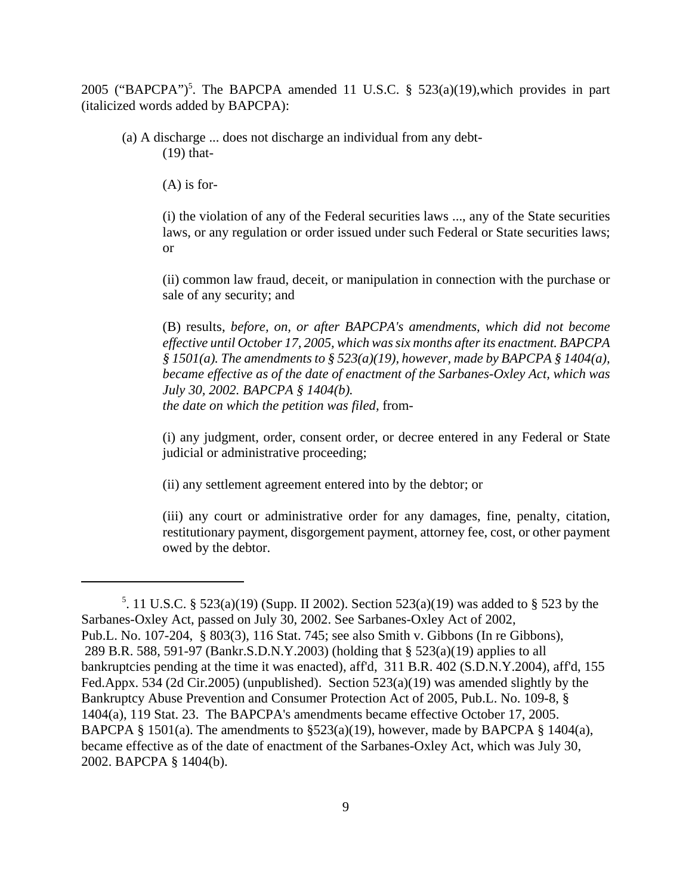2005 ("BAPCPA")[5]. The BAPCPA amended 11 U.S.C. § 523(a)(19),which provides in part (italicized words added by BAPCPA):

> (a) A discharge ... does not discharge an individual from any debt-
>
> (19) that-
>
> (A) is for-
>
> (i) the violation of any of the Federal securities laws ..., any of the State securities laws, or any regulation or order issued under such Federal or State securities laws; or
>
> (ii) common law fraud, deceit, or manipulation in connection with the purchase or sale of any security; and
>
> (B) results, *before, on, or after BAPCPA's amendments, which did not become effective until October 17, 2005, which was six months after its enactment. BAPCPA § 1501(a). The amendments to § 523(a)(19), however, made by BAPCPA § 1404(a), became effective as of the date of enactment of the Sarbanes-Oxley Act, which was July 30, 2002. BAPCPA § 1404(b).*
> *the date on which the petition was filed*, from-
>
> (i) any judgment, order, consent order, or decree entered in any Federal or State judicial or administrative proceeding;
>
> (ii) any settlement agreement entered into by the debtor; or
>
> (iii) any court or administrative order for any damages, fine, penalty, citation, restitutionary payment, disgorgement payment, attorney fee, cost, or other payment owed by the debtor.

---

[5]. 11 U.S.C. § 523(a)(19) (Supp. II 2002). Section 523(a)(19) was added to § 523 by the Sarbanes-Oxley Act, passed on July 30, 2002. See Sarbanes-Oxley Act of 2002, Pub.L. No. 107-204, § 803(3), 116 Stat. 745; see also Smith v. Gibbons (In re Gibbons), 289 B.R. 588, 591-97 (Bankr.S.D.N.Y.2003) (holding that § 523(a)(19) applies to all bankruptcies pending at the time it was enacted), aff'd, 311 B.R. 402 (S.D.N.Y.2004), aff'd, 155 Fed.Appx. 534 (2d Cir.2005) (unpublished). Section 523(a)(19) was amended slightly by the Bankruptcy Abuse Prevention and Consumer Protection Act of 2005, Pub.L. No. 109-8, § 1404(a), 119 Stat. 23. The BAPCPA's amendments became effective October 17, 2005. BAPCPA § 1501(a). The amendments to §523(a)(19), however, made by BAPCPA § 1404(a), became effective as of the date of enactment of the Sarbanes-Oxley Act, which was July 30, 2002. BAPCPA § 1404(b).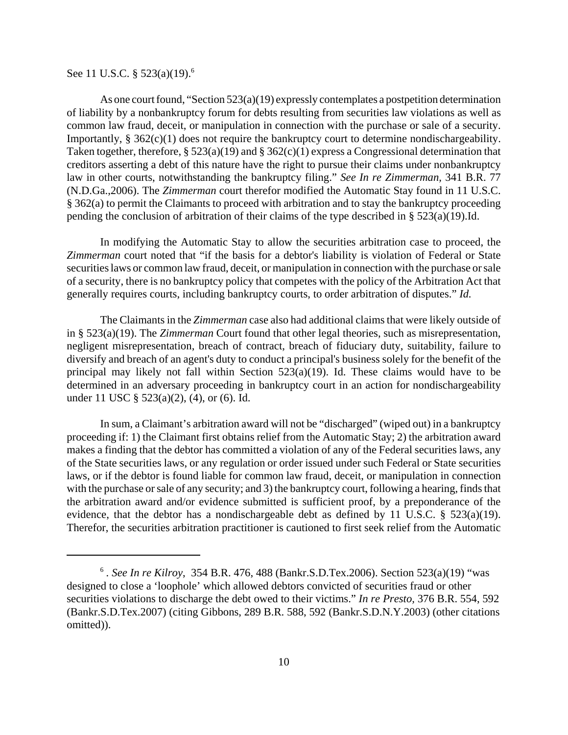See 11 U.S.C. § 523(a)(19).[6]

As one court found, "Section 523(a)(19) expressly contemplates a postpetition determination of liability by a nonbankruptcy forum for debts resulting from securities law violations as well as common law fraud, deceit, or manipulation in connection with the purchase or sale of a security. Importantly, § 362(c)(1) does not require the bankruptcy court to determine nondischargeability. Taken together, therefore, § 523(a)(19) and § 362(c)(1) express a Congressional determination that creditors asserting a debt of this nature have the right to pursue their claims under nonbankruptcy law in other courts, notwithstanding the bankruptcy filing." *See In re Zimmerman*, 341 B.R. 77 (N.D.Ga.,2006). The *Zimmerman* court therefor modified the Automatic Stay found in 11 U.S.C. § 362(a) to permit the Claimants to proceed with arbitration and to stay the bankruptcy proceeding pending the conclusion of arbitration of their claims of the type described in § 523(a)(19).Id.

In modifying the Automatic Stay to allow the securities arbitration case to proceed, the *Zimmerman* court noted that "if the basis for a debtor's liability is violation of Federal or State securities laws or common law fraud, deceit, or manipulation in connection with the purchase or sale of a security, there is no bankruptcy policy that competes with the policy of the Arbitration Act that generally requires courts, including bankruptcy courts, to order arbitration of disputes." *Id.*

The Claimants in the *Zimmerman* case also had additional claims that were likely outside of in § 523(a)(19). The *Zimmerman* Court found that other legal theories, such as misrepresentation, negligent misrepresentation, breach of contract, breach of fiduciary duty, suitability, failure to diversify and breach of an agent's duty to conduct a principal's business solely for the benefit of the principal may likely not fall within Section 523(a)(19). Id. These claims would have to be determined in an adversary proceeding in bankruptcy court in an action for nondischargeability under 11 USC § 523(a)(2), (4), or (6). Id.

In sum, a Claimant's arbitration award will not be "discharged" (wiped out) in a bankruptcy proceeding if: 1) the Claimant first obtains relief from the Automatic Stay; 2) the arbitration award makes a finding that the debtor has committed a violation of any of the Federal securities laws, any of the State securities laws, or any regulation or order issued under such Federal or State securities laws, or if the debtor is found liable for common law fraud, deceit, or manipulation in connection with the purchase or sale of any security; and 3) the bankruptcy court, following a hearing, finds that the arbitration award and/or evidence submitted is sufficient proof, by a preponderance of the evidence, that the debtor has a nondischargeable debt as defined by 11 U.S.C. § 523(a)(19). Therefor, the securities arbitration practitioner is cautioned to first seek relief from the Automatic

---

[6] . *See In re Kilroy*, 354 B.R. 476, 488 (Bankr.S.D.Tex.2006). Section 523(a)(19) "was designed to close a 'loophole' which allowed debtors convicted of securities fraud or other securities violations to discharge the debt owed to their victims." *In re Presto*, 376 B.R. 554, 592 (Bankr.S.D.Tex.2007) (citing Gibbons, 289 B.R. 588, 592 (Bankr.S.D.N.Y.2003) (other citations omitted)).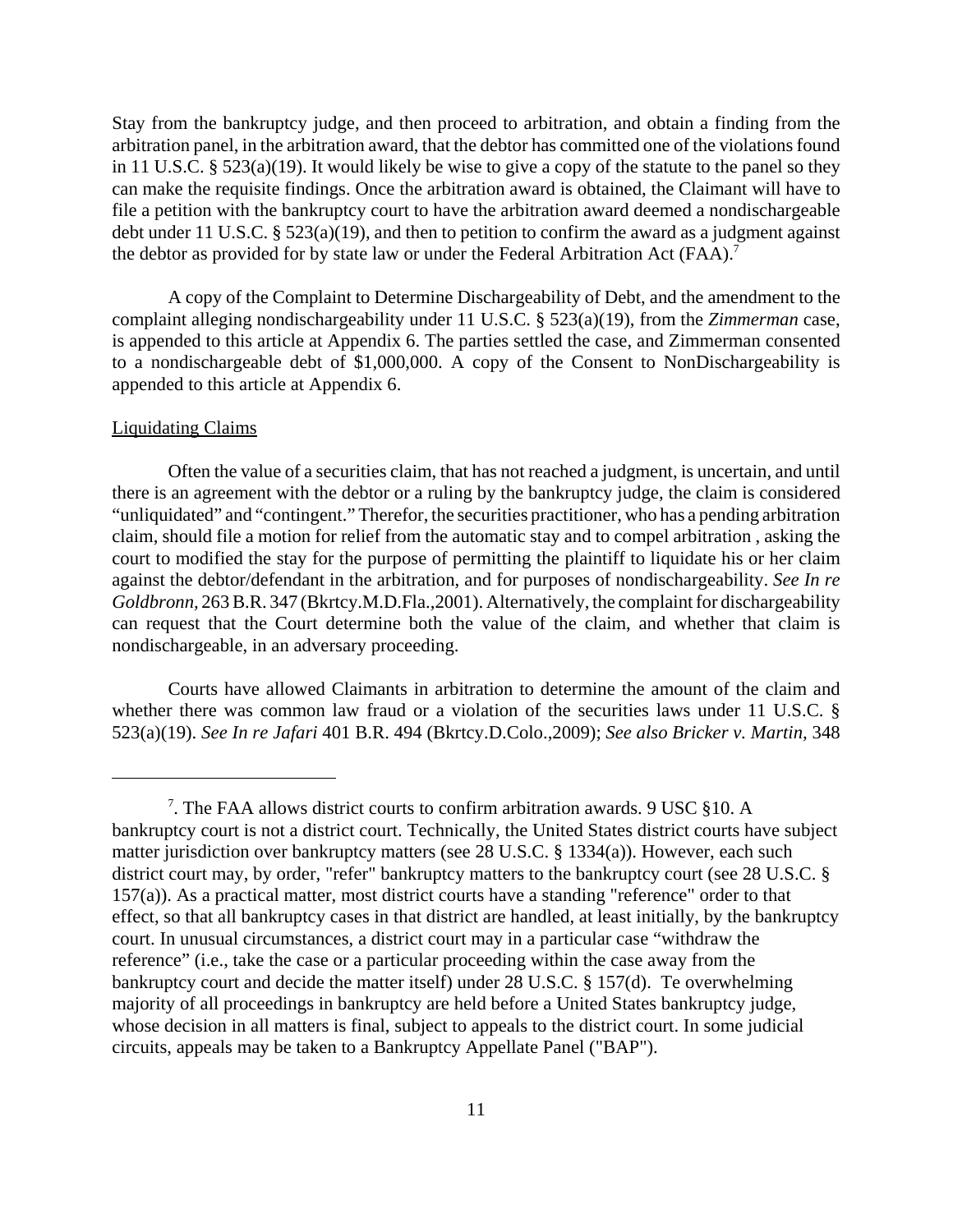Stay from the bankruptcy judge, and then proceed to arbitration, and obtain a finding from the arbitration panel, in the arbitration award, that the debtor has committed one of the violations found in 11 U.S.C. § 523(a)(19). It would likely be wise to give a copy of the statute to the panel so they can make the requisite findings. Once the arbitration award is obtained, the Claimant will have to file a petition with the bankruptcy court to have the arbitration award deemed a nondischargeable debt under 11 U.S.C. § 523(a)(19), and then to petition to confirm the award as a judgment against the debtor as provided for by state law or under the Federal Arbitration Act (FAA).[7]

A copy of the Complaint to Determine Dischargeability of Debt, and the amendment to the complaint alleging nondischargeability under 11 U.S.C. § 523(a)(19), from the *Zimmerman* case, is appended to this article at Appendix 6. The parties settled the case, and Zimmerman consented to a nondischargeable debt of $1,000,000. A copy of the Consent to NonDischargeability is appended to this article at Appendix 6.

<u>Liquidating Claims</u>

Often the value of a securities claim, that has not reached a judgment, is uncertain, and until there is an agreement with the debtor or a ruling by the bankruptcy judge, the claim is considered "unliquidated" and "contingent." Therefor, the securities practitioner, who has a pending arbitration claim, should file a motion for relief from the automatic stay and to compel arbitration , asking the court to modified the stay for the purpose of permitting the plaintiff to liquidate his or her claim against the debtor/defendant in the arbitration, and for purposes of nondischargeability. *See In re Goldbronn*, 263 B.R. 347 (Bkrtcy.M.D.Fla.,2001). Alternatively, the complaint for dischargeability can request that the Court determine both the value of the claim, and whether that claim is nondischargeable, in an adversary proceeding.

Courts have allowed Claimants in arbitration to determine the amount of the claim and whether there was common law fraud or a violation of the securities laws under 11 U.S.C. § 523(a)(19). *See In re Jafari* 401 B.R. 494 (Bkrtcy.D.Colo.,2009); *See also Bricker v. Martin*, 348

---

[7]. The FAA allows district courts to confirm arbitration awards. 9 USC §10. A bankruptcy court is not a district court. Technically, the United States district courts have subject matter jurisdiction over bankruptcy matters (see 28 U.S.C. § 1334(a)). However, each such district court may, by order, "refer" bankruptcy matters to the bankruptcy court (see 28 U.S.C. § 157(a)). As a practical matter, most district courts have a standing "reference" order to that effect, so that all bankruptcy cases in that district are handled, at least initially, by the bankruptcy court. In unusual circumstances, a district court may in a particular case "withdraw the reference" (i.e., take the case or a particular proceeding within the case away from the bankruptcy court and decide the matter itself) under 28 U.S.C. § 157(d). Te overwhelming majority of all proceedings in bankruptcy are held before a United States bankruptcy judge, whose decision in all matters is final, subject to appeals to the district court. In some judicial circuits, appeals may be taken to a Bankruptcy Appellate Panel ("BAP").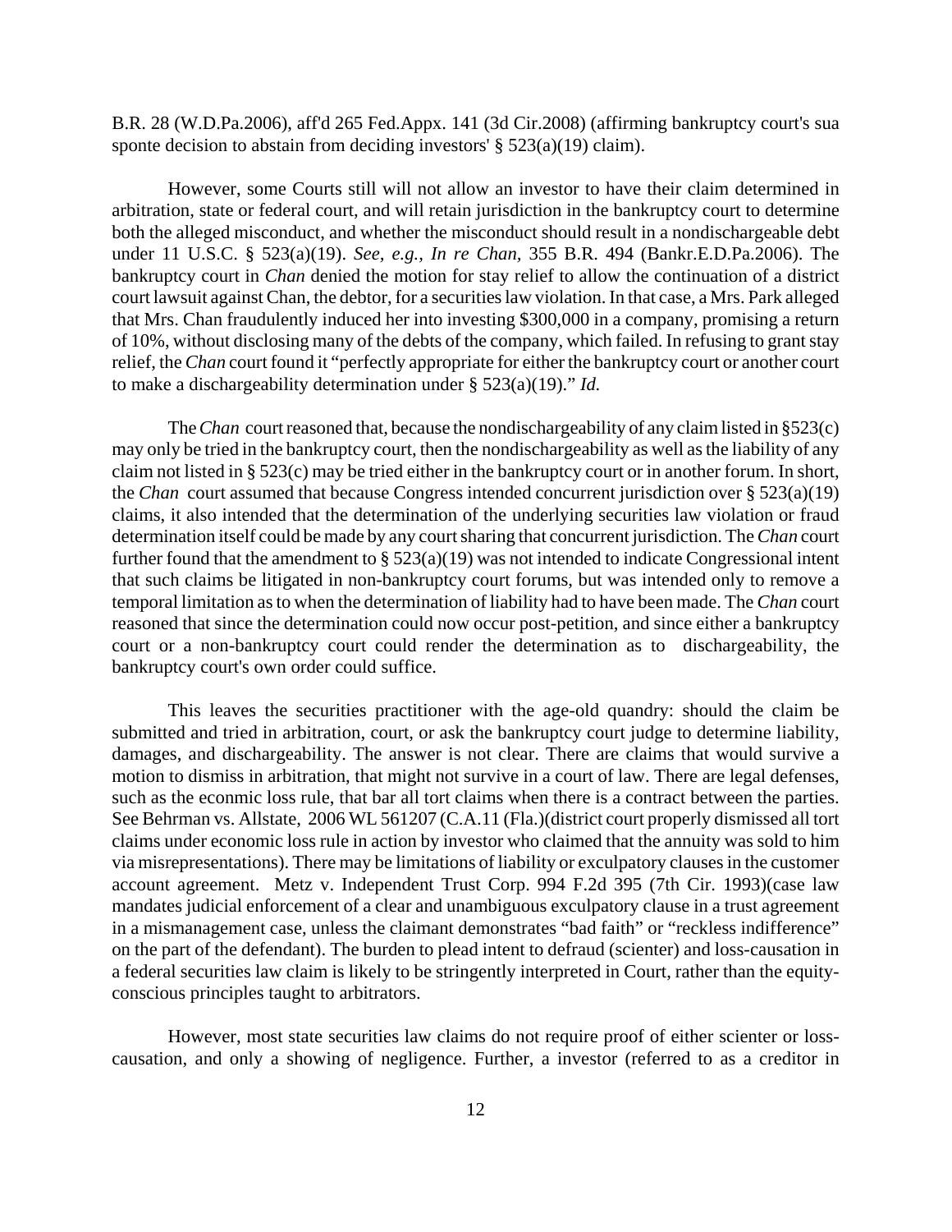B.R. 28 (W.D.Pa.2006), aff'd 265 Fed.Appx. 141 (3d Cir.2008) (affirming bankruptcy court's sua sponte decision to abstain from deciding investors' § 523(a)(19) claim).

However, some Courts still will not allow an investor to have their claim determined in arbitration, state or federal court, and will retain jurisdiction in the bankruptcy court to determine both the alleged misconduct, and whether the misconduct should result in a nondischargeable debt under 11 U.S.C. § 523(a)(19). *See, e.g., In re Chan,* 355 B.R. 494 (Bankr.E.D.Pa.2006). The bankruptcy court in *Chan* denied the motion for stay relief to allow the continuation of a district court lawsuit against Chan, the debtor, for a securities law violation. In that case, a Mrs. Park alleged that Mrs. Chan fraudulently induced her into investing $300,000 in a company, promising a return of 10%, without disclosing many of the debts of the company, which failed. In refusing to grant stay relief, the *Chan* court found it "perfectly appropriate for either the bankruptcy court or another court to make a dischargeability determination under § 523(a)(19)." *Id.*

The *Chan* court reasoned that, because the nondischargeability of any claim listed in §523(c) may only be tried in the bankruptcy court, then the nondischargeability as well as the liability of any claim not listed in § 523(c) may be tried either in the bankruptcy court or in another forum. In short, the *Chan* court assumed that because Congress intended concurrent jurisdiction over § 523(a)(19) claims, it also intended that the determination of the underlying securities law violation or fraud determination itself could be made by any court sharing that concurrent jurisdiction. The *Chan* court further found that the amendment to § 523(a)(19) was not intended to indicate Congressional intent that such claims be litigated in non-bankruptcy court forums, but was intended only to remove a temporal limitation as to when the determination of liability had to have been made. The *Chan* court reasoned that since the determination could now occur post-petition, and since either a bankruptcy court or a non-bankruptcy court could render the determination as to dischargeability, the bankruptcy court's own order could suffice.

This leaves the securities practitioner with the age-old quandry: should the claim be submitted and tried in arbitration, court, or ask the bankruptcy court judge to determine liability, damages, and dischargeability. The answer is not clear. There are claims that would survive a motion to dismiss in arbitration, that might not survive in a court of law. There are legal defenses, such as the econmic loss rule, that bar all tort claims when there is a contract between the parties. See Behrman vs. Allstate, 2006 WL 561207 (C.A.11 (Fla.)(district court properly dismissed all tort claims under economic loss rule in action by investor who claimed that the annuity was sold to him via misrepresentations). There may be limitations of liability or exculpatory clauses in the customer account agreement. Metz v. Independent Trust Corp. 994 F.2d 395 (7th Cir. 1993)(case law mandates judicial enforcement of a clear and unambiguous exculpatory clause in a trust agreement in a mismanagement case, unless the claimant demonstrates "bad faith" or "reckless indifference" on the part of the defendant). The burden to plead intent to defraud (scienter) and loss-causation in a federal securities law claim is likely to be stringently interpreted in Court, rather than the equity-conscious principles taught to arbitrators.

However, most state securities law claims do not require proof of either scienter or loss-causation, and only a showing of negligence. Further, a investor (referred to as a creditor in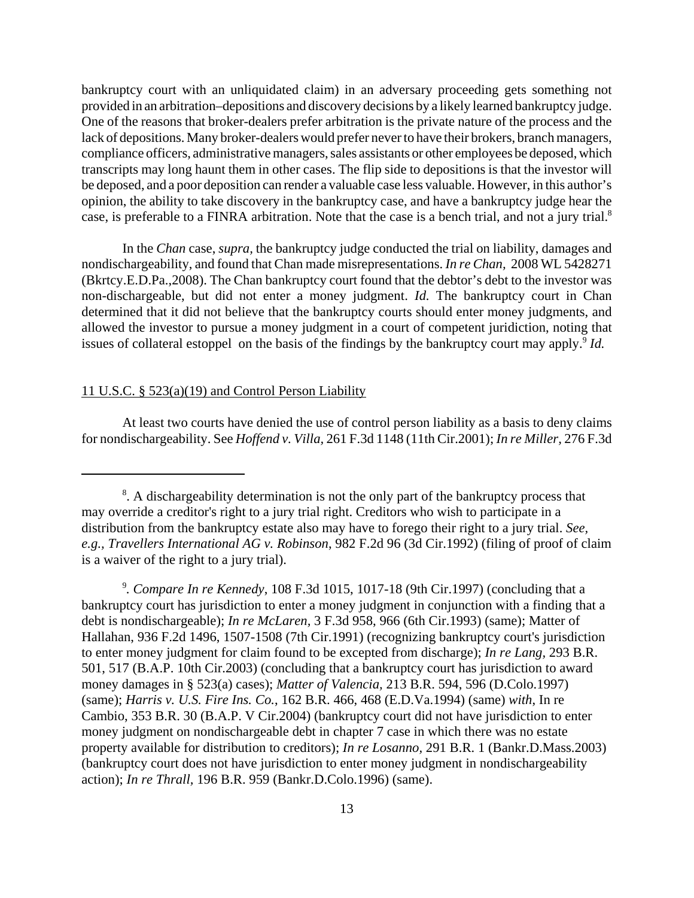bankruptcy court with an unliquidated claim) in an adversary proceeding gets something not provided in an arbitration–depositions and discovery decisions by a likely learned bankruptcy judge. One of the reasons that broker-dealers prefer arbitration is the private nature of the process and the lack of depositions. Many broker-dealers would prefer never to have their brokers, branch managers, compliance officers, administrative managers, sales assistants or other employees be deposed, which transcripts may long haunt them in other cases. The flip side to depositions is that the investor will be deposed, and a poor deposition can render a valuable case less valuable. However, in this author's opinion, the ability to take discovery in the bankruptcy case, and have a bankruptcy judge hear the case, is preferable to a FINRA arbitration. Note that the case is a bench trial, and not a jury trial.[8]

In the *Chan* case, *supra*, the bankruptcy judge conducted the trial on liability, damages and nondischargeability, and found that Chan made misrepresentations. *In re Chan,* 2008 WL 5428271 (Bkrtcy.E.D.Pa.,2008). The Chan bankruptcy court found that the debtor's debt to the investor was non-dischargeable, but did not enter a money judgment. *Id.* The bankruptcy court in Chan determined that it did not believe that the bankruptcy courts should enter money judgments, and allowed the investor to pursue a money judgment in a court of competent juridiction, noting that issues of collateral estoppel on the basis of the findings by the bankruptcy court may apply.[9] *Id.*

11 U.S.C. § 523(a)(19) and Control Person Liability

At least two courts have denied the use of control person liability as a basis to deny claims for nondischargeability. See *Hoffend v. Villa*, 261 F.3d 1148 (11th Cir.2001); *In re Miller*, 276 F.3d

---

[8]. A dischargeability determination is not the only part of the bankruptcy process that may override a creditor's right to a jury trial right. Creditors who wish to participate in a distribution from the bankruptcy estate also may have to forego their right to a jury trial. *See, e.g., Travellers International AG v. Robinson*, 982 F.2d 96 (3d Cir.1992) (filing of proof of claim is a waiver of the right to a jury trial).

[9]. *Compare In re Kennedy*, 108 F.3d 1015, 1017-18 (9th Cir.1997) (concluding that a bankruptcy court has jurisdiction to enter a money judgment in conjunction with a finding that a debt is nondischargeable); *In re McLaren*, 3 F.3d 958, 966 (6th Cir.1993) (same); Matter of Hallahan, 936 F.2d 1496, 1507-1508 (7th Cir.1991) (recognizing bankruptcy court's jurisdiction to enter money judgment for claim found to be excepted from discharge); *In re Lang*, 293 B.R. 501, 517 (B.A.P. 10th Cir.2003) (concluding that a bankruptcy court has jurisdiction to award money damages in § 523(a) cases); *Matter of Valencia*, 213 B.R. 594, 596 (D.Colo.1997) (same); *Harris v. U.S. Fire Ins. Co.*, 162 B.R. 466, 468 (E.D.Va.1994) (same) *with*, In re Cambio, 353 B.R. 30 (B.A.P. V Cir.2004) (bankruptcy court did not have jurisdiction to enter money judgment on nondischargeable debt in chapter 7 case in which there was no estate property available for distribution to creditors); *In re Losanno*, 291 B.R. 1 (Bankr.D.Mass.2003) (bankruptcy court does not have jurisdiction to enter money judgment in nondischargeability action); *In re Thrall*, 196 B.R. 959 (Bankr.D.Colo.1996) (same).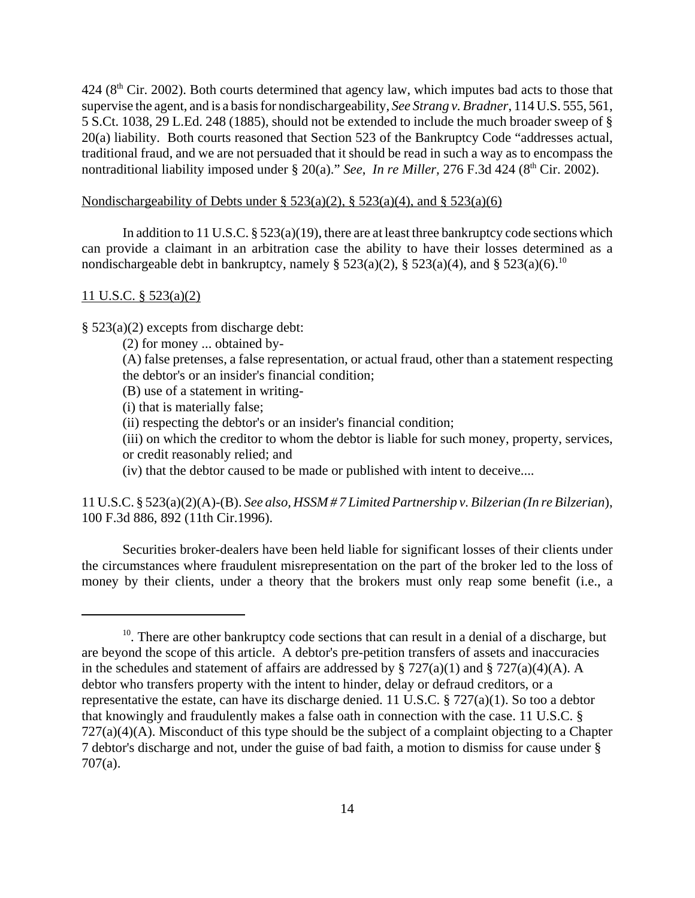424 (8th Cir. 2002). Both courts determined that agency law, which imputes bad acts to those that supervise the agent, and is a basis for nondischargeability, *See Strang v. Bradner*, 114 U.S. 555, 561, 5 S.Ct. 1038, 29 L.Ed. 248 (1885), should not be extended to include the much broader sweep of § 20(a) liability. Both courts reasoned that Section 523 of the Bankruptcy Code "addresses actual, traditional fraud, and we are not persuaded that it should be read in such a way as to encompass the nontraditional liability imposed under § 20(a)." *See*, *In re Miller*, 276 F.3d 424 (8th Cir. 2002).

Nondischargeability of Debts under § 523(a)(2), § 523(a)(4), and § 523(a)(6)

In addition to 11 U.S.C. § 523(a)(19), there are at least three bankruptcy code sections which can provide a claimant in an arbitration case the ability to have their losses determined as a nondischargeable debt in bankruptcy, namely § 523(a)(2), § 523(a)(4), and § 523(a)(6).[10]

11 U.S.C. § 523(a)(2)

§ 523(a)(2) excepts from discharge debt:

> (2) for money ... obtained by-
>
> (A) false pretenses, a false representation, or actual fraud, other than a statement respecting the debtor's or an insider's financial condition;
>
> (B) use of a statement in writing-
>
> (i) that is materially false;
>
> (ii) respecting the debtor's or an insider's financial condition;
>
> (iii) on which the creditor to whom the debtor is liable for such money, property, services, or credit reasonably relied; and
>
> (iv) that the debtor caused to be made or published with intent to deceive....

11 U.S.C. § 523(a)(2)(A)-(B). *See also, HSSM # 7 Limited Partnership v. Bilzerian (In re Bilzerian*), 100 F.3d 886, 892 (11th Cir.1996).

Securities broker-dealers have been held liable for significant losses of their clients under the circumstances where fraudulent misrepresentation on the part of the broker led to the loss of money by their clients, under a theory that the brokers must only reap some benefit (i.e., a

---

[10]. There are other bankruptcy code sections that can result in a denial of a discharge, but are beyond the scope of this article. A debtor's pre-petition transfers of assets and inaccuracies in the schedules and statement of affairs are addressed by § 727(a)(1) and § 727(a)(4)(A). A debtor who transfers property with the intent to hinder, delay or defraud creditors, or a representative the estate, can have its discharge denied. 11 U.S.C. § 727(a)(1). So too a debtor that knowingly and fraudulently makes a false oath in connection with the case. 11 U.S.C. § 727(a)(4)(A). Misconduct of this type should be the subject of a complaint objecting to a Chapter 7 debtor's discharge and not, under the guise of bad faith, a motion to dismiss for cause under § 707(a).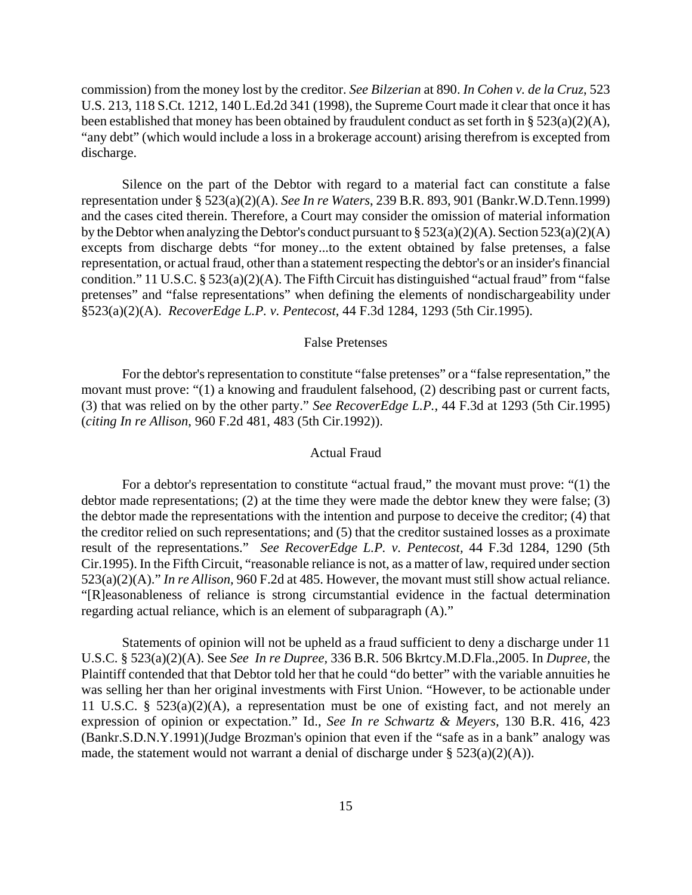commission) from the money lost by the creditor. *See Bilzerian* at 890. *In Cohen v. de la Cruz*, 523 U.S. 213, 118 S.Ct. 1212, 140 L.Ed.2d 341 (1998), the Supreme Court made it clear that once it has been established that money has been obtained by fraudulent conduct as set forth in § 523(a)(2)(A), "any debt" (which would include a loss in a brokerage account) arising therefrom is excepted from discharge.

Silence on the part of the Debtor with regard to a material fact can constitute a false representation under § 523(a)(2)(A). *See In re Waters*, 239 B.R. 893, 901 (Bankr.W.D.Tenn.1999) and the cases cited therein. Therefore, a Court may consider the omission of material information by the Debtor when analyzing the Debtor's conduct pursuant to § 523(a)(2)(A). Section 523(a)(2)(A) excepts from discharge debts "for money...to the extent obtained by false pretenses, a false representation, or actual fraud, other than a statement respecting the debtor's or an insider's financial condition." 11 U.S.C. § 523(a)(2)(A). The Fifth Circuit has distinguished "actual fraud" from "false pretenses" and "false representations" when defining the elements of nondischargeability under §523(a)(2)(A). *RecoverEdge L.P. v. Pentecost*, 44 F.3d 1284, 1293 (5th Cir.1995).

## False Pretenses

For the debtor's representation to constitute "false pretenses" or a "false representation," the movant must prove: "(1) a knowing and fraudulent falsehood, (2) describing past or current facts, (3) that was relied on by the other party." *See RecoverEdge L.P.*, 44 F.3d at 1293 (5th Cir.1995) (*citing In re Allison*, 960 F.2d 481, 483 (5th Cir.1992)).

## Actual Fraud

For a debtor's representation to constitute "actual fraud," the movant must prove: "(1) the debtor made representations; (2) at the time they were made the debtor knew they were false; (3) the debtor made the representations with the intention and purpose to deceive the creditor; (4) that the creditor relied on such representations; and (5) that the creditor sustained losses as a proximate result of the representations." *See RecoverEdge L.P. v. Pentecost*, 44 F.3d 1284, 1290 (5th Cir.1995). In the Fifth Circuit, "reasonable reliance is not, as a matter of law, required under section 523(a)(2)(A)." *In re Allison*, 960 F.2d at 485. However, the movant must still show actual reliance. "[R]easonableness of reliance is strong circumstantial evidence in the factual determination regarding actual reliance, which is an element of subparagraph (A)."

Statements of opinion will not be upheld as a fraud sufficient to deny a discharge under 11 U.S.C. § 523(a)(2)(A). See *See In re Dupree*, 336 B.R. 506 Bkrtcy.M.D.Fla.,2005. In *Dupree*, the Plaintiff contended that that Debtor told her that he could "do better" with the variable annuities he was selling her than her original investments with First Union. "However, to be actionable under 11 U.S.C. § 523(a)(2)(A), a representation must be one of existing fact, and not merely an expression of opinion or expectation." Id., *See In re Schwartz & Meyers*, 130 B.R. 416, 423 (Bankr.S.D.N.Y.1991)(Judge Brozman's opinion that even if the "safe as in a bank" analogy was made, the statement would not warrant a denial of discharge under § 523(a)(2)(A)).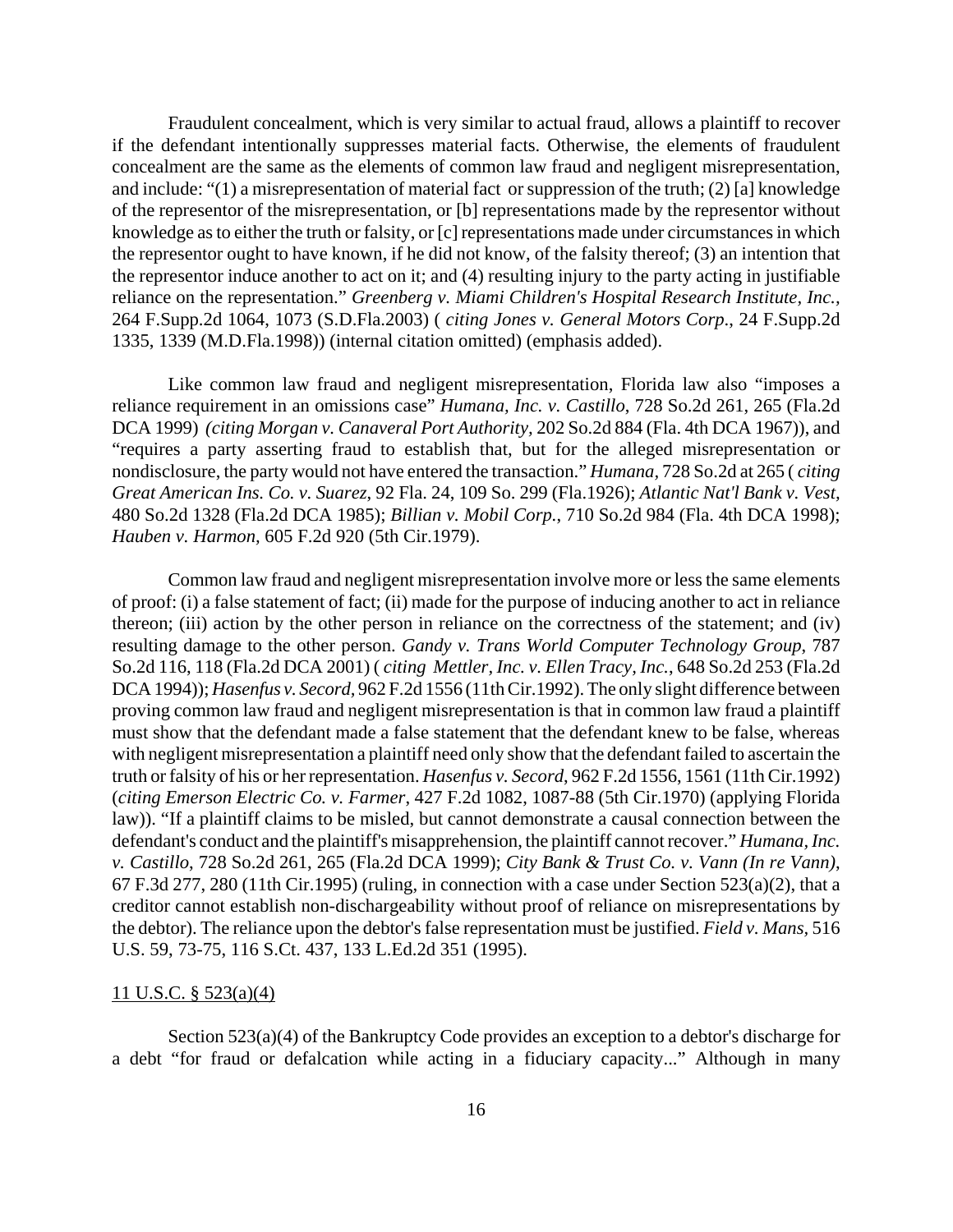Fraudulent concealment, which is very similar to actual fraud, allows a plaintiff to recover if the defendant intentionally suppresses material facts. Otherwise, the elements of fraudulent concealment are the same as the elements of common law fraud and negligent misrepresentation, and include: "(1) a misrepresentation of material fact or suppression of the truth; (2) [a] knowledge of the representor of the misrepresentation, or [b] representations made by the representor without knowledge as to either the truth or falsity, or [c] representations made under circumstances in which the representor ought to have known, if he did not know, of the falsity thereof; (3) an intention that the representor induce another to act on it; and (4) resulting injury to the party acting in justifiable reliance on the representation." *Greenberg v. Miami Children's Hospital Research Institute, Inc.*, 264 F.Supp.2d 1064, 1073 (S.D.Fla.2003) ( *citing Jones v. General Motors Corp*., 24 F.Supp.2d 1335, 1339 (M.D.Fla.1998)) (internal citation omitted) (emphasis added).

Like common law fraud and negligent misrepresentation, Florida law also "imposes a reliance requirement in an omissions case" *Humana, Inc. v. Castillo*, 728 So.2d 261, 265 (Fla.2d DCA 1999) *(citing Morgan v. Canaveral Port Authority*, 202 So.2d 884 (Fla. 4th DCA 1967)), and "requires a party asserting fraud to establish that, but for the alleged misrepresentation or nondisclosure, the party would not have entered the transaction." *Humana*, 728 So.2d at 265 ( *citing Great American Ins. Co. v. Suarez*, 92 Fla. 24, 109 So. 299 (Fla.1926); *Atlantic Nat'l Bank v. Vest*, 480 So.2d 1328 (Fla.2d DCA 1985); *Billian v. Mobil Corp.*, 710 So.2d 984 (Fla. 4th DCA 1998); *Hauben v. Harmon*, 605 F.2d 920 (5th Cir.1979).

Common law fraud and negligent misrepresentation involve more or less the same elements of proof: (i) a false statement of fact; (ii) made for the purpose of inducing another to act in reliance thereon; (iii) action by the other person in reliance on the correctness of the statement; and (iv) resulting damage to the other person. *Gandy v. Trans World Computer Technology Group*, 787 So.2d 116, 118 (Fla.2d DCA 2001) ( *citing Mettler, Inc. v. Ellen Tracy, Inc.*, 648 So.2d 253 (Fla.2d DCA 1994)); *Hasenfus v. Secord*, 962 F.2d 1556 (11th Cir.1992). The only slight difference between proving common law fraud and negligent misrepresentation is that in common law fraud a plaintiff must show that the defendant made a false statement that the defendant knew to be false, whereas with negligent misrepresentation a plaintiff need only show that the defendant failed to ascertain the truth or falsity of his or her representation. *Hasenfus v. Secord*, 962 F.2d 1556, 1561 (11th Cir.1992) (*citing Emerson Electric Co. v. Farmer*, 427 F.2d 1082, 1087-88 (5th Cir.1970) (applying Florida law)). "If a plaintiff claims to be misled, but cannot demonstrate a causal connection between the defendant's conduct and the plaintiff's misapprehension, the plaintiff cannot recover." *Humana, Inc. v. Castillo*, 728 So.2d 261, 265 (Fla.2d DCA 1999); *City Bank & Trust Co. v. Vann (In re Vann)*, 67 F.3d 277, 280 (11th Cir.1995) (ruling, in connection with a case under Section 523(a)(2), that a creditor cannot establish non-dischargeability without proof of reliance on misrepresentations by the debtor). The reliance upon the debtor's false representation must be justified. *Field v. Mans*, 516 U.S. 59, 73-75, 116 S.Ct. 437, 133 L.Ed.2d 351 (1995).

<u>11 U.S.C. § 523(a)(4)</u>

Section 523(a)(4) of the Bankruptcy Code provides an exception to a debtor's discharge for a debt "for fraud or defalcation while acting in a fiduciary capacity..." Although in many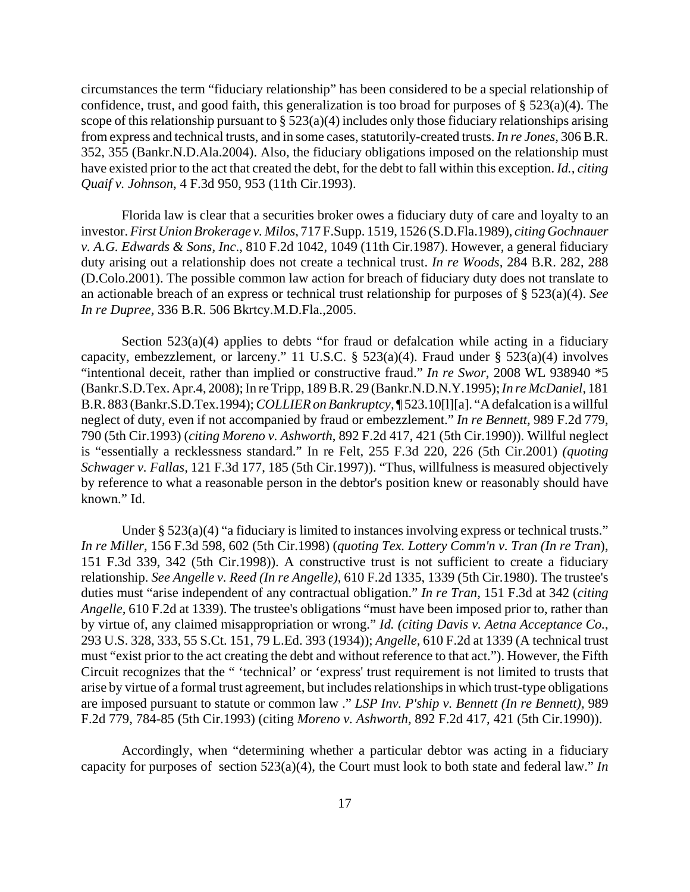circumstances the term "fiduciary relationship" has been considered to be a special relationship of confidence, trust, and good faith, this generalization is too broad for purposes of § 523(a)(4). The scope of this relationship pursuant to § 523(a)(4) includes only those fiduciary relationships arising from express and technical trusts, and in some cases, statutorily-created trusts. *In re Jones*, 306 B.R. 352, 355 (Bankr.N.D.Ala.2004). Also, the fiduciary obligations imposed on the relationship must have existed prior to the act that created the debt, for the debt to fall within this exception. *Id., citing Quaif v. Johnson*, 4 F.3d 950, 953 (11th Cir.1993).

Florida law is clear that a securities broker owes a fiduciary duty of care and loyalty to an investor. *First Union Brokerage v. Milos*, 717 F.Supp. 1519, 1526 (S.D.Fla.1989), *citing Gochnauer v. A.G. Edwards & Sons, Inc*., 810 F.2d 1042, 1049 (11th Cir.1987). However, a general fiduciary duty arising out a relationship does not create a technical trust. *In re Woods*, 284 B.R. 282, 288 (D.Colo.2001). The possible common law action for breach of fiduciary duty does not translate to an actionable breach of an express or technical trust relationship for purposes of § 523(a)(4). *See In re Dupree*, 336 B.R. 506 Bkrtcy.M.D.Fla.,2005.

Section 523(a)(4) applies to debts "for fraud or defalcation while acting in a fiduciary capacity, embezzlement, or larceny." 11 U.S.C. § 523(a)(4). Fraud under § 523(a)(4) involves "intentional deceit, rather than implied or constructive fraud." *In re Swor*, 2008 WL 938940 *5 (Bankr.S.D.Tex. Apr.4, 2008); In re Tripp, 189 B.R. 29 (Bankr.N.D.N.Y.1995); *In re McDaniel*, 181 B.R. 883 (Bankr.S.D.Tex.1994); *COLLIER on Bankruptcy*, ¶ 523.10[l][a]. "A defalcation is a willful neglect of duty, even if not accompanied by fraud or embezzlement." *In re Bennett*, 989 F.2d 779, 790 (5th Cir.1993) (*citing Moreno v. Ashworth*, 892 F.2d 417, 421 (5th Cir.1990)). Willful neglect is "essentially a recklessness standard." In re Felt, 255 F.3d 220, 226 (5th Cir.2001) *(quoting Schwager v. Fallas*, 121 F.3d 177, 185 (5th Cir.1997)). "Thus, willfulness is measured objectively by reference to what a reasonable person in the debtor's position knew or reasonably should have known." Id.

Under § 523(a)(4) "a fiduciary is limited to instances involving express or technical trusts." *In re Miller*, 156 F.3d 598, 602 (5th Cir.1998) (*quoting Tex. Lottery Comm'n v. Tran (In re Tran*), 151 F.3d 339, 342 (5th Cir.1998)). A constructive trust is not sufficient to create a fiduciary relationship. *See Angelle v. Reed (In re Angelle)*, 610 F.2d 1335, 1339 (5th Cir.1980). The trustee's duties must "arise independent of any contractual obligation." *In re Tran*, 151 F.3d at 342 (*citing Angelle*, 610 F.2d at 1339). The trustee's obligations "must have been imposed prior to, rather than by virtue of, any claimed misappropriation or wrong." *Id. (citing Davis v. Aetna Acceptance Co.*, 293 U.S. 328, 333, 55 S.Ct. 151, 79 L.Ed. 393 (1934)); *Angelle*, 610 F.2d at 1339 (A technical trust must "exist prior to the act creating the debt and without reference to that act."). However, the Fifth Circuit recognizes that the " 'technical' or 'express' trust requirement is not limited to trusts that arise by virtue of a formal trust agreement, but includes relationships in which trust-type obligations are imposed pursuant to statute or common law ." *LSP Inv. P'ship v. Bennett (In re Bennett)*, 989 F.2d 779, 784-85 (5th Cir.1993) (citing *Moreno v. Ashworth*, 892 F.2d 417, 421 (5th Cir.1990)).

Accordingly, when "determining whether a particular debtor was acting in a fiduciary capacity for purposes of section 523(a)(4), the Court must look to both state and federal law." *In*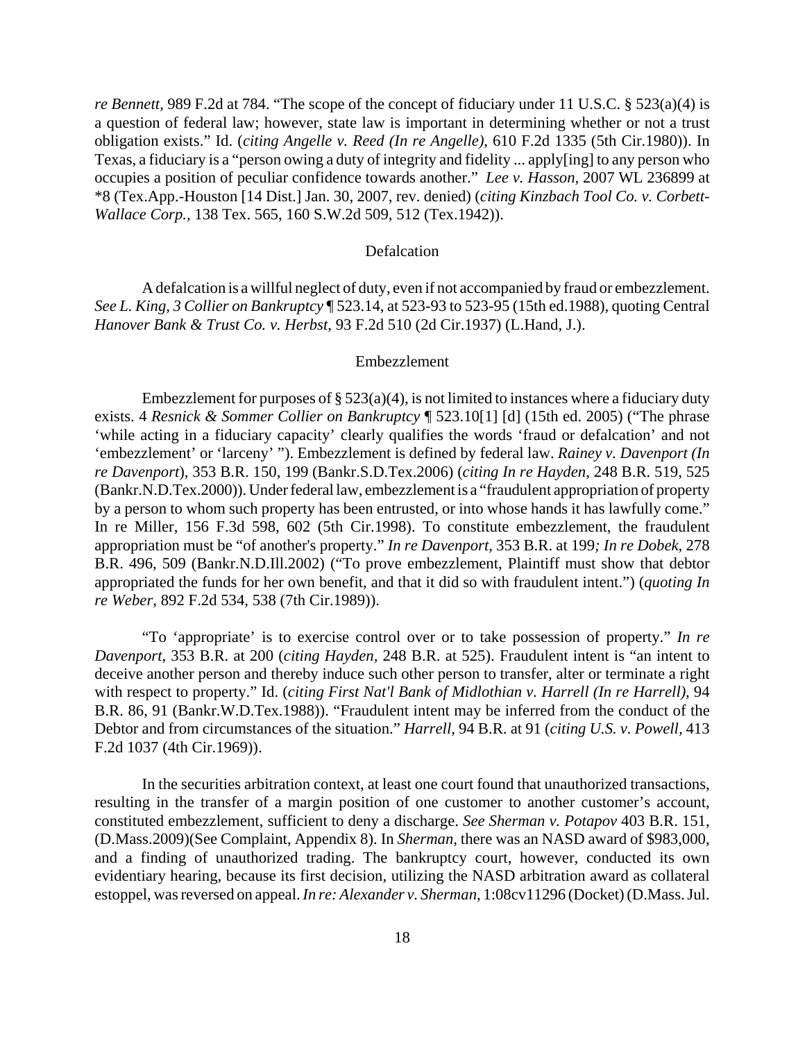*re Bennett,* 989 F.2d at 784. "The scope of the concept of fiduciary under 11 U.S.C. § 523(a)(4) is a question of federal law; however, state law is important in determining whether or not a trust obligation exists." Id. (*citing Angelle v. Reed (In re Angelle)*, 610 F.2d 1335 (5th Cir.1980)). In Texas, a fiduciary is a "person owing a duty of integrity and fidelity ... apply[ing] to any person who occupies a position of peculiar confidence towards another." *Lee v. Hasson*, 2007 WL 236899 at *8 (Tex.App.-Houston [14 Dist.] Jan. 30, 2007, rev. denied) (*citing Kinzbach Tool Co. v. Corbett-Wallace Corp.*, 138 Tex. 565, 160 S.W.2d 509, 512 (Tex.1942)).

## Defalcation

A defalcation is a willful neglect of duty, even if not accompanied by fraud or embezzlement. *See L. King, 3 Collier on Bankruptcy* ¶ 523.14, at 523-93 to 523-95 (15th ed.1988), quoting Central *Hanover Bank & Trust Co. v. Herbst*, 93 F.2d 510 (2d Cir.1937) (L.Hand, J.).

## Embezzlement

Embezzlement for purposes of § 523(a)(4), is not limited to instances where a fiduciary duty exists. 4 *Resnick & Sommer Collier on Bankruptcy* ¶ 523.10[1] [d] (15th ed. 2005) ("The phrase 'while acting in a fiduciary capacity' clearly qualifies the words 'fraud or defalcation' and not 'embezzlement' or 'larceny' "). Embezzlement is defined by federal law. *Rainey v. Davenport (In re Davenport*), 353 B.R. 150, 199 (Bankr.S.D.Tex.2006) (*citing In re Hayden*, 248 B.R. 519, 525 (Bankr.N.D.Tex.2000)). Under federal law, embezzlement is a "fraudulent appropriation of property by a person to whom such property has been entrusted, or into whose hands it has lawfully come." In re Miller, 156 F.3d 598, 602 (5th Cir.1998). To constitute embezzlement, the fraudulent appropriation must be "of another's property." *In re Davenport,* 353 B.R. at 199*; In re Dobek,* 278 B.R. 496, 509 (Bankr.N.D.Ill.2002) ("To prove embezzlement, Plaintiff must show that debtor appropriated the funds for her own benefit, and that it did so with fraudulent intent.") (*quoting In re Weber,* 892 F.2d 534, 538 (7th Cir.1989)).

"To 'appropriate' is to exercise control over or to take possession of property." *In re Davenport*, 353 B.R. at 200 (*citing Hayden,* 248 B.R. at 525). Fraudulent intent is "an intent to deceive another person and thereby induce such other person to transfer, alter or terminate a right with respect to property." Id. (*citing First Nat'l Bank of Midlothian v. Harrell (In re Harrell),* 94 B.R. 86, 91 (Bankr.W.D.Tex.1988)). "Fraudulent intent may be inferred from the conduct of the Debtor and from circumstances of the situation." *Harrell*, 94 B.R. at 91 (*citing U.S. v. Powell,* 413 F.2d 1037 (4th Cir.1969)).

In the securities arbitration context, at least one court found that unauthorized transactions, resulting in the transfer of a margin position of one customer to another customer's account, constituted embezzlement, sufficient to deny a discharge. *See Sherman v. Potapov* 403 B.R. 151, (D.Mass.2009)(See Complaint, Appendix 8). In *Sherman*, there was an NASD award of $983,000, and a finding of unauthorized trading. The bankruptcy court, however, conducted its own evidentiary hearing, because its first decision, utilizing the NASD arbitration award as collateral estoppel, was reversed on appeal. *In re: Alexander v. Sherman*, 1:08cv11296 (Docket) (D.Mass. Jul.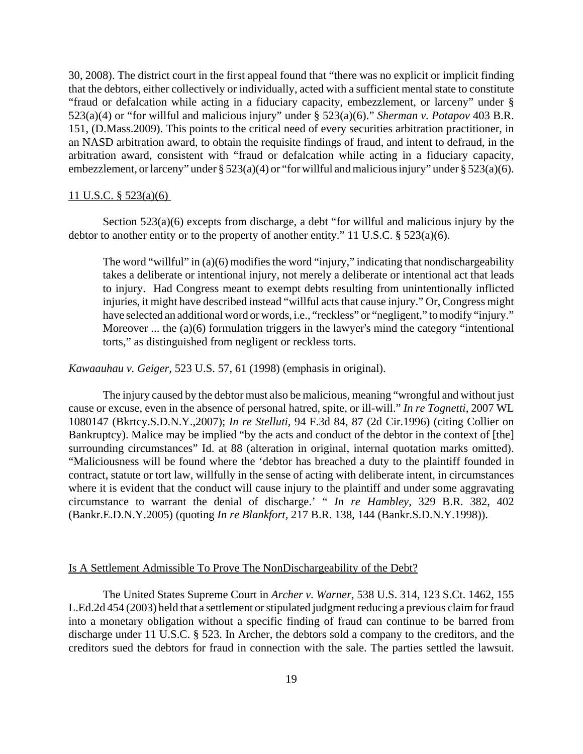30, 2008). The district court in the first appeal found that "there was no explicit or implicit finding that the debtors, either collectively or individually, acted with a sufficient mental state to constitute "fraud or defalcation while acting in a fiduciary capacity, embezzlement, or larceny" under § 523(a)(4) or "for willful and malicious injury" under § 523(a)(6)." *Sherman v. Potapov* 403 B.R. 151, (D.Mass.2009). This points to the critical need of every securities arbitration practitioner, in an NASD arbitration award, to obtain the requisite findings of fraud, and intent to defraud, in the arbitration award, consistent with "fraud or defalcation while acting in a fiduciary capacity, embezzlement, or larceny" under § 523(a)(4) or "for willful and malicious injury" under § 523(a)(6).

<u>11 U.S.C. § 523(a)(6)</u>

Section 523(a)(6) excepts from discharge, a debt "for willful and malicious injury by the debtor to another entity or to the property of another entity." 11 U.S.C. § 523(a)(6).

> The word "willful" in (a)(6) modifies the word "injury," indicating that nondischargeability takes a deliberate or intentional injury, not merely a deliberate or intentional act that leads to injury. Had Congress meant to exempt debts resulting from unintentionally inflicted injuries, it might have described instead "willful acts that cause injury." Or, Congress might have selected an additional word or words, i.e., "reckless" or "negligent," to modify "injury." Moreover ... the (a)(6) formulation triggers in the lawyer's mind the category "intentional torts," as distinguished from negligent or reckless torts.

*Kawaauhau v. Geiger*, 523 U.S. 57, 61 (1998) (emphasis in original).

The injury caused by the debtor must also be malicious, meaning "wrongful and without just cause or excuse, even in the absence of personal hatred, spite, or ill-will." *In re Tognetti*, 2007 WL 1080147 (Bkrtcy.S.D.N.Y.,2007); *In re Stelluti*, 94 F.3d 84, 87 (2d Cir.1996) (citing Collier on Bankruptcy). Malice may be implied "by the acts and conduct of the debtor in the context of [the] surrounding circumstances" Id. at 88 (alteration in original, internal quotation marks omitted). "Maliciousness will be found where the 'debtor has breached a duty to the plaintiff founded in contract, statute or tort law, willfully in the sense of acting with deliberate intent, in circumstances where it is evident that the conduct will cause injury to the plaintiff and under some aggravating circumstance to warrant the denial of discharge.' " *In re Hambley*, 329 B.R. 382, 402 (Bankr.E.D.N.Y.2005) (quoting *In re Blankfort*, 217 B.R. 138, 144 (Bankr.S.D.N.Y.1998)).

<u>Is A Settlement Admissible To Prove The NonDischargeability of the Debt?</u>

The United States Supreme Court in *Archer v. Warner*, 538 U.S. 314, 123 S.Ct. 1462, 155 L.Ed.2d 454 (2003) held that a settlement or stipulated judgment reducing a previous claim for fraud into a monetary obligation without a specific finding of fraud can continue to be barred from discharge under 11 U.S.C. § 523. In Archer, the debtors sold a company to the creditors, and the creditors sued the debtors for fraud in connection with the sale. The parties settled the lawsuit.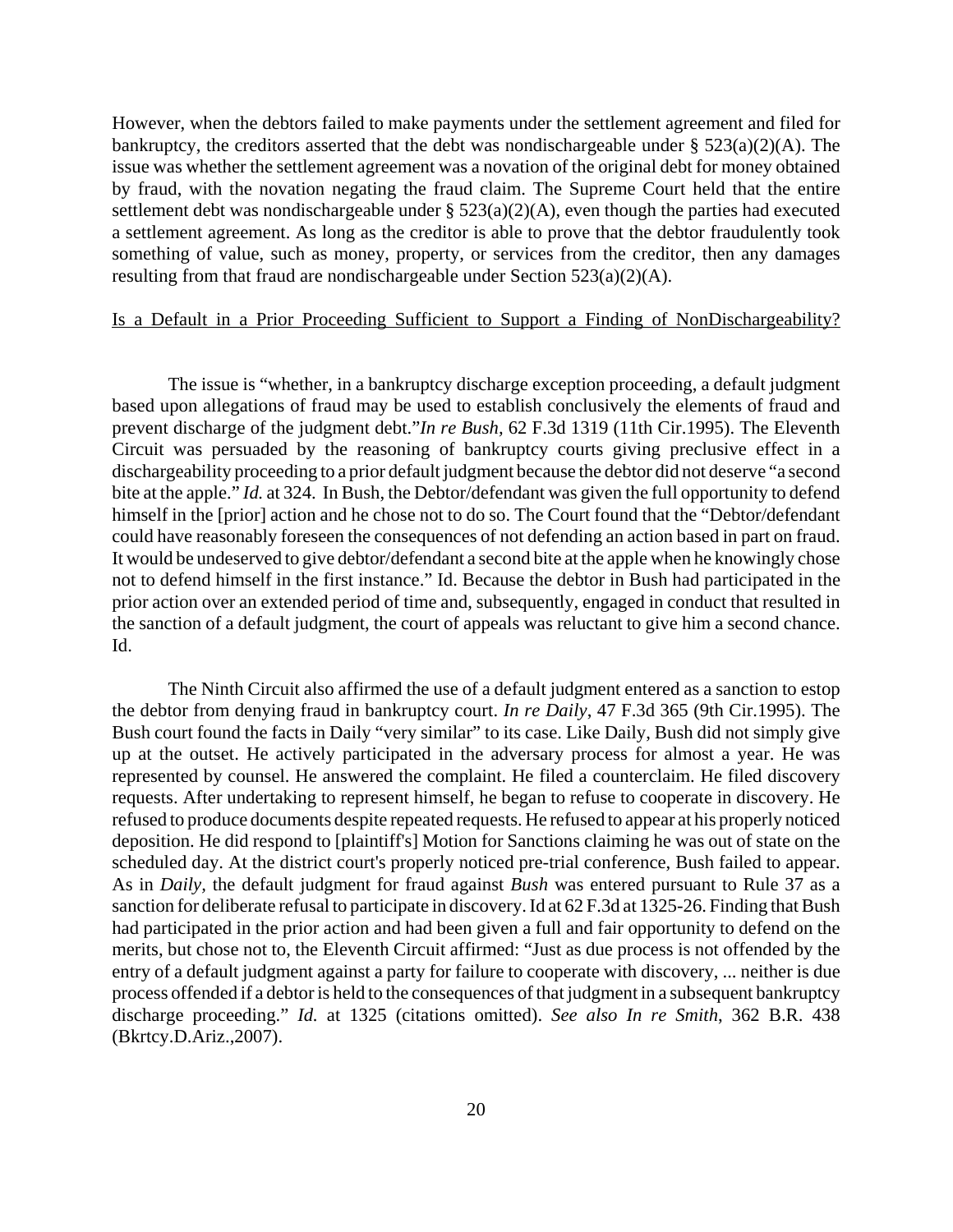However, when the debtors failed to make payments under the settlement agreement and filed for bankruptcy, the creditors asserted that the debt was nondischargeable under § 523(a)(2)(A). The issue was whether the settlement agreement was a novation of the original debt for money obtained by fraud, with the novation negating the fraud claim. The Supreme Court held that the entire settlement debt was nondischargeable under § 523(a)(2)(A), even though the parties had executed a settlement agreement. As long as the creditor is able to prove that the debtor fraudulently took something of value, such as money, property, or services from the creditor, then any damages resulting from that fraud are nondischargeable under Section 523(a)(2)(A).

<u>Is a Default in a Prior Proceeding Sufficient to Support a Finding of NonDischargeability?</u>

The issue is "whether, in a bankruptcy discharge exception proceeding, a default judgment based upon allegations of fraud may be used to establish conclusively the elements of fraud and prevent discharge of the judgment debt."*In re Bush,* 62 F.3d 1319 (11th Cir.1995). The Eleventh Circuit was persuaded by the reasoning of bankruptcy courts giving preclusive effect in a dischargeability proceeding to a prior default judgment because the debtor did not deserve "a second bite at the apple." *Id.* at 324. In Bush, the Debtor/defendant was given the full opportunity to defend himself in the [prior] action and he chose not to do so. The Court found that the "Debtor/defendant could have reasonably foreseen the consequences of not defending an action based in part on fraud. It would be undeserved to give debtor/defendant a second bite at the apple when he knowingly chose not to defend himself in the first instance." Id. Because the debtor in Bush had participated in the prior action over an extended period of time and, subsequently, engaged in conduct that resulted in the sanction of a default judgment, the court of appeals was reluctant to give him a second chance. Id.

The Ninth Circuit also affirmed the use of a default judgment entered as a sanction to estop the debtor from denying fraud in bankruptcy court. *In re Daily*, 47 F.3d 365 (9th Cir.1995). The Bush court found the facts in Daily "very similar" to its case. Like Daily, Bush did not simply give up at the outset. He actively participated in the adversary process for almost a year. He was represented by counsel. He answered the complaint. He filed a counterclaim. He filed discovery requests. After undertaking to represent himself, he began to refuse to cooperate in discovery. He refused to produce documents despite repeated requests. He refused to appear at his properly noticed deposition. He did respond to [plaintiff's] Motion for Sanctions claiming he was out of state on the scheduled day. At the district court's properly noticed pre-trial conference, Bush failed to appear. As in *Daily,* the default judgment for fraud against *Bush* was entered pursuant to Rule 37 as a sanction for deliberate refusal to participate in discovery. Id at 62 F.3d at 1325-26. Finding that Bush had participated in the prior action and had been given a full and fair opportunity to defend on the merits, but chose not to, the Eleventh Circuit affirmed: "Just as due process is not offended by the entry of a default judgment against a party for failure to cooperate with discovery, ... neither is due process offended if a debtor is held to the consequences of that judgment in a subsequent bankruptcy discharge proceeding." *Id.* at 1325 (citations omitted). *See also In re Smith*, 362 B.R. 438 (Bkrtcy.D.Ariz.,2007).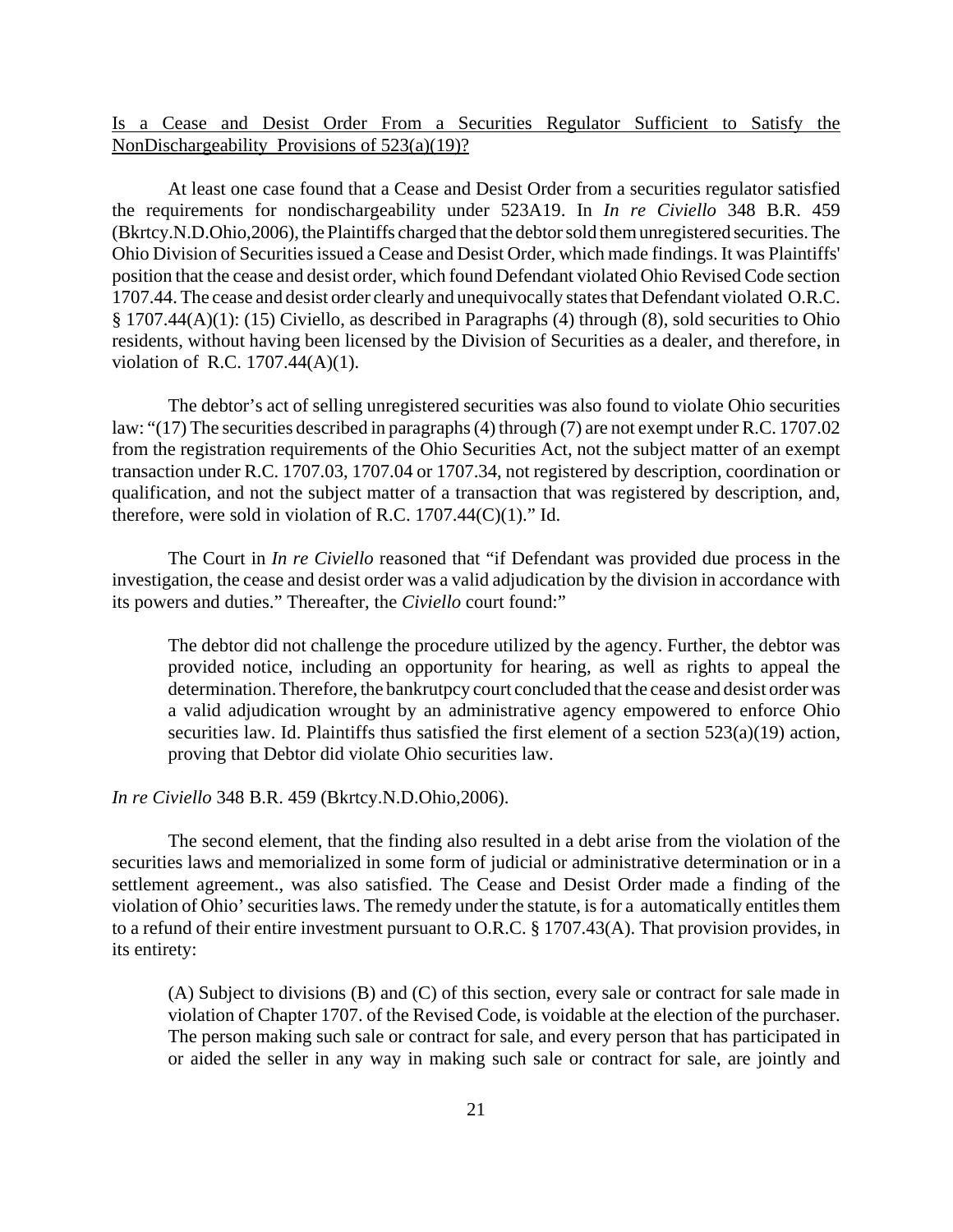Is a Cease and Desist Order From a Securities Regulator Sufficient to Satisfy the NonDischargeability Provisions of 523(a)(19)?

At least one case found that a Cease and Desist Order from a securities regulator satisfied the requirements for nondischargeability under 523A19. In *In re Civiello* 348 B.R. 459 (Bkrtcy.N.D.Ohio,2006), the Plaintiffs charged that the debtor sold them unregistered securities. The Ohio Division of Securities issued a Cease and Desist Order, which made findings. It was Plaintiffs' position that the cease and desist order, which found Defendant violated Ohio Revised Code section 1707.44. The cease and desist order clearly and unequivocally states that Defendant violated O.R.C. § 1707.44(A)(1): (15) Civiello, as described in Paragraphs (4) through (8), sold securities to Ohio residents, without having been licensed by the Division of Securities as a dealer, and therefore, in violation of R.C. 1707.44(A)(1).

The debtor's act of selling unregistered securities was also found to violate Ohio securities law: "(17) The securities described in paragraphs (4) through (7) are not exempt under R.C. 1707.02 from the registration requirements of the Ohio Securities Act, not the subject matter of an exempt transaction under R.C. 1707.03, 1707.04 or 1707.34, not registered by description, coordination or qualification, and not the subject matter of a transaction that was registered by description, and, therefore, were sold in violation of R.C. 1707.44(C)(1)." Id.

The Court in *In re Civiello* reasoned that "if Defendant was provided due process in the investigation, the cease and desist order was a valid adjudication by the division in accordance with its powers and duties." Thereafter, the *Civiello* court found:"

> The debtor did not challenge the procedure utilized by the agency. Further, the debtor was provided notice, including an opportunity for hearing, as well as rights to appeal the determination. Therefore, the bankrutpcy court concluded that the cease and desist order was a valid adjudication wrought by an administrative agency empowered to enforce Ohio securities law. Id. Plaintiffs thus satisfied the first element of a section 523(a)(19) action, proving that Debtor did violate Ohio securities law.

*In re Civiello* 348 B.R. 459 (Bkrtcy.N.D.Ohio,2006).

The second element, that the finding also resulted in a debt arise from the violation of the securities laws and memorialized in some form of judicial or administrative determination or in a settlement agreement., was also satisfied. The Cease and Desist Order made a finding of the violation of Ohio' securities laws. The remedy under the statute, is for a automatically entitles them to a refund of their entire investment pursuant to O.R.C. § 1707.43(A). That provision provides, in its entirety:

> (A) Subject to divisions (B) and (C) of this section, every sale or contract for sale made in violation of Chapter 1707. of the Revised Code, is voidable at the election of the purchaser. The person making such sale or contract for sale, and every person that has participated in or aided the seller in any way in making such sale or contract for sale, are jointly and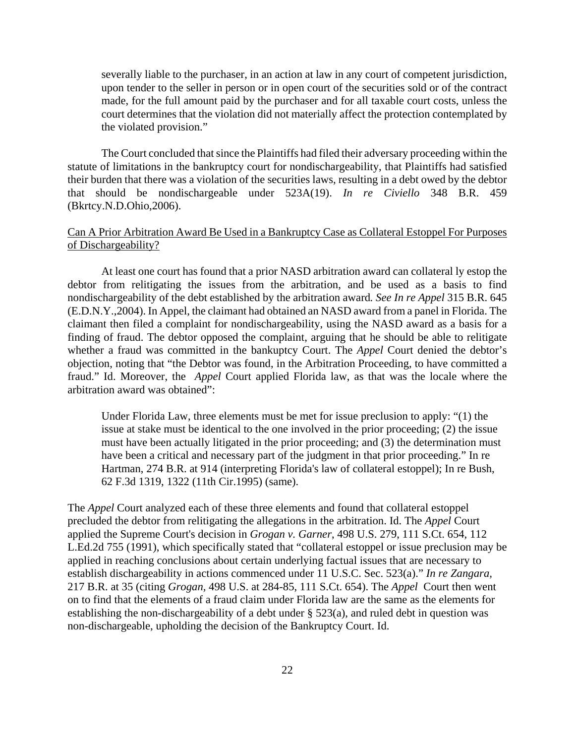> severally liable to the purchaser, in an action at law in any court of competent jurisdiction, upon tender to the seller in person or in open court of the securities sold or of the contract made, for the full amount paid by the purchaser and for all taxable court costs, unless the court determines that the violation did not materially affect the protection contemplated by the violated provision."

The Court concluded that since the Plaintiffs had filed their adversary proceeding within the statute of limitations in the bankruptcy court for nondischargeability, that Plaintiffs had satisfied their burden that there was a violation of the securities laws, resulting in a debt owed by the debtor that should be nondischargeable under 523A(19). *In re Civiello* 348 B.R. 459 (Bkrtcy.N.D.Ohio,2006).

<u>Can A Prior Arbitration Award Be Used in a Bankruptcy Case as Collateral Estoppel For Purposes of Dischargeability?</u>

At least one court has found that a prior NASD arbitration award can collateral ly estop the debtor from relitigating the issues from the arbitration, and be used as a basis to find nondischargeability of the debt established by the arbitration award. *See In re Appel* 315 B.R. 645 (E.D.N.Y.,2004). In Appel, the claimant had obtained an NASD award from a panel in Florida. The claimant then filed a complaint for nondischargeability, using the NASD award as a basis for a finding of fraud. The debtor opposed the complaint, arguing that he should be able to relitigate whether a fraud was committed in the bankuptcy Court. The *Appel* Court denied the debtor's objection, noting that "the Debtor was found, in the Arbitration Proceeding, to have committed a fraud." Id. Moreover, the *Appel* Court applied Florida law, as that was the locale where the arbitration award was obtained":

> Under Florida Law, three elements must be met for issue preclusion to apply: "(1) the issue at stake must be identical to the one involved in the prior proceeding; (2) the issue must have been actually litigated in the prior proceeding; and (3) the determination must have been a critical and necessary part of the judgment in that prior proceeding." In re Hartman, 274 B.R. at 914 (interpreting Florida's law of collateral estoppel); In re Bush, 62 F.3d 1319, 1322 (11th Cir.1995) (same).

The *Appel* Court analyzed each of these three elements and found that collateral estoppel precluded the debtor from relitigating the allegations in the arbitration. Id. The *Appel* Court applied the Supreme Court's decision in *Grogan v. Garner*, 498 U.S. 279, 111 S.Ct. 654, 112 L.Ed.2d 755 (1991), which specifically stated that "collateral estoppel or issue preclusion may be applied in reaching conclusions about certain underlying factual issues that are necessary to establish dischargeability in actions commenced under 11 U.S.C. Sec. 523(a)." *In re Zangara*, 217 B.R. at 35 (citing *Grogan*, 498 U.S. at 284-85, 111 S.Ct. 654). The *Appel* Court then went on to find that the elements of a fraud claim under Florida law are the same as the elements for establishing the non-dischargeability of a debt under § 523(a), and ruled debt in question was non-dischargeable, upholding the decision of the Bankruptcy Court. Id.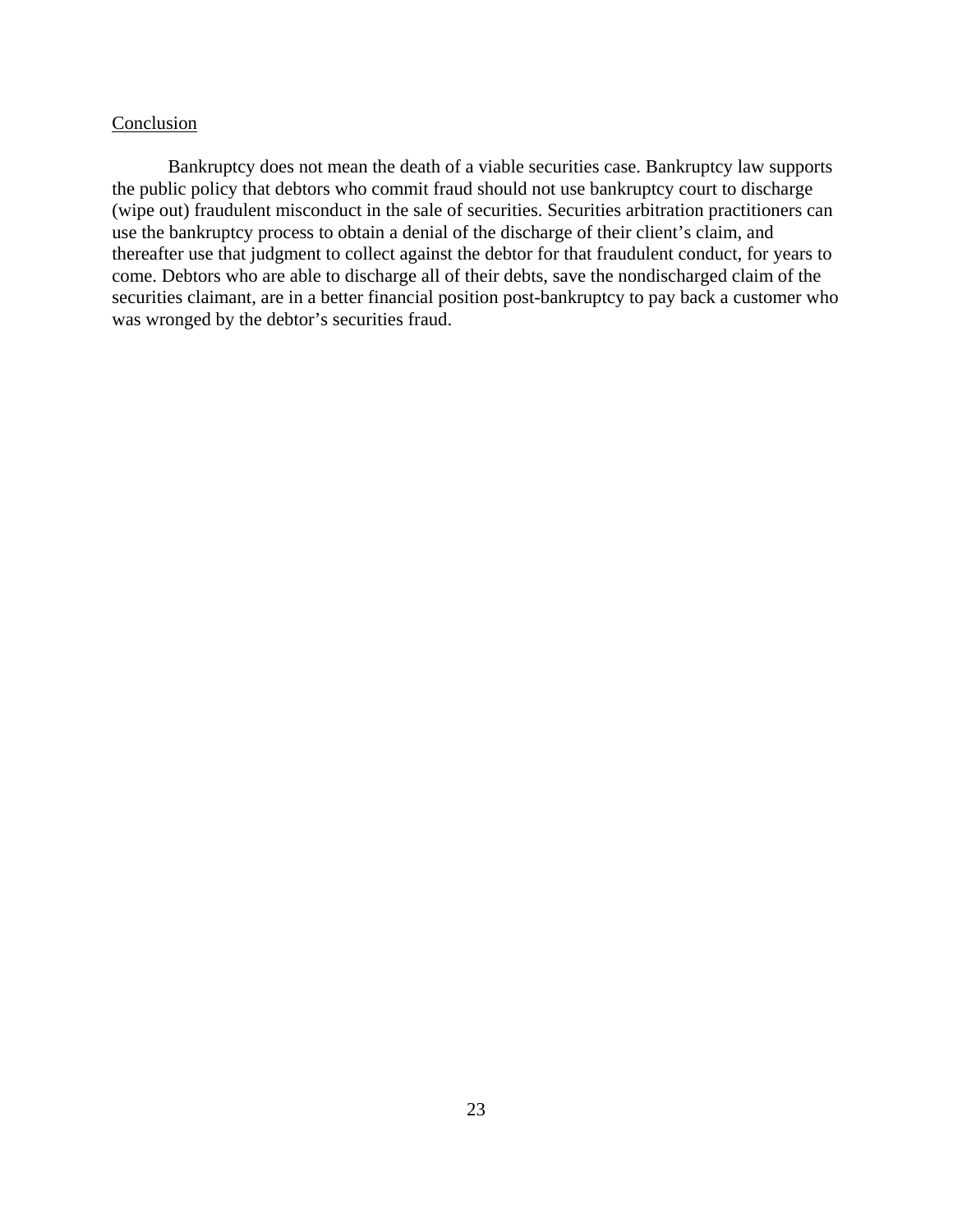## Conclusion

Bankruptcy does not mean the death of a viable securities case. Bankruptcy law supports the public policy that debtors who commit fraud should not use bankruptcy court to discharge (wipe out) fraudulent misconduct in the sale of securities. Securities arbitration practitioners can use the bankruptcy process to obtain a denial of the discharge of their client's claim, and thereafter use that judgment to collect against the debtor for that fraudulent conduct, for years to come. Debtors who are able to discharge all of their debts, save the nondischarged claim of the securities claimant, are in a better financial position post-bankruptcy to pay back a customer who was wronged by the debtor's securities fraud.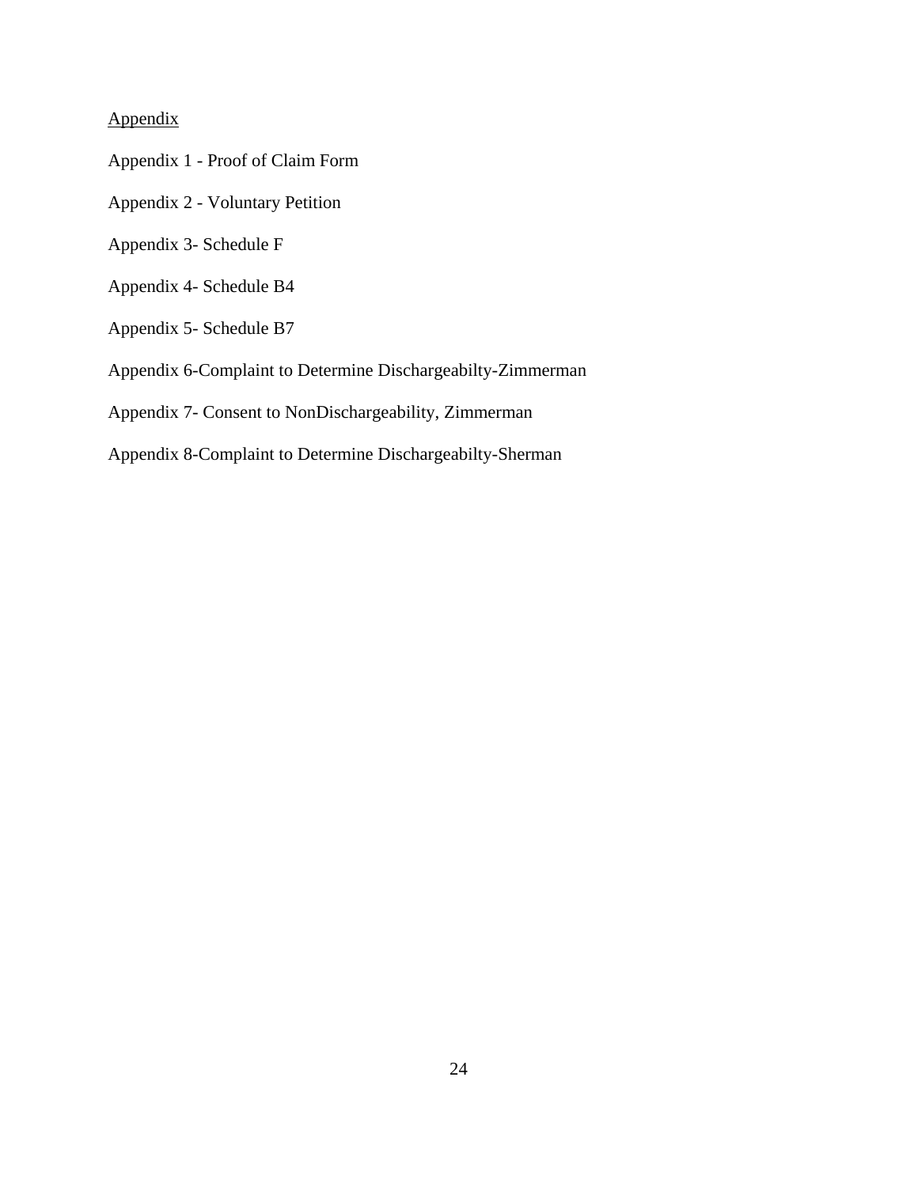<u>Appendix</u>

Appendix 1 - Proof of Claim Form

Appendix 2 - Voluntary Petition

Appendix 3- Schedule F

Appendix 4- Schedule B4

Appendix 5- Schedule B7

Appendix 6-Complaint to Determine Dischargeabilty-Zimmerman

Appendix 7- Consent to NonDischargeability, Zimmerman

Appendix 8-Complaint to Determine Dischargeabilty-Sherman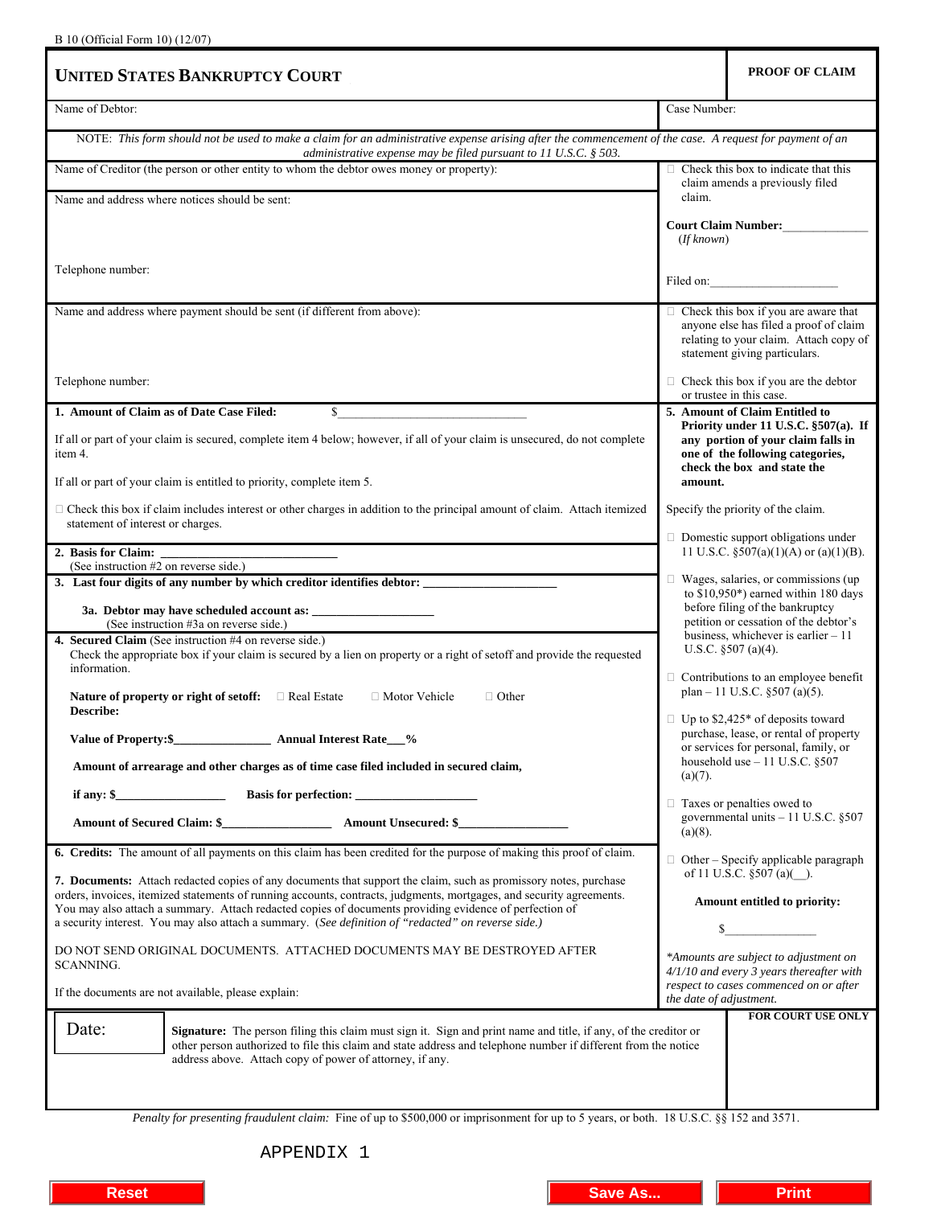B 10 (Official Form 10) (12/07)

# UNITED STATES BANKRUPTCY COURT

**PROOF OF CLAIM**

Name of Debtor:

Case Number:

NOTE: *This form should not be used to make a claim for an administrative expense arising after the commencement of the case. A request for payment of an administrative expense may be filed pursuant to 11 U.S.C. § 503.*

Name of Creditor (the person or other entity to whom the debtor owes money or property):

Name and address where notices should be sent:

Telephone number:

☐ Check this box to indicate that this claim amends a previously filed claim.

**Court Claim Number:**______________
(*If known*)

Filed on:_____________________

Name and address where payment should be sent (if different from above):

Telephone number:

☐ Check this box if you are aware that anyone else has filed a proof of claim relating to your claim. Attach copy of statement giving particulars.

☐ Check this box if you are the debtor or trustee in this case.

**1. Amount of Claim as of Date Case Filed:** $_______________________________

If all or part of your claim is secured, complete item 4 below; however, if all of your claim is unsecured, do not complete item 4.

If all or part of your claim is entitled to priority, complete item 5.

☐ Check this box if claim includes interest or other charges in addition to the principal amount of claim. Attach itemized statement of interest or charges.

**2. Basis for Claim:** ____________________________
(See instruction #2 on reverse side.)

**3. Last four digits of any number by which creditor identifies debtor:** ______________________

**3a. Debtor may have scheduled account as:** ____________________
(See instruction #3a on reverse side.)

**4. Secured Claim** (See instruction #4 on reverse side.)
Check the appropriate box if your claim is secured by a lien on property or a right of setoff and provide the requested information.

**Nature of property or right of setoff:** ☐ Real Estate ☐ Motor Vehicle ☐ Other
**Describe:**

**Value of Property:$**________________ **Annual Interest Rate**___%

**Amount of arrearage and other charges as of time case filed included in secured claim,**

**if any: $**__________________ **Basis for perfection:** ____________________

**Amount of Secured Claim: $**__________________ **Amount Unsecured: $**__________________

**5. Amount of Claim Entitled to Priority under 11 U.S.C. §507(a). If any portion of your claim falls in one of the following categories, check the box and state the amount.**

Specify the priority of the claim.

☐ Domestic support obligations under 11 U.S.C. §507(a)(1)(A) or (a)(1)(B).

☐ Wages, salaries, or commissions (up to $10,950*) earned within 180 days before filing of the bankruptcy petition or cessation of the debtor's business, whichever is earlier – 11 U.S.C. §507 (a)(4).

☐ Contributions to an employee benefit plan – 11 U.S.C. §507 (a)(5).

☐ Up to $2,425* of deposits toward purchase, lease, or rental of property or services for personal, family, or household use – 11 U.S.C. §507 (a)(7).

☐ Taxes or penalties owed to governmental units – 11 U.S.C. §507 (a)(8).

☐ Other – Specify applicable paragraph of 11 U.S.C. §507 (a)(__).

**Amount entitled to priority:**

$_______________

*\*Amounts are subject to adjustment on 4/1/10 and every 3 years thereafter with respect to cases commenced on or after the date of adjustment.*

**6. Credits:** The amount of all payments on this claim has been credited for the purpose of making this proof of claim.

**7. Documents:** Attach redacted copies of any documents that support the claim, such as promissory notes, purchase orders, invoices, itemized statements of running accounts, contracts, judgments, mortgages, and security agreements. You may also attach a summary. Attach redacted copies of documents providing evidence of perfection of a security interest. You may also attach a summary. (*See definition of "redacted" on reverse side.*)

DO NOT SEND ORIGINAL DOCUMENTS. ATTACHED DOCUMENTS MAY BE DESTROYED AFTER SCANNING.

If the documents are not available, please explain:

Date:

**Signature:** The person filing this claim must sign it. Sign and print name and title, if any, of the creditor or other person authorized to file this claim and state address and telephone number if different from the notice address above. Attach copy of power of attorney, if any.

**FOR COURT USE ONLY**

*Penalty for presenting fraudulent claim:* Fine of up to $500,000 or imprisonment for up to 5 years, or both. 18 U.S.C. §§ 152 and 3571.

APPENDIX 1

Reset | Save As... | Print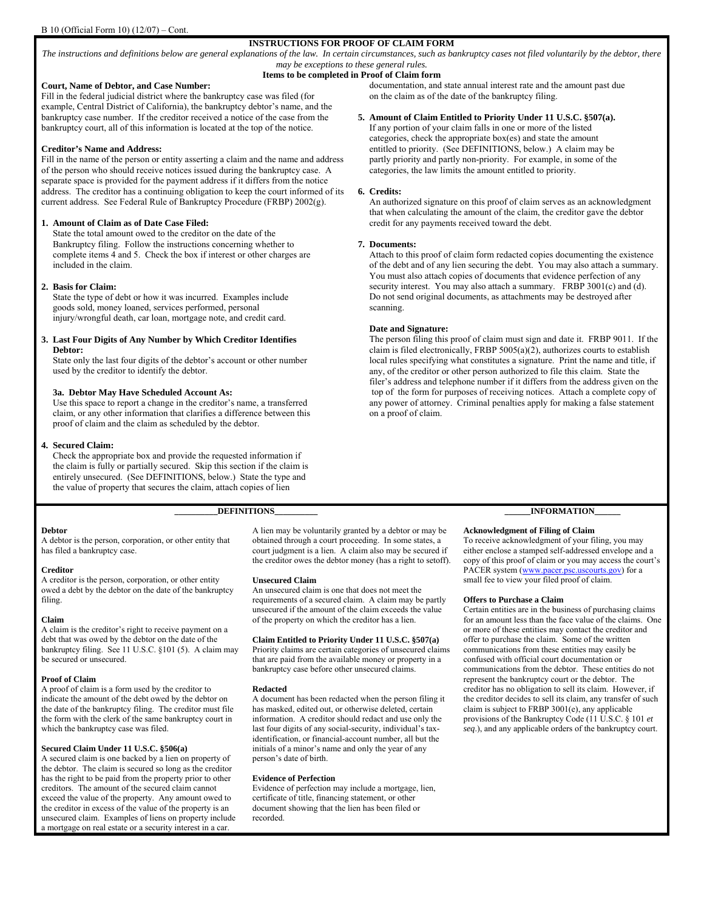B 10 (Official Form 10) (12/07) – Cont.

# INSTRUCTIONS FOR PROOF OF CLAIM FORM

*The instructions and definitions below are general explanations of the law. In certain circumstances, such as bankruptcy cases not filed voluntarily by the debtor, there may be exceptions to these general rules.*

## Items to be completed in Proof of Claim form

**Court, Name of Debtor, and Case Number:**

Fill in the federal judicial district where the bankruptcy case was filed (for example, Central District of California), the bankruptcy debtor's name, and the bankruptcy case number. If the creditor received a notice of the case from the bankruptcy court, all of this information is located at the top of the notice.

**Creditor's Name and Address:**

Fill in the name of the person or entity asserting a claim and the name and address of the person who should receive notices issued during the bankruptcy case. A separate space is provided for the payment address if it differs from the notice address. The creditor has a continuing obligation to keep the court informed of its current address. See Federal Rule of Bankruptcy Procedure (FRBP) 2002(g).

**1. Amount of Claim as of Date Case Filed:**

State the total amount owed to the creditor on the date of the Bankruptcy filing. Follow the instructions concerning whether to complete items 4 and 5. Check the box if interest or other charges are included in the claim.

**2. Basis for Claim:**

State the type of debt or how it was incurred. Examples include goods sold, money loaned, services performed, personal injury/wrongful death, car loan, mortgage note, and credit card.

**3. Last Four Digits of Any Number by Which Creditor Identifies Debtor:**

State only the last four digits of the debtor's account or other number used by the creditor to identify the debtor.

**3a. Debtor May Have Scheduled Account As:**

Use this space to report a change in the creditor's name, a transferred claim, or any other information that clarifies a difference between this proof of claim and the claim as scheduled by the debtor.

**4. Secured Claim:**

Check the appropriate box and provide the requested information if the claim is fully or partially secured. Skip this section if the claim is entirely unsecured. (See DEFINITIONS, below.) State the type and the value of property that secures the claim, attach copies of lien documentation, and state annual interest rate and the amount past due on the claim as of the date of the bankruptcy filing.

**5. Amount of Claim Entitled to Priority Under 11 U.S.C. §507(a).**

If any portion of your claim falls in one or more of the listed categories, check the appropriate box(es) and state the amount entitled to priority. (See DEFINITIONS, below.) A claim may be partly priority and partly non-priority. For example, in some of the categories, the law limits the amount entitled to priority.

**6. Credits:**

An authorized signature on this proof of claim serves as an acknowledgment that when calculating the amount of the claim, the creditor gave the debtor credit for any payments received toward the debt.

**7. Documents:**

Attach to this proof of claim form redacted copies documenting the existence of the debt and of any lien securing the debt. You may also attach a summary. You must also attach copies of documents that evidence perfection of any security interest. You may also attach a summary. FRBP 3001(c) and (d). Do not send original documents, as attachments may be destroyed after scanning.

**Date and Signature:**

The person filing this proof of claim must sign and date it. FRBP 9011. If the claim is filed electronically, FRBP 5005(a)(2), authorizes courts to establish local rules specifying what constitutes a signature. Print the name and title, if any, of the creditor or other person authorized to file this claim. State the filer's address and telephone number if it differs from the address given on the top of the form for purposes of receiving notices. Attach a complete copy of any power of attorney. Criminal penalties apply for making a false statement on a proof of claim.

## DEFINITIONS

**Debtor**

A debtor is the person, corporation, or other entity that has filed a bankruptcy case.

**Creditor**

A creditor is the person, corporation, or other entity owed a debt by the debtor on the date of the bankruptcy filing.

**Claim**

A claim is the creditor's right to receive payment on a debt that was owed by the debtor on the date of the bankruptcy filing. See 11 U.S.C. §101 (5). A claim may be secured or unsecured.

**Proof of Claim**

A proof of claim is a form used by the creditor to indicate the amount of the debt owed by the debtor on the date of the bankruptcy filing. The creditor must file the form with the clerk of the same bankruptcy court in which the bankruptcy case was filed.

**Secured Claim Under 11 U.S.C. §506(a)**

A secured claim is one backed by a lien on property of the debtor. The claim is secured so long as the creditor has the right to be paid from the property prior to other creditors. The amount of the secured claim cannot exceed the value of the property. Any amount owed to the creditor in excess of the value of the property is an unsecured claim. Examples of liens on property include a mortgage on real estate or a security interest in a car. A lien may be voluntarily granted by a debtor or may be obtained through a court proceeding. In some states, a court judgment is a lien. A claim also may be secured if the creditor owes the debtor money (has a right to setoff).

**Unsecured Claim**

An unsecured claim is one that does not meet the requirements of a secured claim. A claim may be partly unsecured if the amount of the claim exceeds the value of the property on which the creditor has a lien.

**Claim Entitled to Priority Under 11 U.S.C. §507(a)**

Priority claims are certain categories of unsecured claims that are paid from the available money or property in a bankruptcy case before other unsecured claims.

**Redacted**

A document has been redacted when the person filing it has masked, edited out, or otherwise deleted, certain information. A creditor should redact and use only the last four digits of any social-security, individual's tax-identification, or financial-account number, all but the initials of a minor's name and only the year of any person's date of birth.

**Evidence of Perfection**

Evidence of perfection may include a mortgage, lien, certificate of title, financing statement, or other document showing that the lien has been filed or recorded.

## INFORMATION

**Acknowledgment of Filing of Claim**

To receive acknowledgment of your filing, you may either enclose a stamped self-addressed envelope and a copy of this proof of claim or you may access the court's PACER system (www.pacer.psc.uscourts.gov) for a small fee to view your filed proof of claim.

**Offers to Purchase a Claim**

Certain entities are in the business of purchasing claims for an amount less than the face value of the claims. One or more of these entities may contact the creditor and offer to purchase the claim. Some of the written communications from these entities may easily be confused with official court documentation or communications from the debtor. These entities do not represent the bankruptcy court or the debtor. The creditor has no obligation to sell its claim. However, if the creditor decides to sell its claim, any transfer of such claim is subject to FRBP 3001(e), any applicable provisions of the Bankruptcy Code (11 U.S.C. § 101 *et seq*.), and any applicable orders of the bankruptcy court.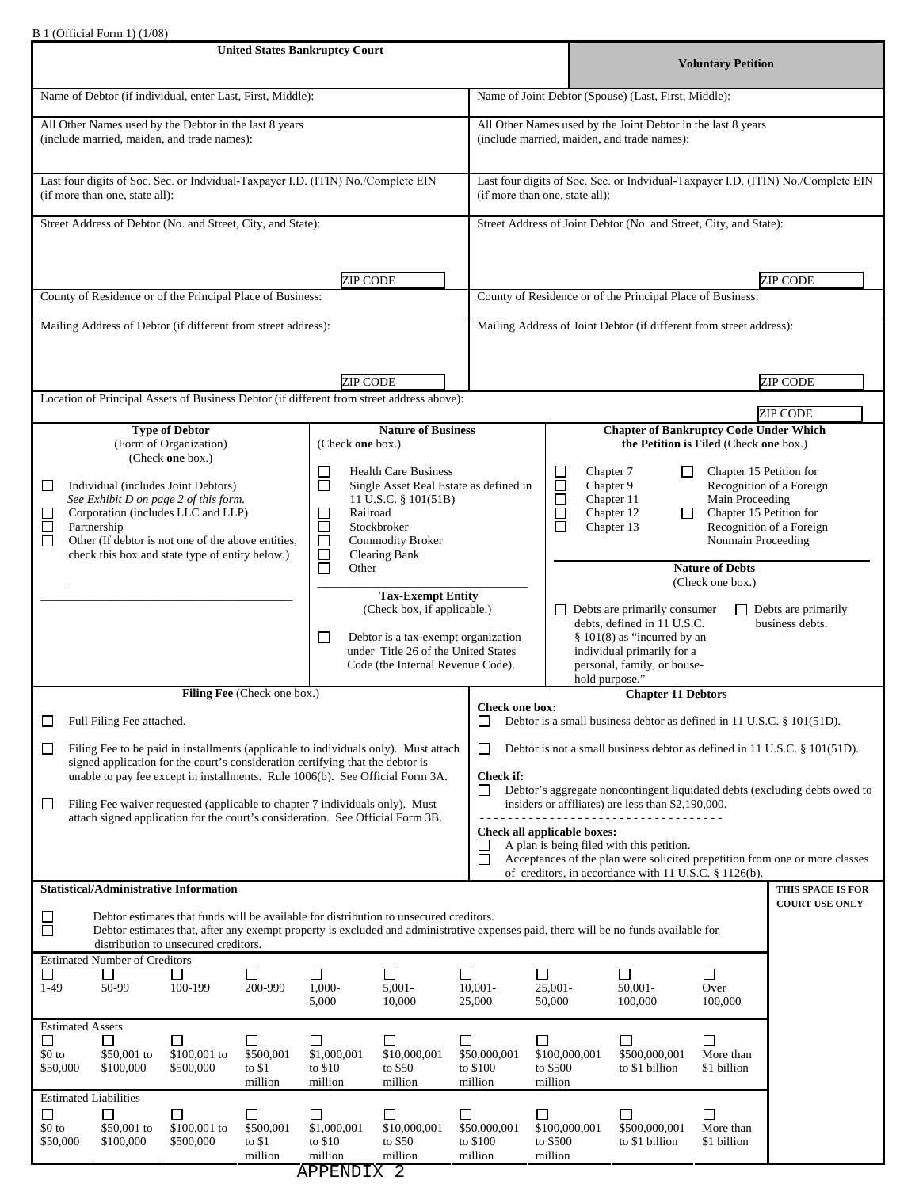B 1 (Official Form 1) (1/08)

| United States Bankruptcy Court | **Voluntary Petition** |
|---|---|
| Name of Debtor (if individual, enter Last, First, Middle): | Name of Joint Debtor (Spouse) (Last, First, Middle): |
| All Other Names used by the Debtor in the last 8 years (include married, maiden, and trade names): | All Other Names used by the Joint Debtor in the last 8 years (include married, maiden, and trade names): |
| Last four digits of Soc. Sec. or Indvidual-Taxpayer I.D. (ITIN) No./Complete EIN (if more than one, state all): | Last four digits of Soc. Sec. or Indvidual-Taxpayer I.D. (ITIN) No./Complete EIN (if more than one, state all): |
| Street Address of Debtor (No. and Street, City, and State): ZIP CODE | Street Address of Joint Debtor (No. and Street, City, and State): ZIP CODE |
| County of Residence or of the Principal Place of Business: | County of Residence or of the Principal Place of Business: |
| Mailing Address of Debtor (if different from street address): ZIP CODE | Mailing Address of Joint Debtor (if different from street address): ZIP CODE |

Location of Principal Assets of Business Debtor (if different from street address above): ZIP CODE

**Type of Debtor**
(Form of Organization)
(Check **one** box.)

- ☐ Individual (includes Joint Debtors) *See Exhibit D on page 2 of this form.*
- ☐ Corporation (includes LLC and LLP)
- ☐ Partnership
- ☐ Other (If debtor is not one of the above entities, check this box and state type of entity below.)

**Nature of Business**
(Check **one** box.)

- ☐ Health Care Business
- ☐ Single Asset Real Estate as defined in 11 U.S.C. § 101(51B)
- ☐ Railroad
- ☐ Stockbroker
- ☐ Commodity Broker
- ☐ Clearing Bank
- ☐ Other

**Tax-Exempt Entity**
(Check box, if applicable.)

- ☐ Debtor is a tax-exempt organization under Title 26 of the United States Code (the Internal Revenue Code).

**Chapter of Bankruptcy Code Under Which the Petition is Filed** (Check **one** box.)

- ☐ Chapter 7
- ☐ Chapter 9
- ☐ Chapter 11
- ☐ Chapter 12
- ☐ Chapter 13
- ☐ Chapter 15 Petition for Recognition of a Foreign Main Proceeding
- ☐ Chapter 15 Petition for Recognition of a Foreign Nonmain Proceeding

**Nature of Debts**
(Check one box.)

- ☐ Debts are primarily consumer debts, defined in 11 U.S.C. § 101(8) as "incurred by an individual primarily for a personal, family, or household purpose."
- ☐ Debts are primarily business debts.

**Filing Fee** (Check one box.)

- ☐ Full Filing Fee attached.
- ☐ Filing Fee to be paid in installments (applicable to individuals only). Must attach signed application for the court's consideration certifying that the debtor is unable to pay fee except in installments. Rule 1006(b). See Official Form 3A.
- ☐ Filing Fee waiver requested (applicable to chapter 7 individuals only). Must attach signed application for the court's consideration. See Official Form 3B.

**Chapter 11 Debtors**

**Check one box:**

- ☐ Debtor is a small business debtor as defined in 11 U.S.C. § 101(51D).
- ☐ Debtor is not a small business debtor as defined in 11 U.S.C. § 101(51D).

**Check if:**

- ☐ Debtor's aggregate noncontingent liquidated debts (excluding debts owed to insiders or affiliates) are less than $2,190,000.

**Check all applicable boxes:**

- ☐ A plan is being filed with this petition.
- ☐ Acceptances of the plan were solicited prepetition from one or more classes of creditors, in accordance with 11 U.S.C. § 1126(b).

**Statistical/Administrative Information** — THIS SPACE IS FOR COURT USE ONLY

- ☐ Debtor estimates that funds will be available for distribution to unsecured creditors.
- ☐ Debtor estimates that, after any exempt property is excluded and administrative expenses paid, there will be no funds available for distribution to unsecured creditors.

Estimated Number of Creditors

| ☐ | ☐ | ☐ | ☐ | ☐ | ☐ | ☐ | ☐ | ☐ | ☐ |
|---|---|---|---|---|---|---|---|---|---|
| 1-49 | 50-99 | 100-199 | 200-999 | 1,000-5,000 | 5,001-10,000 | 10,001-25,000 | 25,001-50,000 | 50,001-100,000 | Over 100,000 |

Estimated Assets

| ☐ | ☐ | ☐ | ☐ | ☐ | ☐ | ☐ | ☐ | ☐ | ☐ |
|---|---|---|---|---|---|---|---|---|---|
| $0 to $50,000 | $50,001 to $100,000 | $100,001 to $500,000 | $500,001 to $1 million | $1,000,001 to $10 million | $10,000,001 to $50 million | $50,000,001 to $100 million | $100,000,001 to $500 million | $500,000,001 to $1 billion | More than $1 billion |

Estimated Liabilities

| ☐ | ☐ | ☐ | ☐ | ☐ | ☐ | ☐ | ☐ | ☐ | ☐ |
|---|---|---|---|---|---|---|---|---|---|
| $0 to $50,000 | $50,001 to $100,000 | $100,001 to $500,000 | $500,001 to $1 million | $1,000,001 to $10 million | $10,000,001 to $50 million | $50,000,001 to $100 million | $100,000,001 to $500 million | $500,000,001 to $1 billion | More than $1 billion |

APPENDIX 2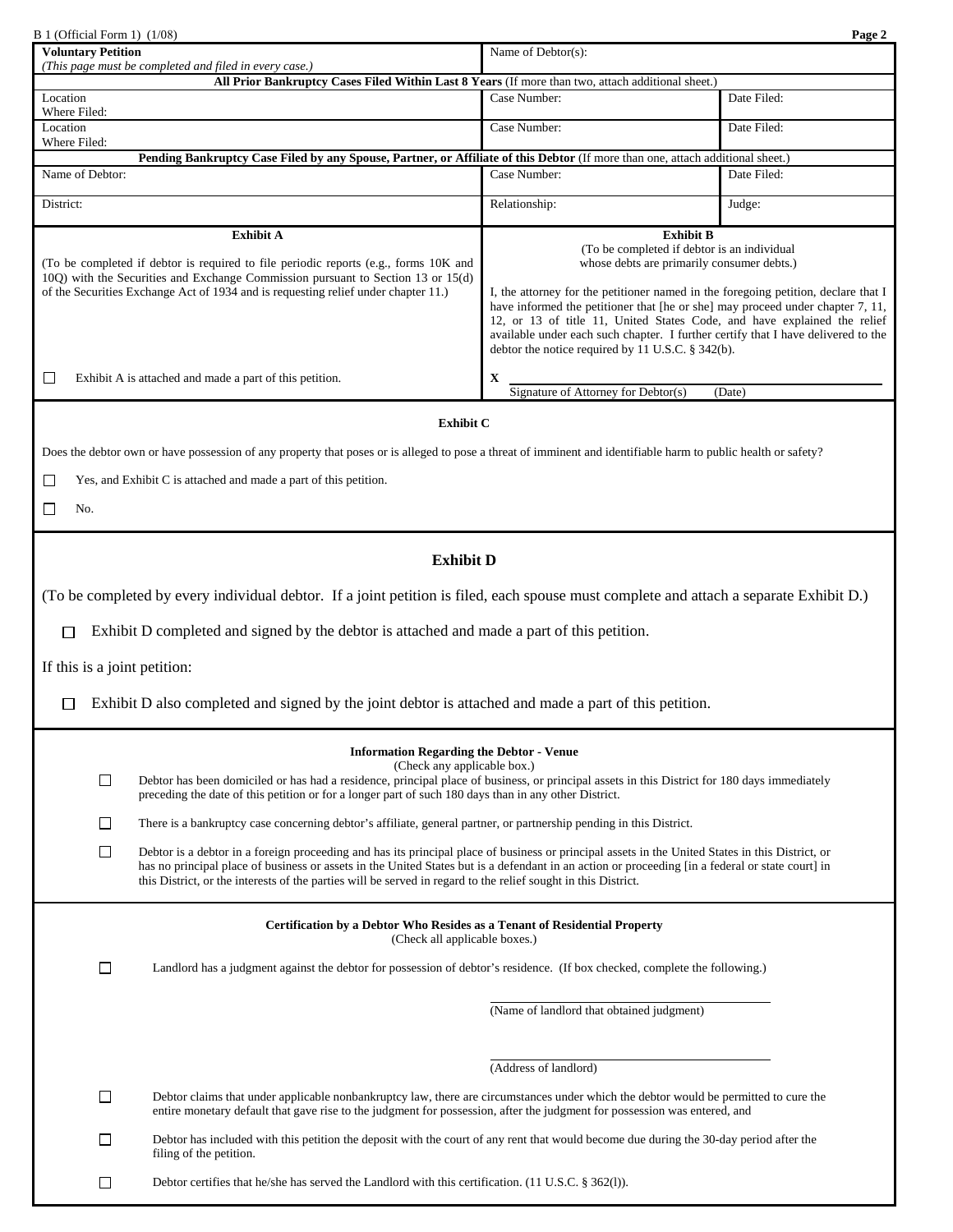B 1 (Official Form 1) (1/08)

| **Voluntary Petition** *(This page must be completed and filed in every case.)* | Name of Debtor(s): | |
|---|---|---|
| **All Prior Bankruptcy Cases Filed Within Last 8 Years** (If more than two, attach additional sheet.) | | |
| Location Where Filed: | Case Number: | Date Filed: |
| Location Where Filed: | Case Number: | Date Filed: |
| **Pending Bankruptcy Case Filed by any Spouse, Partner, or Affiliate of this Debtor** (If more than one, attach additional sheet.) | | |
| Name of Debtor: | Case Number: | Date Filed: |
| District: | Relationship: | Judge: |

**Exhibit A**

(To be completed if debtor is required to file periodic reports (e.g., forms 10K and 10Q) with the Securities and Exchange Commission pursuant to Section 13 or 15(d) of the Securities Exchange Act of 1934 and is requesting relief under chapter 11.)

☐ Exhibit A is attached and made a part of this petition.

**Exhibit B**

(To be completed if debtor is an individual whose debts are primarily consumer debts.)

I, the attorney for the petitioner named in the foregoing petition, declare that I have informed the petitioner that [he or she] may proceed under chapter 7, 11, 12, or 13 of title 11, United States Code, and have explained the relief available under each such chapter. I further certify that I have delivered to the debtor the notice required by 11 U.S.C. § 342(b).

X ______________________________
Signature of Attorney for Debtor(s) (Date)

**Exhibit C**

Does the debtor own or have possession of any property that poses or is alleged to pose a threat of imminent and identifiable harm to public health or safety?

☐ Yes, and Exhibit C is attached and made a part of this petition.

☐ No.

**Exhibit D**

(To be completed by every individual debtor. If a joint petition is filed, each spouse must complete and attach a separate Exhibit D.)

☐ Exhibit D completed and signed by the debtor is attached and made a part of this petition.

If this is a joint petition:

☐ Exhibit D also completed and signed by the joint debtor is attached and made a part of this petition.

**Information Regarding the Debtor - Venue**
(Check any applicable box.)

☐ Debtor has been domiciled or has had a residence, principal place of business, or principal assets in this District for 180 days immediately preceding the date of this petition or for a longer part of such 180 days than in any other District.

☐ There is a bankruptcy case concerning debtor's affiliate, general partner, or partnership pending in this District.

☐ Debtor is a debtor in a foreign proceeding and has its principal place of business or principal assets in the United States in this District, or has no principal place of business or assets in the United States but is a defendant in an action or proceeding [in a federal or state court] in this District, or the interests of the parties will be served in regard to the relief sought in this District.

**Certification by a Debtor Who Resides as a Tenant of Residential Property**
(Check all applicable boxes.)

☐ Landlord has a judgment against the debtor for possession of debtor's residence. (If box checked, complete the following.)

______________________________
(Name of landlord that obtained judgment)

______________________________
(Address of landlord)

☐ Debtor claims that under applicable nonbankruptcy law, there are circumstances under which the debtor would be permitted to cure the entire monetary default that gave rise to the judgment for possession, after the judgment for possession was entered, and

☐ Debtor has included with this petition the deposit with the court of any rent that would become due during the 30-day period after the filing of the petition.

☐ Debtor certifies that he/she has served the Landlord with this certification. (11 U.S.C. § 362(l)).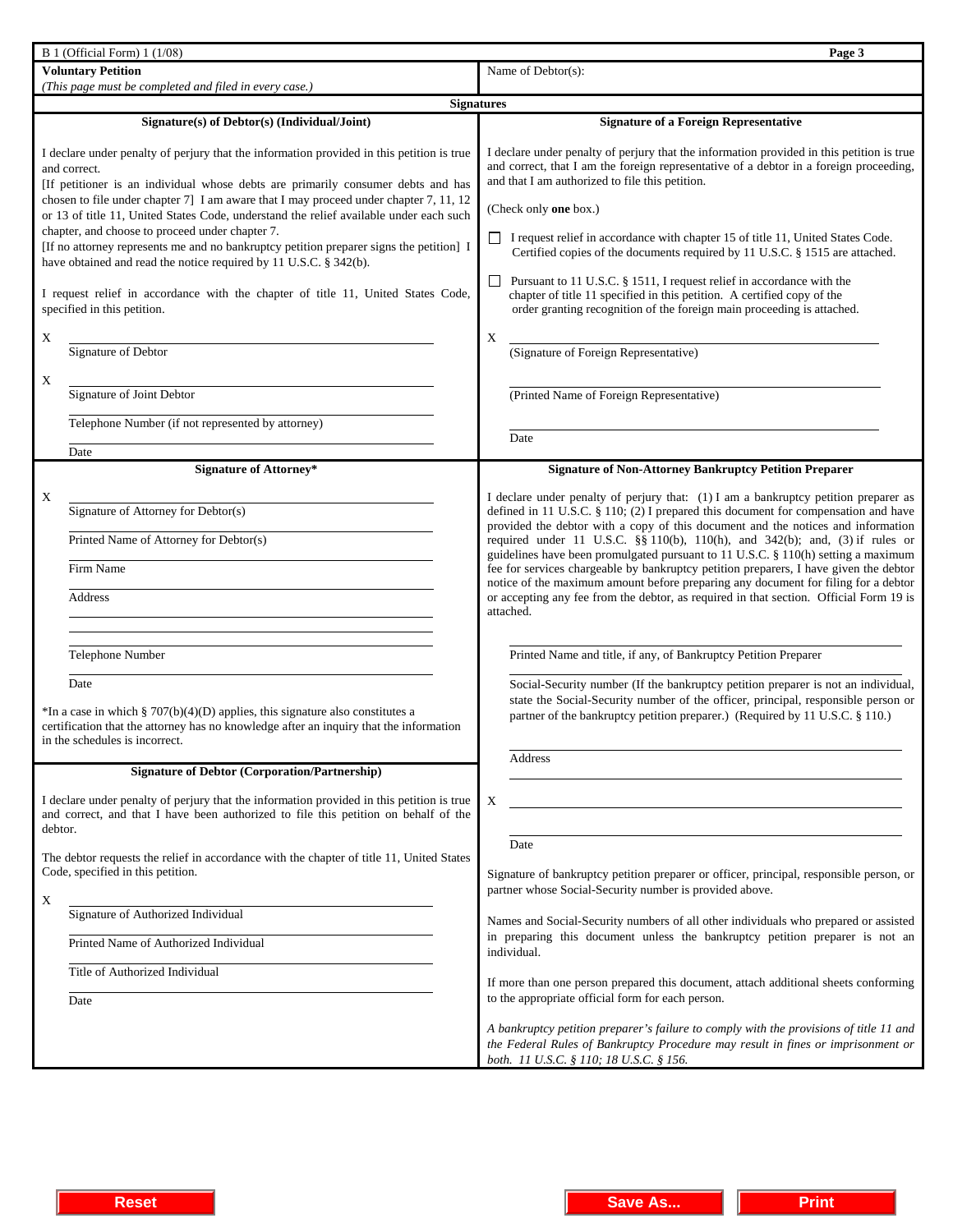B 1 (Official Form) 1 (1/08)

**Voluntary Petition**

*(This page must be completed and filed in every case.)*

Name of Debtor(s):

## Signatures

### Signature(s) of Debtor(s) (Individual/Joint)

I declare under penalty of perjury that the information provided in this petition is true and correct.

[If petitioner is an individual whose debts are primarily consumer debts and has chosen to file under chapter 7] I am aware that I may proceed under chapter 7, 11, 12 or 13 of title 11, United States Code, understand the relief available under each such chapter, and choose to proceed under chapter 7.

[If no attorney represents me and no bankruptcy petition preparer signs the petition] I have obtained and read the notice required by 11 U.S.C. § 342(b).

I request relief in accordance with the chapter of title 11, United States Code, specified in this petition.

X ______________________________
Signature of Debtor

X ______________________________
Signature of Joint Debtor

______________________________
Telephone Number (if not represented by attorney)

______________________________
Date

### Signature of a Foreign Representative

I declare under penalty of perjury that the information provided in this petition is true and correct, that I am the foreign representative of a debtor in a foreign proceeding, and that I am authorized to file this petition.

(Check only **one** box.)

☐ I request relief in accordance with chapter 15 of title 11, United States Code. Certified copies of the documents required by 11 U.S.C. § 1515 are attached.

☐ Pursuant to 11 U.S.C. § 1511, I request relief in accordance with the chapter of title 11 specified in this petition. A certified copy of the order granting recognition of the foreign main proceeding is attached.

X ______________________________
(Signature of Foreign Representative)

______________________________
(Printed Name of Foreign Representative)

______________________________
Date

### Signature of Attorney*

X ______________________________
Signature of Attorney for Debtor(s)

______________________________
Printed Name of Attorney for Debtor(s)

______________________________
Firm Name

______________________________
Address

______________________________

______________________________

______________________________
Telephone Number

______________________________
Date

*In a case in which § 707(b)(4)(D) applies, this signature also constitutes a certification that the attorney has no knowledge after an inquiry that the information in the schedules is incorrect.

### Signature of Non-Attorney Bankruptcy Petition Preparer

I declare under penalty of perjury that: (1) I am a bankruptcy petition preparer as defined in 11 U.S.C. § 110; (2) I prepared this document for compensation and have provided the debtor with a copy of this document and the notices and information required under 11 U.S.C. §§ 110(b), 110(h), and 342(b); and, (3) if rules or guidelines have been promulgated pursuant to 11 U.S.C. § 110(h) setting a maximum fee for services chargeable by bankruptcy petition preparers, I have given the debtor notice of the maximum amount before preparing any document for filing for a debtor or accepting any fee from the debtor, as required in that section. Official Form 19 is attached.

______________________________
Printed Name and title, if any, of Bankruptcy Petition Preparer

______________________________
Social-Security number (If the bankruptcy petition preparer is not an individual, state the Social-Security number of the officer, principal, responsible person or partner of the bankruptcy petition preparer.) (Required by 11 U.S.C. § 110.)

______________________________
Address

______________________________

X ______________________________

______________________________
Date

Signature of bankruptcy petition preparer or officer, principal, responsible person, or partner whose Social-Security number is provided above.

Names and Social-Security numbers of all other individuals who prepared or assisted in preparing this document unless the bankruptcy petition preparer is not an individual.

If more than one person prepared this document, attach additional sheets conforming to the appropriate official form for each person.

*A bankruptcy petition preparer's failure to comply with the provisions of title 11 and the Federal Rules of Bankruptcy Procedure may result in fines or imprisonment or both. 11 U.S.C. § 110; 18 U.S.C. § 156.*

### Signature of Debtor (Corporation/Partnership)

I declare under penalty of perjury that the information provided in this petition is true and correct, and that I have been authorized to file this petition on behalf of the debtor.

The debtor requests the relief in accordance with the chapter of title 11, United States Code, specified in this petition.

X ______________________________
Signature of Authorized Individual

______________________________
Printed Name of Authorized Individual

______________________________
Title of Authorized Individual

______________________________
Date

Reset | Save As... | Print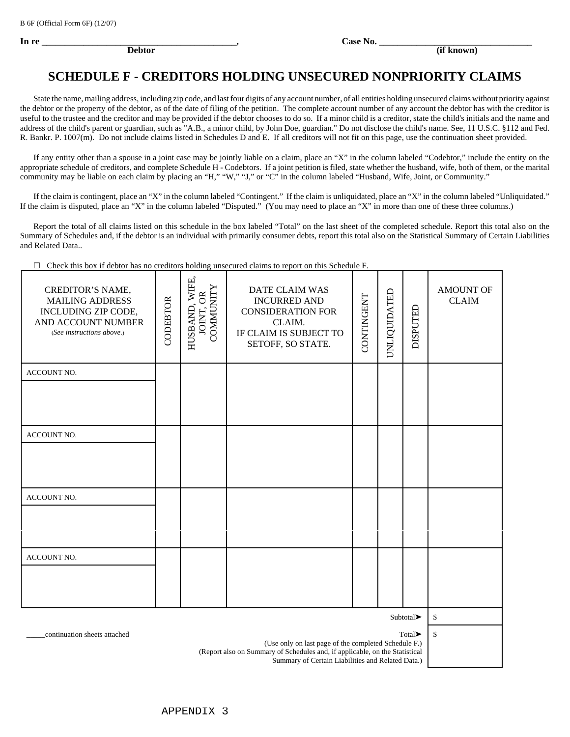B 6F (Official Form 6F) (12/07)

**In re \_\_\_\_\_\_\_\_\_\_\_\_\_\_\_\_\_\_\_\_\_\_\_\_\_\_\_\_\_\_\_\_\_\_\_\_\_\_\_\_\_\_,** **Case No. \_\_\_\_\_\_\_\_\_\_\_\_\_\_\_\_\_\_\_\_\_\_\_\_\_\_\_\_\_\_\_\_\_\_**
**Debtor** **(if known)**

# SCHEDULE F - CREDITORS HOLDING UNSECURED NONPRIORITY CLAIMS

State the name, mailing address, including zip code, and last four digits of any account number, of all entities holding unsecured claims without priority against the debtor or the property of the debtor, as of the date of filing of the petition. The complete account number of any account the debtor has with the creditor is useful to the trustee and the creditor and may be provided if the debtor chooses to do so. If a minor child is a creditor, state the child's initials and the name and address of the child's parent or guardian, such as "A.B., a minor child, by John Doe, guardian." Do not disclose the child's name. See, 11 U.S.C. §112 and Fed. R. Bankr. P. 1007(m). Do not include claims listed in Schedules D and E. If all creditors will not fit on this page, use the continuation sheet provided.

If any entity other than a spouse in a joint case may be jointly liable on a claim, place an "X" in the column labeled "Codebtor," include the entity on the appropriate schedule of creditors, and complete Schedule H - Codebtors. If a joint petition is filed, state whether the husband, wife, both of them, or the marital community may be liable on each claim by placing an "H," "W," "J," or "C" in the column labeled "Husband, Wife, Joint, or Community."

If the claim is contingent, place an "X" in the column labeled "Contingent." If the claim is unliquidated, place an "X" in the column labeled "Unliquidated." If the claim is disputed, place an "X" in the column labeled "Disputed." (You may need to place an "X" in more than one of these three columns.)

Report the total of all claims listed on this schedule in the box labeled "Total" on the last sheet of the completed schedule. Report this total also on the Summary of Schedules and, if the debtor is an individual with primarily consumer debts, report this total also on the Statistical Summary of Certain Liabilities and Related Data..

☐ Check this box if debtor has no creditors holding unsecured claims to report on this Schedule F.

| CREDITOR'S NAME, MAILING ADDRESS INCLUDING ZIP CODE, AND ACCOUNT NUMBER (*See instructions above.*) | CODEBTOR | HUSBAND, WIFE, JOINT, OR COMMUNITY | DATE CLAIM WAS INCURRED AND CONSIDERATION FOR CLAIM. IF CLAIM IS SUBJECT TO SETOFF, SO STATE. | CONTINGENT | UNLIQUIDATED | DISPUTED | AMOUNT OF CLAIM |
|---|---|---|---|---|---|---|---|
| ACCOUNT NO. | | | | | | | |
| ACCOUNT NO. | | | | | | | |
| ACCOUNT NO. | | | | | | | |
| ACCOUNT NO. | | | | | | | |
| | | | | | | Subtotal➤ | $ |
| \_\_\_\_\_continuation sheets attached | | | | | | Total➤ (Use only on last page of the completed Schedule F.) (Report also on Summary of Schedules and, if applicable, on the Statistical Summary of Certain Liabilities and Related Data.) | $ |

APPENDIX 3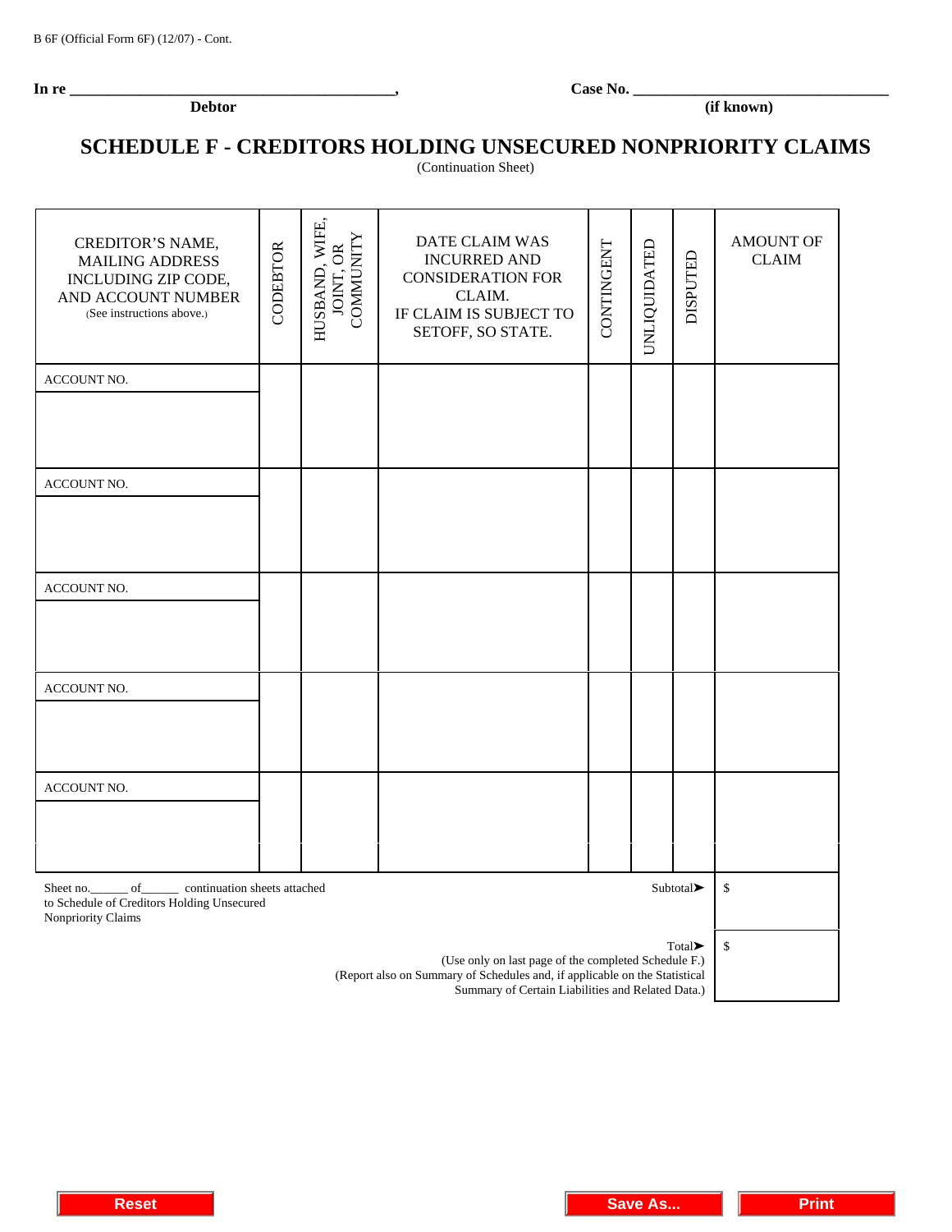B 6F (Official Form 6F) (12/07) - Cont.

**In re \_\_\_\_\_\_\_\_\_\_\_\_\_\_\_\_\_\_\_\_\_\_\_\_\_\_\_\_\_\_\_\_\_\_\_\_\_\_\_\_\_\_\_\_,** **Case No. \_\_\_\_\_\_\_\_\_\_\_\_\_\_\_\_\_\_\_\_\_\_\_\_\_\_\_\_\_\_\_\_\_\_\_**

**Debtor** **(if known)**

# SCHEDULE F - CREDITORS HOLDING UNSECURED NONPRIORITY CLAIMS

(Continuation Sheet)

| CREDITOR'S NAME, MAILING ADDRESS INCLUDING ZIP CODE, AND ACCOUNT NUMBER (See instructions above.) | CODEBTOR | HUSBAND, WIFE, JOINT, OR COMMUNITY | DATE CLAIM WAS INCURRED AND CONSIDERATION FOR CLAIM. IF CLAIM IS SUBJECT TO SETOFF, SO STATE. | CONTINGENT | UNLIQUIDATED | DISPUTED | AMOUNT OF CLAIM |
|---|---|---|---|---|---|---|---|
| ACCOUNT NO. | | | | | | | |
| ACCOUNT NO. | | | | | | | |
| ACCOUNT NO. | | | | | | | |
| ACCOUNT NO. | | | | | | | |
| ACCOUNT NO. | | | | | | | |

Sheet no.\_\_\_\_\_\_ of\_\_\_\_\_\_ continuation sheets attached to Schedule of Creditors Holding Unsecured Nonpriority Claims

Subtotal➤ $

Total➤ $
(Use only on last page of the completed Schedule F.)
(Report also on Summary of Schedules and, if applicable on the Statistical Summary of Certain Liabilities and Related Data.)

Reset | Save As... | Print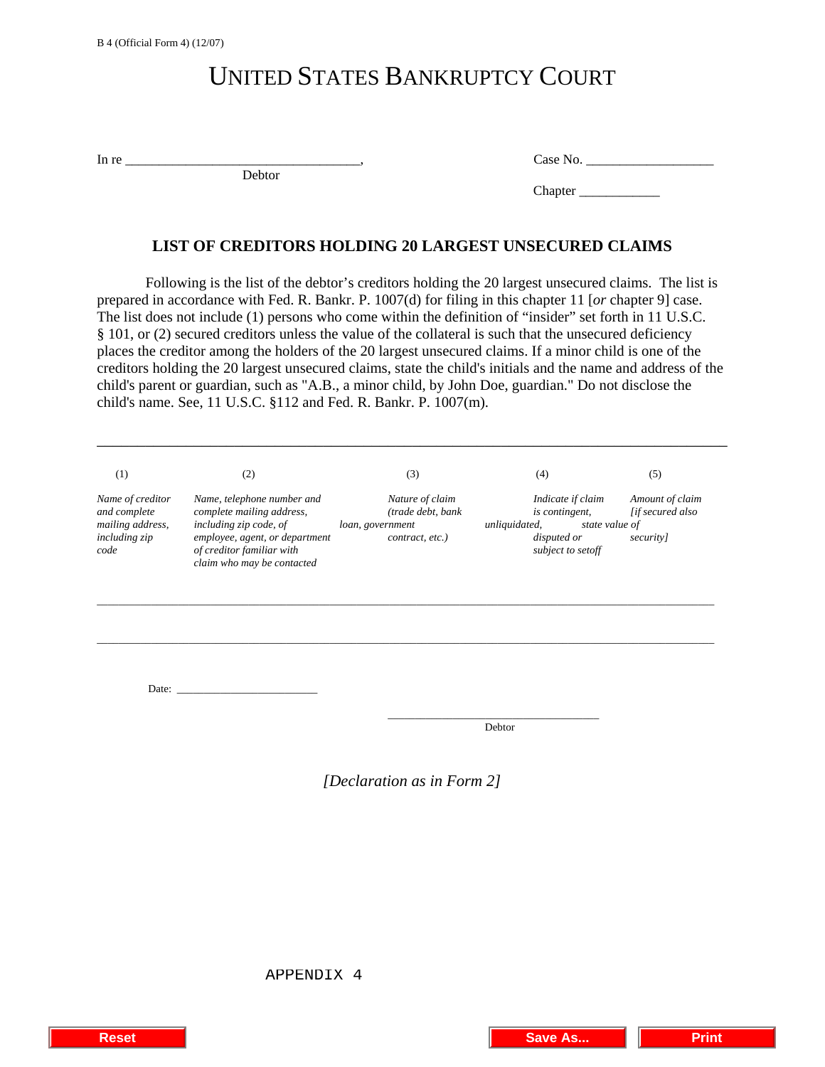B 4 (Official Form 4) (12/07)

# UNITED STATES BANKRUPTCY COURT

In re ___________________________________,
Debtor

Case No. ___________________

Chapter ____________

## LIST OF CREDITORS HOLDING 20 LARGEST UNSECURED CLAIMS

Following is the list of the debtor's creditors holding the 20 largest unsecured claims. The list is prepared in accordance with Fed. R. Bankr. P. 1007(d) for filing in this chapter 11 [*or* chapter 9] case. The list does not include (1) persons who come within the definition of "insider" set forth in 11 U.S.C. § 101, or (2) secured creditors unless the value of the collateral is such that the unsecured deficiency places the creditor among the holders of the 20 largest unsecured claims. If a minor child is one of the creditors holding the 20 largest unsecured claims, state the child's initials and the name and address of the child's parent or guardian, such as "A.B., a minor child, by John Doe, guardian." Do not disclose the child's name. See, 11 U.S.C. §112 and Fed. R. Bankr. P. 1007(m).

| (1) | (2) | (3) | (4) | (5) |
|---|---|---|---|---|
| *Name of creditor and complete mailing address, including zip code* | *Name, telephone number and complete mailing address, including zip code, of employee, agent, or department of creditor familiar with claim who may be contacted* | *Nature of claim (trade debt, bank loan, government contract, etc.)* | *Indicate if claim is contingent, unliquidated, disputed or subject to setoff* | *Amount of claim [if secured also state value of security]* |
| | | | | |

Date: ________________________

___________________________________
Debtor

*[Declaration as in Form 2]*

APPENDIX 4

Reset

Save As...

Print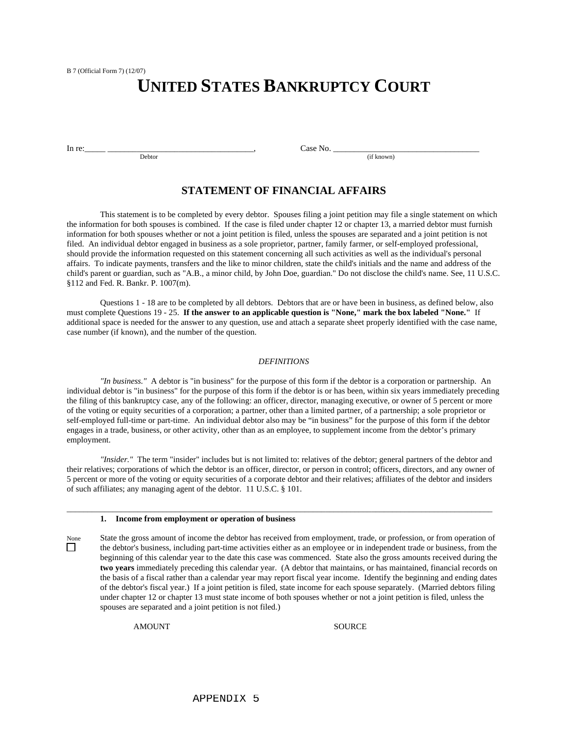B 7 (Official Form 7) (12/07)

# UNITED STATES BANKRUPTCY COURT

In re:_____ ___________________________________, Case No. ___________________________________
Debtor (if known)

## STATEMENT OF FINANCIAL AFFAIRS

This statement is to be completed by every debtor. Spouses filing a joint petition may file a single statement on which the information for both spouses is combined. If the case is filed under chapter 12 or chapter 13, a married debtor must furnish information for both spouses whether or not a joint petition is filed, unless the spouses are separated and a joint petition is not filed. An individual debtor engaged in business as a sole proprietor, partner, family farmer, or self-employed professional, should provide the information requested on this statement concerning all such activities as well as the individual's personal affairs. To indicate payments, transfers and the like to minor children, state the child's initials and the name and address of the child's parent or guardian, such as "A.B., a minor child, by John Doe, guardian." Do not disclose the child's name. See, 11 U.S.C. §112 and Fed. R. Bankr. P. 1007(m).

Questions 1 - 18 are to be completed by all debtors. Debtors that are or have been in business, as defined below, also must complete Questions 19 - 25. **If the answer to an applicable question is "None," mark the box labeled "None."** If additional space is needed for the answer to any question, use and attach a separate sheet properly identified with the case name, case number (if known), and the number of the question.

*DEFINITIONS*

*"In business."* A debtor is "in business" for the purpose of this form if the debtor is a corporation or partnership. An individual debtor is "in business" for the purpose of this form if the debtor is or has been, within six years immediately preceding the filing of this bankruptcy case, any of the following: an officer, director, managing executive, or owner of 5 percent or more of the voting or equity securities of a corporation; a partner, other than a limited partner, of a partnership; a sole proprietor or self-employed full-time or part-time. An individual debtor also may be "in business" for the purpose of this form if the debtor engages in a trade, business, or other activity, other than as an employee, to supplement income from the debtor's primary employment.

*"Insider."* The term "insider" includes but is not limited to: relatives of the debtor; general partners of the debtor and their relatives; corporations of which the debtor is an officer, director, or person in control; officers, directors, and any owner of 5 percent or more of the voting or equity securities of a corporate debtor and their relatives; affiliates of the debtor and insiders of such affiliates; any managing agent of the debtor. 11 U.S.C. § 101.

---

**1. Income from employment or operation of business**

None ☐

State the gross amount of income the debtor has received from employment, trade, or profession, or from operation of the debtor's business, including part-time activities either as an employee or in independent trade or business, from the beginning of this calendar year to the date this case was commenced. State also the gross amounts received during the **two years** immediately preceding this calendar year. (A debtor that maintains, or has maintained, financial records on the basis of a fiscal rather than a calendar year may report fiscal year income. Identify the beginning and ending dates of the debtor's fiscal year.) If a joint petition is filed, state income for each spouse separately. (Married debtors filing under chapter 12 or chapter 13 must state income of both spouses whether or not a joint petition is filed, unless the spouses are separated and a joint petition is not filed.)

AMOUNT SOURCE

APPENDIX 5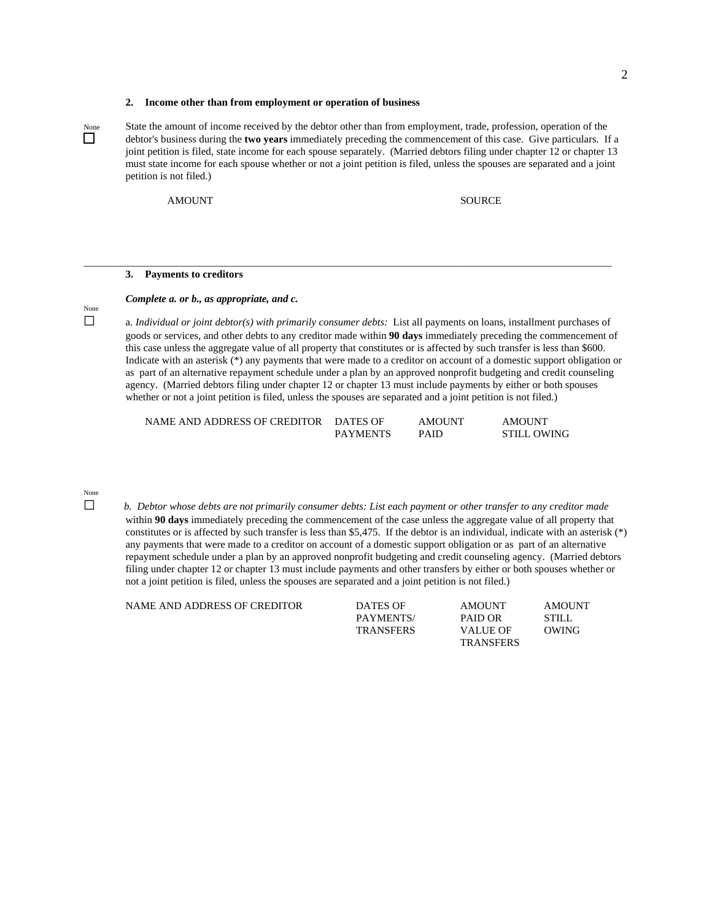**2. Income other than from employment or operation of business**

None ☐

State the amount of income received by the debtor other than from employment, trade, profession, operation of the debtor's business during the **two years** immediately preceding the commencement of this case. Give particulars. If a joint petition is filed, state income for each spouse separately. (Married debtors filing under chapter 12 or chapter 13 must state income for each spouse whether or not a joint petition is filed, unless the spouses are separated and a joint petition is not filed.)

| AMOUNT | SOURCE |
|---|---|

---

**3. Payments to creditors**

***Complete a. or b., as appropriate, and c.***

None ☐

a. *Individual or joint debtor(s) with primarily consumer debts:* List all payments on loans, installment purchases of goods or services, and other debts to any creditor made within **90 days** immediately preceding the commencement of this case unless the aggregate value of all property that constitutes or is affected by such transfer is less than $600. Indicate with an asterisk (*) any payments that were made to a creditor on account of a domestic support obligation or as part of an alternative repayment schedule under a plan by an approved nonprofit budgeting and credit counseling agency. (Married debtors filing under chapter 12 or chapter 13 must include payments by either or both spouses whether or not a joint petition is filed, unless the spouses are separated and a joint petition is not filed.)

| NAME AND ADDRESS OF CREDITOR | DATES OF PAYMENTS | AMOUNT PAID | AMOUNT STILL OWING |
|---|---|---|---|

None ☐

*b. Debtor whose debts are not primarily consumer debts: List each payment or other transfer to any creditor made* within **90 days** immediately preceding the commencement of the case unless the aggregate value of all property that constitutes or is affected by such transfer is less than $5,475. If the debtor is an individual, indicate with an asterisk (*) any payments that were made to a creditor on account of a domestic support obligation or as part of an alternative repayment schedule under a plan by an approved nonprofit budgeting and credit counseling agency. (Married debtors filing under chapter 12 or chapter 13 must include payments and other transfers by either or both spouses whether or not a joint petition is filed, unless the spouses are separated and a joint petition is not filed.)

| NAME AND ADDRESS OF CREDITOR | DATES OF PAYMENTS/ TRANSFERS | AMOUNT PAID OR VALUE OF TRANSFERS | AMOUNT STILL OWING |
|---|---|---|---|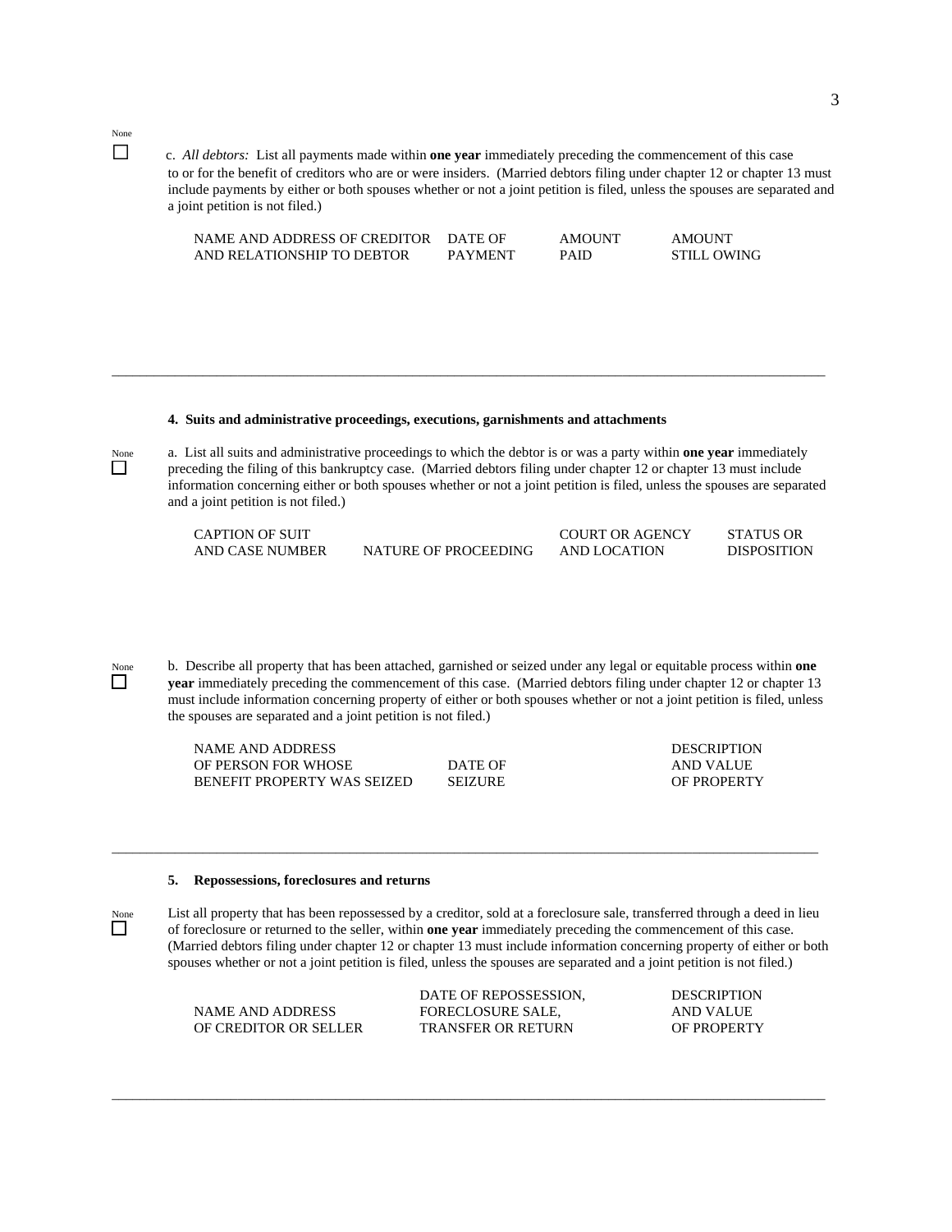None ☐

c. *All debtors:* List all payments made within **one year** immediately preceding the commencement of this case to or for the benefit of creditors who are or were insiders. (Married debtors filing under chapter 12 or chapter 13 must include payments by either or both spouses whether or not a joint petition is filed, unless the spouses are separated and a joint petition is not filed.)

| NAME AND ADDRESS OF CREDITOR AND RELATIONSHIP TO DEBTOR | DATE OF PAYMENT | AMOUNT PAID | AMOUNT STILL OWING |
|---|---|---|---|

---

**4. Suits and administrative proceedings, executions, garnishments and attachments**

None ☐

a. List all suits and administrative proceedings to which the debtor is or was a party within **one year** immediately preceding the filing of this bankruptcy case. (Married debtors filing under chapter 12 or chapter 13 must include information concerning either or both spouses whether or not a joint petition is filed, unless the spouses are separated and a joint petition is not filed.)

| CAPTION OF SUIT AND CASE NUMBER | NATURE OF PROCEEDING | COURT OR AGENCY AND LOCATION | STATUS OR DISPOSITION |
|---|---|---|---|

None ☐

b. Describe all property that has been attached, garnished or seized under any legal or equitable process within **one year** immediately preceding the commencement of this case. (Married debtors filing under chapter 12 or chapter 13 must include information concerning property of either or both spouses whether or not a joint petition is filed, unless the spouses are separated and a joint petition is not filed.)

| NAME AND ADDRESS OF PERSON FOR WHOSE BENEFIT PROPERTY WAS SEIZED | DATE OF SEIZURE | DESCRIPTION AND VALUE OF PROPERTY |
|---|---|---|

---

**5. Repossessions, foreclosures and returns**

None ☐

List all property that has been repossessed by a creditor, sold at a foreclosure sale, transferred through a deed in lieu of foreclosure or returned to the seller, within **one year** immediately preceding the commencement of this case. (Married debtors filing under chapter 12 or chapter 13 must include information concerning property of either or both spouses whether or not a joint petition is filed, unless the spouses are separated and a joint petition is not filed.)

| NAME AND ADDRESS OF CREDITOR OR SELLER | DATE OF REPOSSESSION, FORECLOSURE SALE, TRANSFER OR RETURN | DESCRIPTION AND VALUE OF PROPERTY |
|---|---|---|

---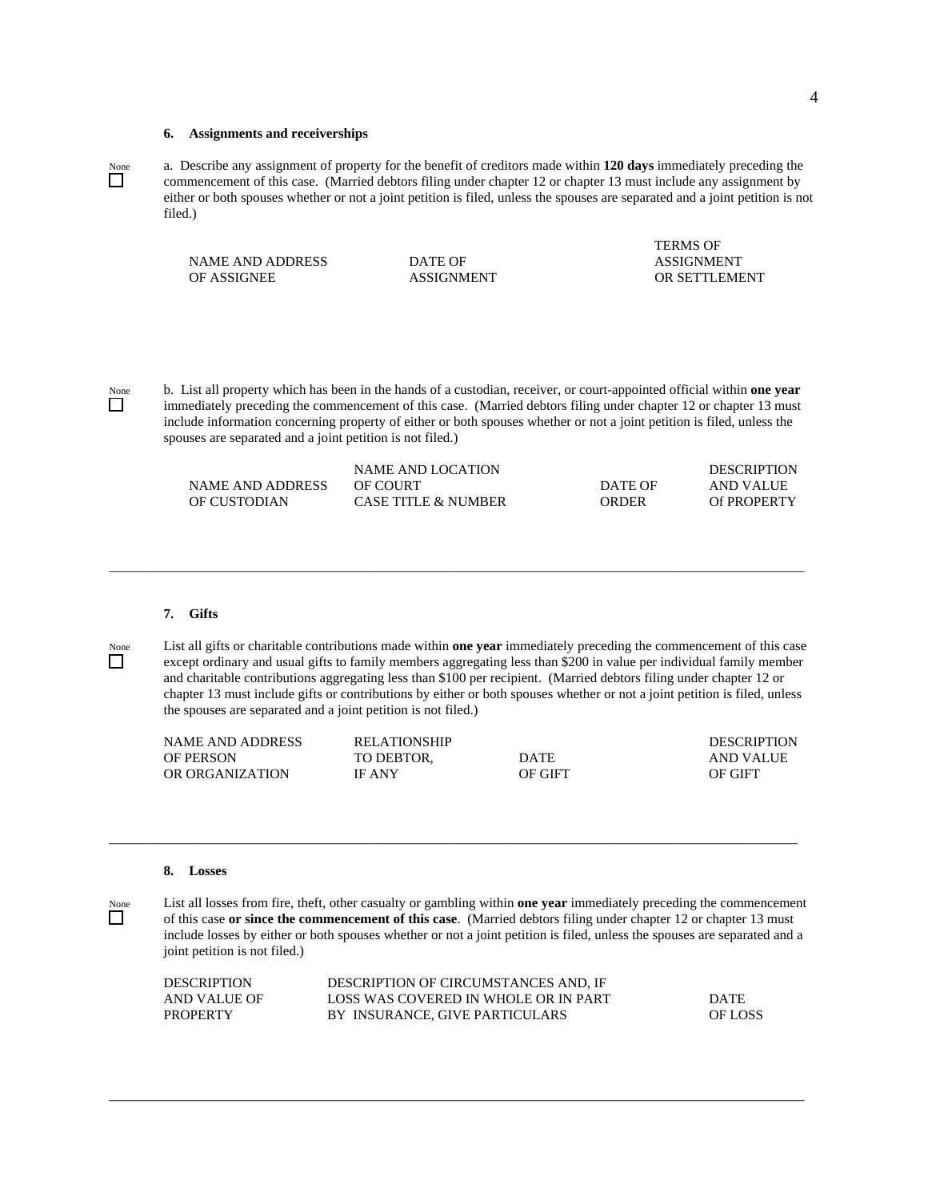**6. Assignments and receiverships**

None ☐

a. Describe any assignment of property for the benefit of creditors made within **120 days** immediately preceding the commencement of this case. (Married debtors filing under chapter 12 or chapter 13 must include any assignment by either or both spouses whether or not a joint petition is filed, unless the spouses are separated and a joint petition is not filed.)

| NAME AND ADDRESS OF ASSIGNEE | DATE OF ASSIGNMENT | TERMS OF ASSIGNMENT OR SETTLEMENT |
|---|---|---|

None ☐

b. List all property which has been in the hands of a custodian, receiver, or court-appointed official within **one year** immediately preceding the commencement of this case. (Married debtors filing under chapter 12 or chapter 13 must include information concerning property of either or both spouses whether or not a joint petition is filed, unless the spouses are separated and a joint petition is not filed.)

| NAME AND ADDRESS OF CUSTODIAN | NAME AND LOCATION OF COURT CASE TITLE & NUMBER | DATE OF ORDER | DESCRIPTION AND VALUE Of PROPERTY |
|---|---|---|---|

---

**7. Gifts**

None ☐

List all gifts or charitable contributions made within **one year** immediately preceding the commencement of this case except ordinary and usual gifts to family members aggregating less than $200 in value per individual family member and charitable contributions aggregating less than $100 per recipient. (Married debtors filing under chapter 12 or chapter 13 must include gifts or contributions by either or both spouses whether or not a joint petition is filed, unless the spouses are separated and a joint petition is not filed.)

| NAME AND ADDRESS OF PERSON OR ORGANIZATION | RELATIONSHIP TO DEBTOR, IF ANY | DATE OF GIFT | DESCRIPTION AND VALUE OF GIFT |
|---|---|---|---|

---

**8. Losses**

None ☐

List all losses from fire, theft, other casualty or gambling within **one year** immediately preceding the commencement of this case **or since the commencement of this case**. (Married debtors filing under chapter 12 or chapter 13 must include losses by either or both spouses whether or not a joint petition is filed, unless the spouses are separated and a joint petition is not filed.)

| DESCRIPTION AND VALUE OF PROPERTY | DESCRIPTION OF CIRCUMSTANCES AND, IF LOSS WAS COVERED IN WHOLE OR IN PART BY INSURANCE, GIVE PARTICULARS | DATE OF LOSS |
|---|---|---|

---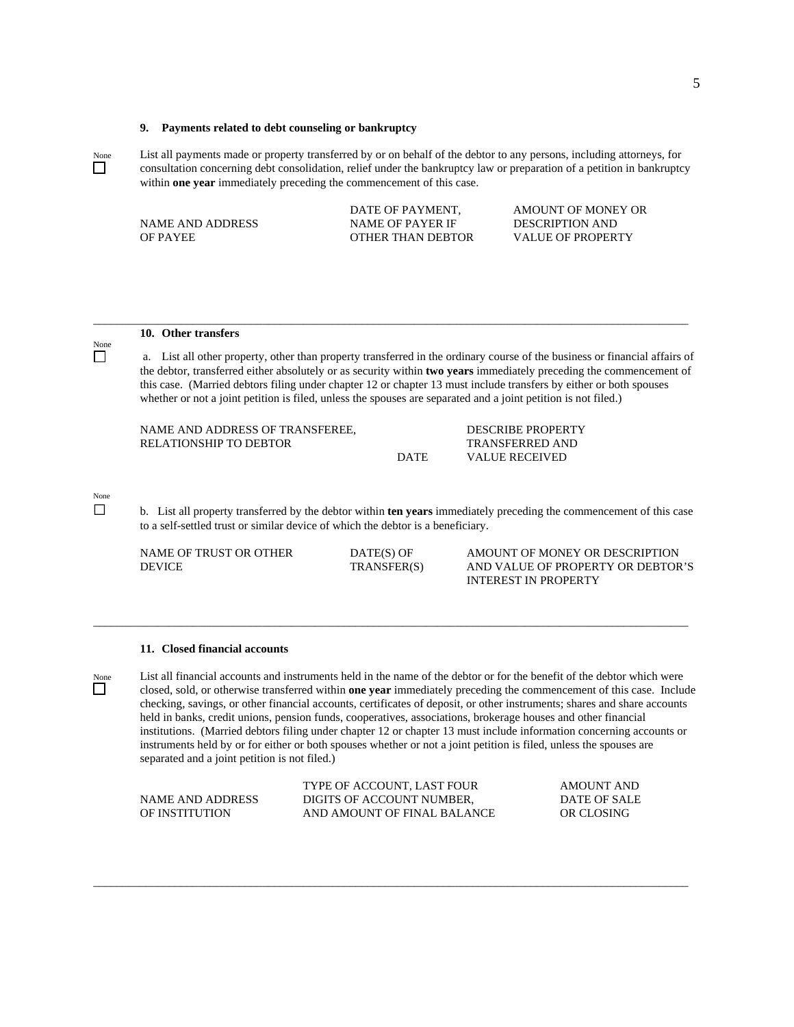**9. Payments related to debt counseling or bankruptcy**

None ☐

List all payments made or property transferred by or on behalf of the debtor to any persons, including attorneys, for consultation concerning debt consolidation, relief under the bankruptcy law or preparation of a petition in bankruptcy within **one year** immediately preceding the commencement of this case.

| NAME AND ADDRESS OF PAYEE | DATE OF PAYMENT, NAME OF PAYER IF OTHER THAN DEBTOR | AMOUNT OF MONEY OR DESCRIPTION AND VALUE OF PROPERTY |
|---|---|---|

---

**10. Other transfers**

None ☐

a. List all other property, other than property transferred in the ordinary course of the business or financial affairs of the debtor, transferred either absolutely or as security within **two years** immediately preceding the commencement of this case. (Married debtors filing under chapter 12 or chapter 13 must include transfers by either or both spouses whether or not a joint petition is filed, unless the spouses are separated and a joint petition is not filed.)

| NAME AND ADDRESS OF TRANSFEREE, RELATIONSHIP TO DEBTOR | DATE | DESCRIBE PROPERTY TRANSFERRED AND VALUE RECEIVED |
|---|---|---|

None ☐

b. List all property transferred by the debtor within **ten years** immediately preceding the commencement of this case to a self-settled trust or similar device of which the debtor is a beneficiary.

| NAME OF TRUST OR OTHER DEVICE | DATE(S) OF TRANSFER(S) | AMOUNT OF MONEY OR DESCRIPTION AND VALUE OF PROPERTY OR DEBTOR'S INTEREST IN PROPERTY |
|---|---|---|

---

**11. Closed financial accounts**

None ☐

List all financial accounts and instruments held in the name of the debtor or for the benefit of the debtor which were closed, sold, or otherwise transferred within **one year** immediately preceding the commencement of this case. Include checking, savings, or other financial accounts, certificates of deposit, or other instruments; shares and share accounts held in banks, credit unions, pension funds, cooperatives, associations, brokerage houses and other financial institutions. (Married debtors filing under chapter 12 or chapter 13 must include information concerning accounts or instruments held by or for either or both spouses whether or not a joint petition is filed, unless the spouses are separated and a joint petition is not filed.)

| NAME AND ADDRESS OF INSTITUTION | TYPE OF ACCOUNT, LAST FOUR DIGITS OF ACCOUNT NUMBER, AND AMOUNT OF FINAL BALANCE | AMOUNT AND DATE OF SALE OR CLOSING |
|---|---|---|

---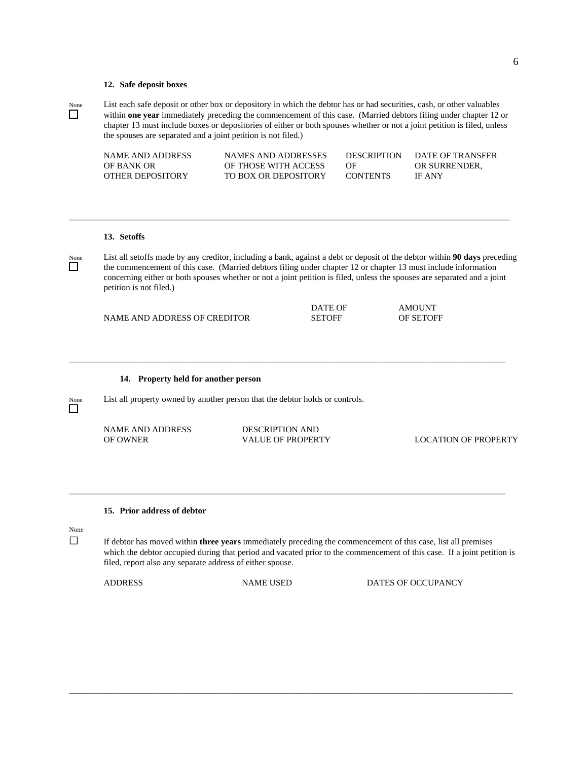### 12. Safe deposit boxes

None ☐

List each safe deposit or other box or depository in which the debtor has or had securities, cash, or other valuables within **one year** immediately preceding the commencement of this case. (Married debtors filing under chapter 12 or chapter 13 must include boxes or depositories of either or both spouses whether or not a joint petition is filed, unless the spouses are separated and a joint petition is not filed.)

| NAME AND ADDRESS OF BANK OR OTHER DEPOSITORY | NAMES AND ADDRESSES OF THOSE WITH ACCESS TO BOX OR DEPOSITORY | DESCRIPTION OF CONTENTS | DATE OF TRANSFER OR SURRENDER, IF ANY |
|---|---|---|---|

---

### 13. Setoffs

None ☐

List all setoffs made by any creditor, including a bank, against a debt or deposit of the debtor within **90 days** preceding the commencement of this case. (Married debtors filing under chapter 12 or chapter 13 must include information concerning either or both spouses whether or not a joint petition is filed, unless the spouses are separated and a joint petition is not filed.)

| NAME AND ADDRESS OF CREDITOR | DATE OF SETOFF | AMOUNT OF SETOFF |
|---|---|---|

---

### 14. Property held for another person

None ☐

List all property owned by another person that the debtor holds or controls.

| NAME AND ADDRESS OF OWNER | DESCRIPTION AND VALUE OF PROPERTY | LOCATION OF PROPERTY |
|---|---|---|

---

### 15. Prior address of debtor

None ☐

If debtor has moved within **three years** immediately preceding the commencement of this case, list all premises which the debtor occupied during that period and vacated prior to the commencement of this case. If a joint petition is filed, report also any separate address of either spouse.

| ADDRESS | NAME USED | DATES OF OCCUPANCY |
|---|---|---|

---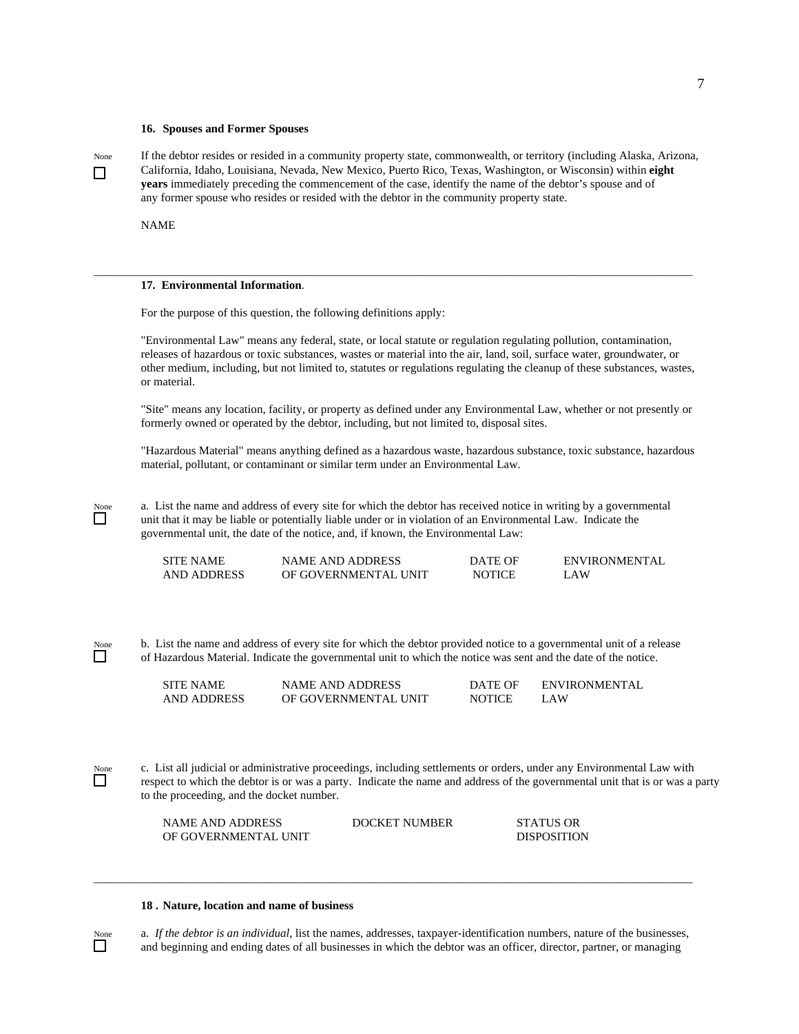**16. Spouses and Former Spouses**

None ☐

If the debtor resides or resided in a community property state, commonwealth, or territory (including Alaska, Arizona, California, Idaho, Louisiana, Nevada, New Mexico, Puerto Rico, Texas, Washington, or Wisconsin) within **eight years** immediately preceding the commencement of the case, identify the name of the debtor's spouse and of any former spouse who resides or resided with the debtor in the community property state.

NAME

---

**17. Environmental Information**.

For the purpose of this question, the following definitions apply:

"Environmental Law" means any federal, state, or local statute or regulation regulating pollution, contamination, releases of hazardous or toxic substances, wastes or material into the air, land, soil, surface water, groundwater, or other medium, including, but not limited to, statutes or regulations regulating the cleanup of these substances, wastes, or material.

"Site" means any location, facility, or property as defined under any Environmental Law, whether or not presently or formerly owned or operated by the debtor, including, but not limited to, disposal sites.

"Hazardous Material" means anything defined as a hazardous waste, hazardous substance, toxic substance, hazardous material, pollutant, or contaminant or similar term under an Environmental Law.

None ☐

a. List the name and address of every site for which the debtor has received notice in writing by a governmental unit that it may be liable or potentially liable under or in violation of an Environmental Law. Indicate the governmental unit, the date of the notice, and, if known, the Environmental Law:

| SITE NAME AND ADDRESS | NAME AND ADDRESS OF GOVERNMENTAL UNIT | DATE OF NOTICE | ENVIRONMENTAL LAW |
|---|---|---|---|

None ☐

b. List the name and address of every site for which the debtor provided notice to a governmental unit of a release of Hazardous Material. Indicate the governmental unit to which the notice was sent and the date of the notice.

| SITE NAME AND ADDRESS | NAME AND ADDRESS OF GOVERNMENTAL UNIT | DATE OF NOTICE | ENVIRONMENTAL LAW |
|---|---|---|---|

None ☐

c. List all judicial or administrative proceedings, including settlements or orders, under any Environmental Law with respect to which the debtor is or was a party. Indicate the name and address of the governmental unit that is or was a party to the proceeding, and the docket number.

| NAME AND ADDRESS OF GOVERNMENTAL UNIT | DOCKET NUMBER | STATUS OR DISPOSITION |
|---|---|---|

---

**18 . Nature, location and name of business**

None ☐

a. *If the debtor is an individual*, list the names, addresses, taxpayer-identification numbers, nature of the businesses, and beginning and ending dates of all businesses in which the debtor was an officer, director, partner, or managing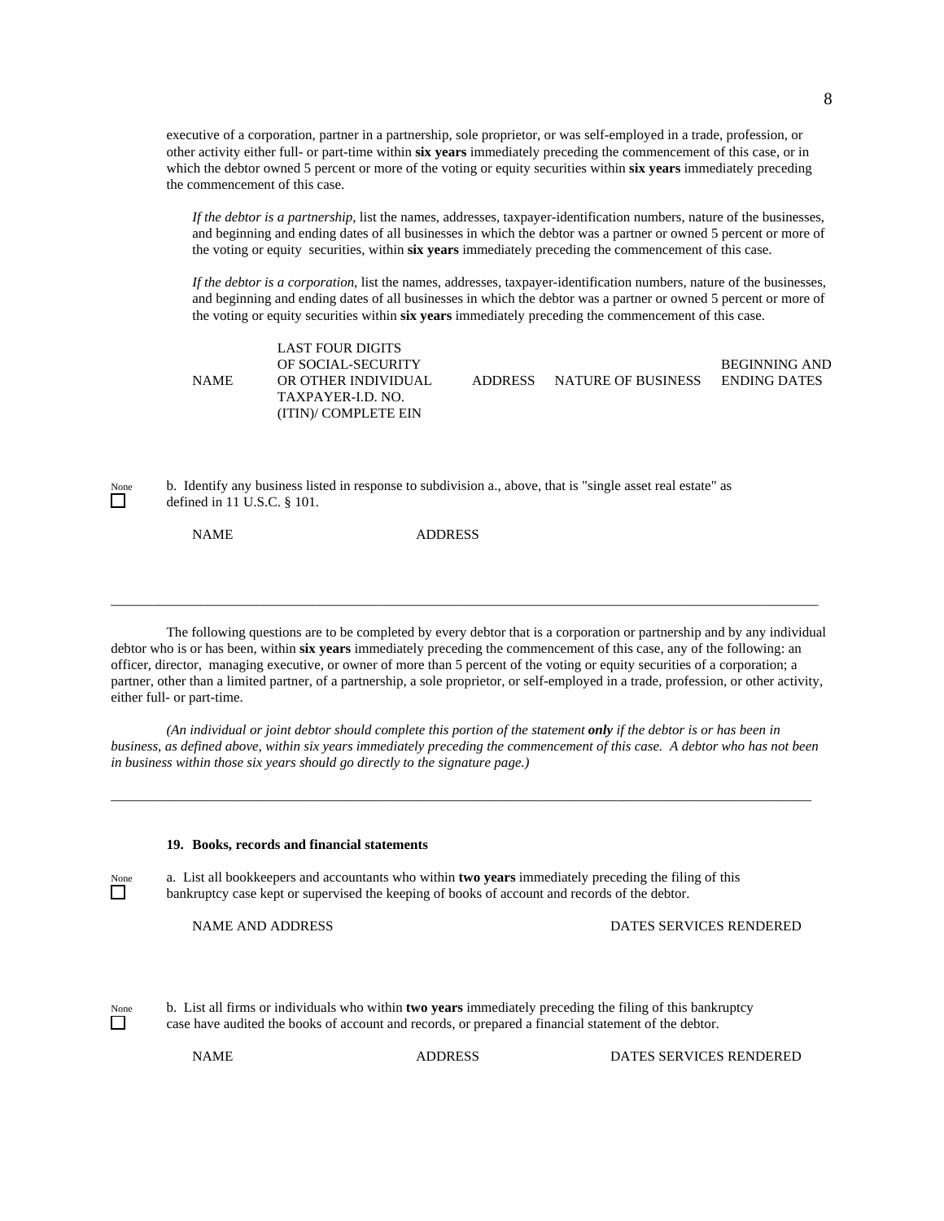executive of a corporation, partner in a partnership, sole proprietor, or was self-employed in a trade, profession, or other activity either full- or part-time within **six years** immediately preceding the commencement of this case, or in which the debtor owned 5 percent or more of the voting or equity securities within **six years** immediately preceding the commencement of this case.

*If the debtor is a partnership*, list the names, addresses, taxpayer-identification numbers, nature of the businesses, and beginning and ending dates of all businesses in which the debtor was a partner or owned 5 percent or more of the voting or equity securities, within **six years** immediately preceding the commencement of this case.

*If the debtor is a corporation*, list the names, addresses, taxpayer-identification numbers, nature of the businesses, and beginning and ending dates of all businesses in which the debtor was a partner or owned 5 percent or more of the voting or equity securities within **six years** immediately preceding the commencement of this case.

| NAME | LAST FOUR DIGITS OF SOCIAL-SECURITY OR OTHER INDIVIDUAL TAXPAYER-I.D. NO. (ITIN)/ COMPLETE EIN | ADDRESS | NATURE OF BUSINESS | BEGINNING AND ENDING DATES |
|---|---|---|---|---|

None ☐ b. Identify any business listed in response to subdivision a., above, that is "single asset real estate" as defined in 11 U.S.C. § 101.

| NAME | ADDRESS |
|---|---|

---

The following questions are to be completed by every debtor that is a corporation or partnership and by any individual debtor who is or has been, within **six years** immediately preceding the commencement of this case, any of the following: an officer, director, managing executive, or owner of more than 5 percent of the voting or equity securities of a corporation; a partner, other than a limited partner, of a partnership, a sole proprietor, or self-employed in a trade, profession, or other activity, either full- or part-time.

*(An individual or joint debtor should complete this portion of the statement **only** if the debtor is or has been in business, as defined above, within six years immediately preceding the commencement of this case. A debtor who has not been in business within those six years should go directly to the signature page.)*

---

**19. Books, records and financial statements**

None ☐ a. List all bookkeepers and accountants who within **two years** immediately preceding the filing of this bankruptcy case kept or supervised the keeping of books of account and records of the debtor.

| NAME AND ADDRESS | DATES SERVICES RENDERED |
|---|---|

None ☐ b. List all firms or individuals who within **two years** immediately preceding the filing of this bankruptcy case have audited the books of account and records, or prepared a financial statement of the debtor.

| NAME | ADDRESS | DATES SERVICES RENDERED |
|---|---|---|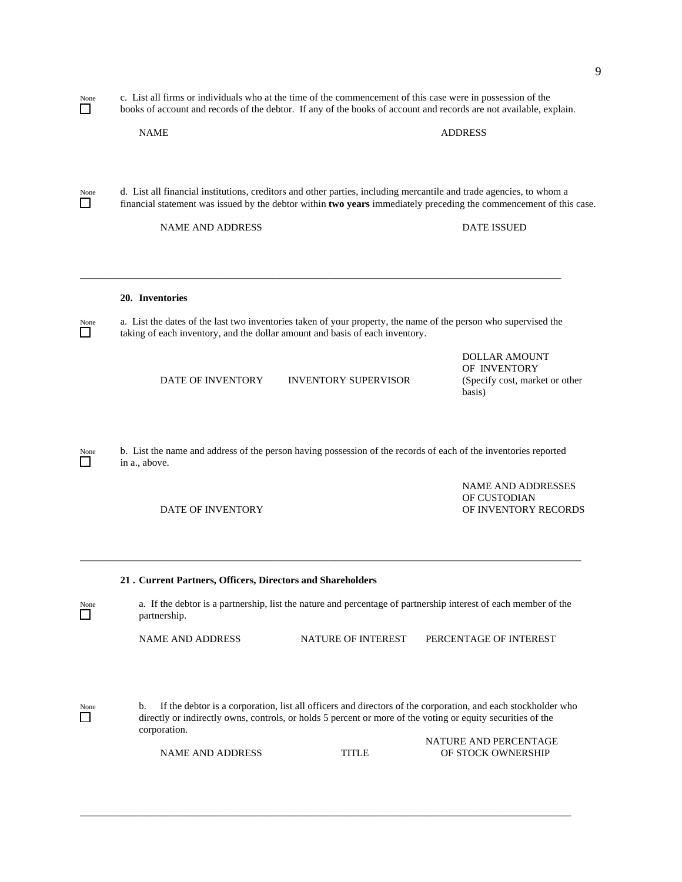None ☐ c. List all firms or individuals who at the time of the commencement of this case were in possession of the books of account and records of the debtor. If any of the books of account and records are not available, explain.

| NAME | ADDRESS |
| --- | --- |

None ☐ d. List all financial institutions, creditors and other parties, including mercantile and trade agencies, to whom a financial statement was issued by the debtor within **two years** immediately preceding the commencement of this case.

| NAME AND ADDRESS | DATE ISSUED |
| --- | --- |

---

**20. Inventories**

None ☐ a. List the dates of the last two inventories taken of your property, the name of the person who supervised the taking of each inventory, and the dollar amount and basis of each inventory.

| DATE OF INVENTORY | INVENTORY SUPERVISOR | DOLLAR AMOUNT OF INVENTORY (Specify cost, market or other basis) |
| --- | --- | --- |

None ☐ b. List the name and address of the person having possession of the records of each of the inventories reported in a., above.

| DATE OF INVENTORY | NAME AND ADDRESSES OF CUSTODIAN OF INVENTORY RECORDS |
| --- | --- |

---

**21 . Current Partners, Officers, Directors and Shareholders**

None ☐ a. If the debtor is a partnership, list the nature and percentage of partnership interest of each member of the partnership.

| NAME AND ADDRESS | NATURE OF INTEREST | PERCENTAGE OF INTEREST |
| --- | --- | --- |

None ☐ b. If the debtor is a corporation, list all officers and directors of the corporation, and each stockholder who directly or indirectly owns, controls, or holds 5 percent or more of the voting or equity securities of the corporation.

| NAME AND ADDRESS | TITLE | NATURE AND PERCENTAGE OF STOCK OWNERSHIP |
| --- | --- | --- |

---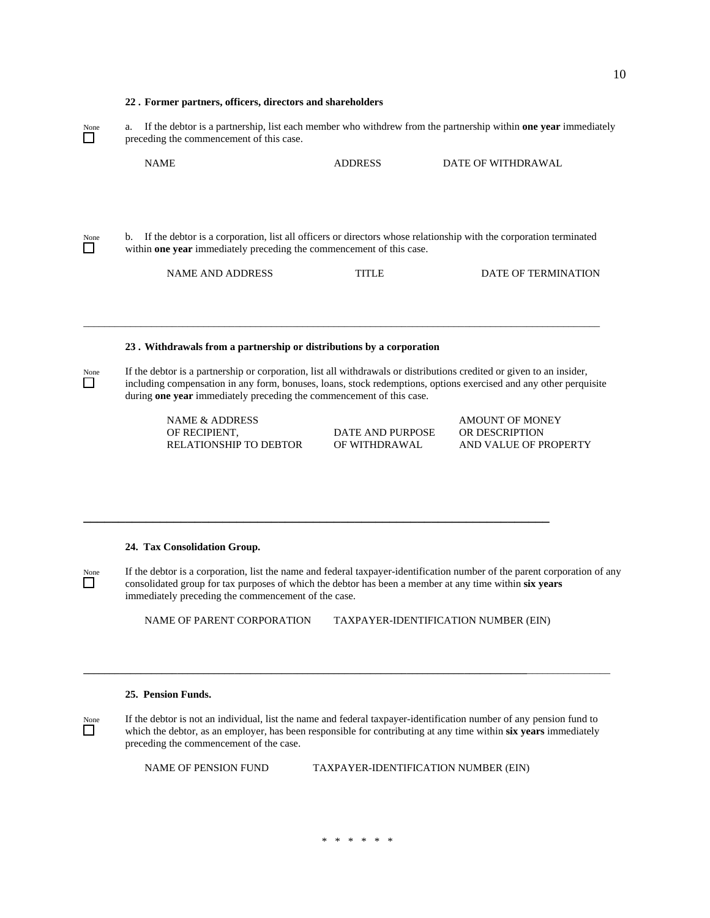**22 . Former partners, officers, directors and shareholders**

None ☐

a. If the debtor is a partnership, list each member who withdrew from the partnership within **one year** immediately preceding the commencement of this case.

| NAME | ADDRESS | DATE OF WITHDRAWAL |
|---|---|---|

None ☐

b. If the debtor is a corporation, list all officers or directors whose relationship with the corporation terminated within **one year** immediately preceding the commencement of this case.

| NAME AND ADDRESS | TITLE | DATE OF TERMINATION |
|---|---|---|

---

**23 . Withdrawals from a partnership or distributions by a corporation**

None ☐

If the debtor is a partnership or corporation, list all withdrawals or distributions credited or given to an insider, including compensation in any form, bonuses, loans, stock redemptions, options exercised and any other perquisite during **one year** immediately preceding the commencement of this case.

| NAME & ADDRESS OF RECIPIENT, RELATIONSHIP TO DEBTOR | DATE AND PURPOSE OF WITHDRAWAL | AMOUNT OF MONEY OR DESCRIPTION AND VALUE OF PROPERTY |
|---|---|---|

---

**24. Tax Consolidation Group.**

None ☐

If the debtor is a corporation, list the name and federal taxpayer-identification number of the parent corporation of any consolidated group for tax purposes of which the debtor has been a member at any time within **six years** immediately preceding the commencement of the case.

| NAME OF PARENT CORPORATION | TAXPAYER-IDENTIFICATION NUMBER (EIN) |
|---|---|

---

**25. Pension Funds.**

None ☐

If the debtor is not an individual, list the name and federal taxpayer-identification number of any pension fund to which the debtor, as an employer, has been responsible for contributing at any time within **six years** immediately preceding the commencement of the case.

| NAME OF PENSION FUND | TAXPAYER-IDENTIFICATION NUMBER (EIN) |
|---|---|

* * * * * *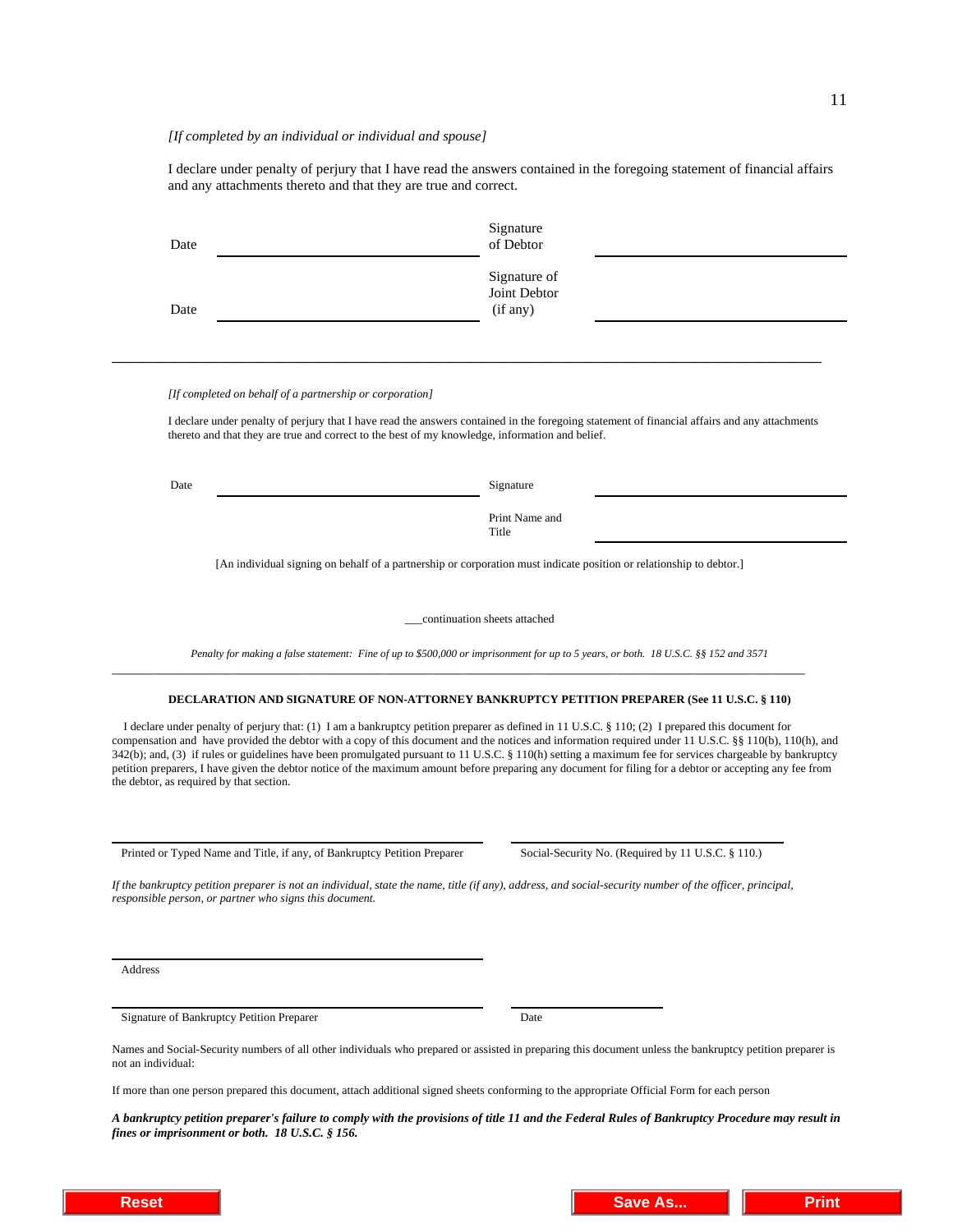*[If completed by an individual or individual and spouse]*

I declare under penalty of perjury that I have read the answers contained in the foregoing statement of financial affairs and any attachments thereto and that they are true and correct.

Date ______________________________ Signature of Debtor ______________________________

Date ______________________________ Signature of Joint Debtor (if any) ______________________________

---

*[If completed on behalf of a partnership or corporation]*

I declare under penalty of perjury that I have read the answers contained in the foregoing statement of financial affairs and any attachments thereto and that they are true and correct to the best of my knowledge, information and belief.

Date ______________________________ Signature ______________________________

Print Name and Title ______________________________

[An individual signing on behalf of a partnership or corporation must indicate position or relationship to debtor.]

___continuation sheets attached

*Penalty for making a false statement: Fine of up to $500,000 or imprisonment for up to 5 years, or both. 18 U.S.C. §§ 152 and 3571*

---

**DECLARATION AND SIGNATURE OF NON-ATTORNEY BANKRUPTCY PETITION PREPARER (See 11 U.S.C. § 110)**

I declare under penalty of perjury that: (1) I am a bankruptcy petition preparer as defined in 11 U.S.C. § 110; (2) I prepared this document for compensation and have provided the debtor with a copy of this document and the notices and information required under 11 U.S.C. §§ 110(b), 110(h), and 342(b); and, (3) if rules or guidelines have been promulgated pursuant to 11 U.S.C. § 110(h) setting a maximum fee for services chargeable by bankruptcy petition preparers, I have given the debtor notice of the maximum amount before preparing any document for filing for a debtor or accepting any fee from the debtor, as required by that section.

______________________________ ______________________________

Printed or Typed Name and Title, if any, of Bankruptcy Petition Preparer | Social-Security No. (Required by 11 U.S.C. § 110.)

*If the bankruptcy petition preparer is not an individual, state the name, title (if any), address, and social-security number of the officer, principal, responsible person, or partner who signs this document.*

______________________________

Address

______________________________ ______________________________

Signature of Bankruptcy Petition Preparer | Date

Names and Social-Security numbers of all other individuals who prepared or assisted in preparing this document unless the bankruptcy petition preparer is not an individual:

If more than one person prepared this document, attach additional signed sheets conforming to the appropriate Official Form for each person

***A bankruptcy petition preparer's failure to comply with the provisions of title 11 and the Federal Rules of Bankruptcy Procedure may result in fines or imprisonment or both. 18 U.S.C. § 156.***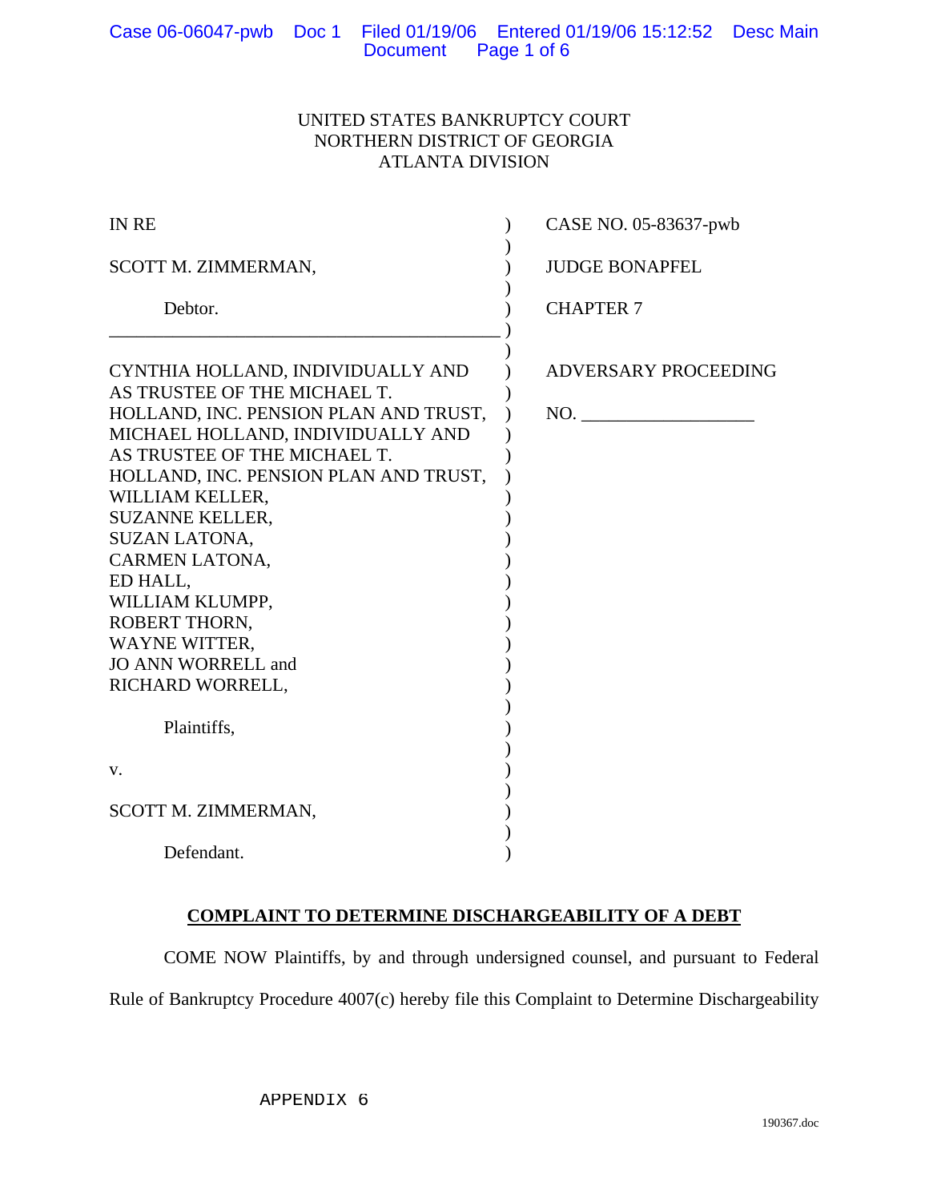UNITED STATES BANKRUPTCY COURT
NORTHERN DISTRICT OF GEORGIA
ATLANTA DIVISION

| | | |
|---|---|---|
| IN RE | ) | CASE NO. 05-83637-pwb |
| | ) | |
| SCOTT M. ZIMMERMAN, | ) | JUDGE BONAPFEL |
| | ) | |
| Debtor. | ) | CHAPTER 7 |
| | ) | |
| CYNTHIA HOLLAND, INDIVIDUALLY AND AS TRUSTEE OF THE MICHAEL T. HOLLAND, INC. PENSION PLAN AND TRUST, MICHAEL HOLLAND, INDIVIDUALLY AND AS TRUSTEE OF THE MICHAEL T. HOLLAND, INC. PENSION PLAN AND TRUST, WILLIAM KELLER, SUZANNE KELLER, SUZAN LATONA, CARMEN LATONA, ED HALL, WILLIAM KLUMPP, ROBERT THORN, WAYNE WITTER, JO ANN WORRELL and RICHARD WORRELL, | ) | ADVERSARY PROCEEDING NO. ___________________ |
| | ) | |
| Plaintiffs, | ) | |
| | ) | |
| v. | ) | |
| | ) | |
| SCOTT M. ZIMMERMAN, | ) | |
| | ) | |
| Defendant. | ) | |

## COMPLAINT TO DETERMINE DISCHARGEABILITY OF A DEBT

COME NOW Plaintiffs, by and through undersigned counsel, and pursuant to Federal Rule of Bankruptcy Procedure 4007(c) hereby file this Complaint to Determine Dischargeability

APPENDIX 6

190367.doc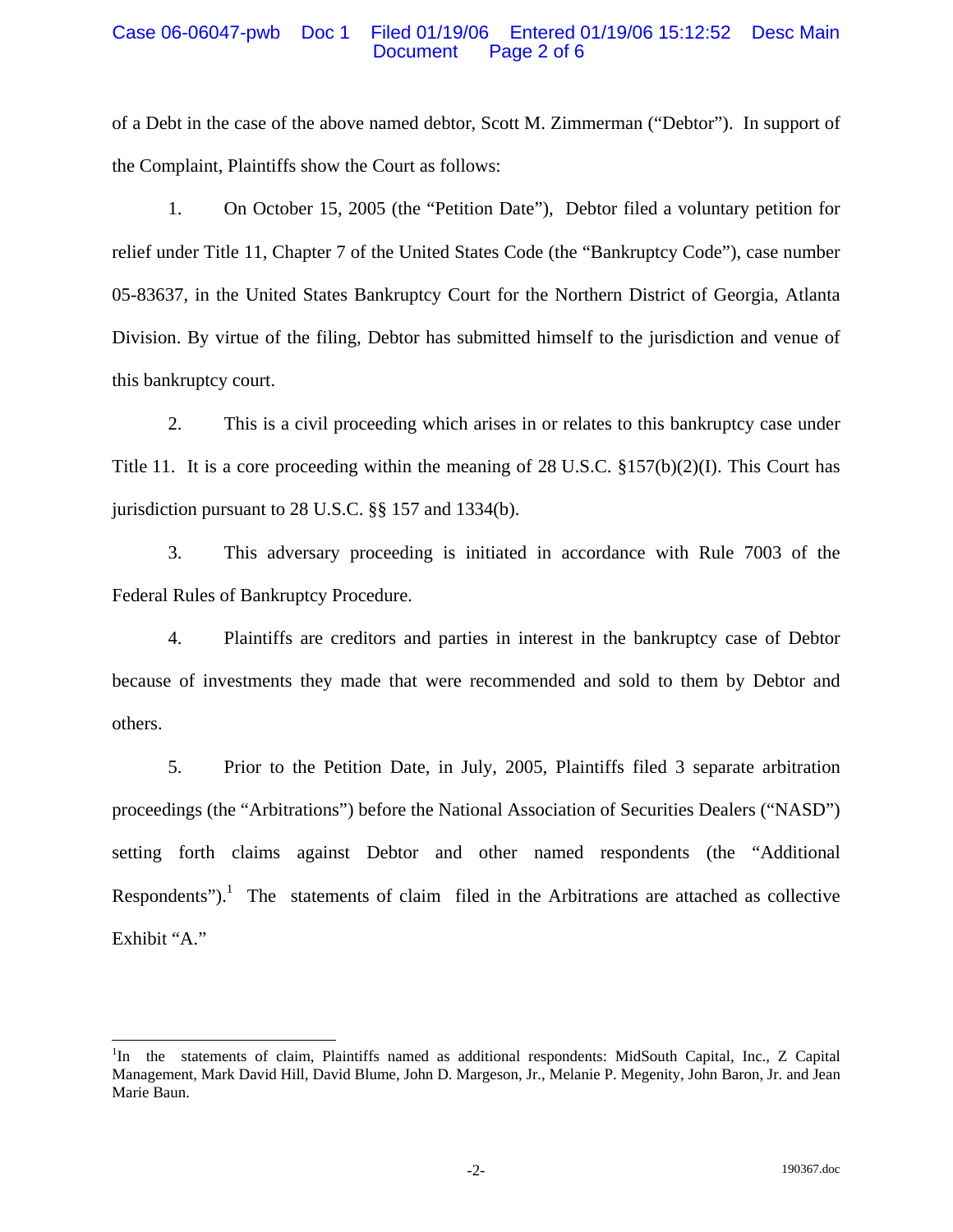of a Debt in the case of the above named debtor, Scott M. Zimmerman ("Debtor"). In support of the Complaint, Plaintiffs show the Court as follows:

1. On October 15, 2005 (the "Petition Date"), Debtor filed a voluntary petition for relief under Title 11, Chapter 7 of the United States Code (the "Bankruptcy Code"), case number 05-83637, in the United States Bankruptcy Court for the Northern District of Georgia, Atlanta Division. By virtue of the filing, Debtor has submitted himself to the jurisdiction and venue of this bankruptcy court.

2. This is a civil proceeding which arises in or relates to this bankruptcy case under Title 11. It is a core proceeding within the meaning of 28 U.S.C. §157(b)(2)(I). This Court has jurisdiction pursuant to 28 U.S.C. §§ 157 and 1334(b).

3. This adversary proceeding is initiated in accordance with Rule 7003 of the Federal Rules of Bankruptcy Procedure.

4. Plaintiffs are creditors and parties in interest in the bankruptcy case of Debtor because of investments they made that were recommended and sold to them by Debtor and others.

5. Prior to the Petition Date, in July, 2005, Plaintiffs filed 3 separate arbitration proceedings (the "Arbitrations") before the National Association of Securities Dealers ("NASD") setting forth claims against Debtor and other named respondents (the "Additional Respondents").[1] The statements of claim filed in the Arbitrations are attached as collective Exhibit "A."

[1] In the statements of claim, Plaintiffs named as additional respondents: MidSouth Capital, Inc., Z Capital Management, Mark David Hill, David Blume, John D. Margeson, Jr., Melanie P. Megenity, John Baron, Jr. and Jean Marie Baun.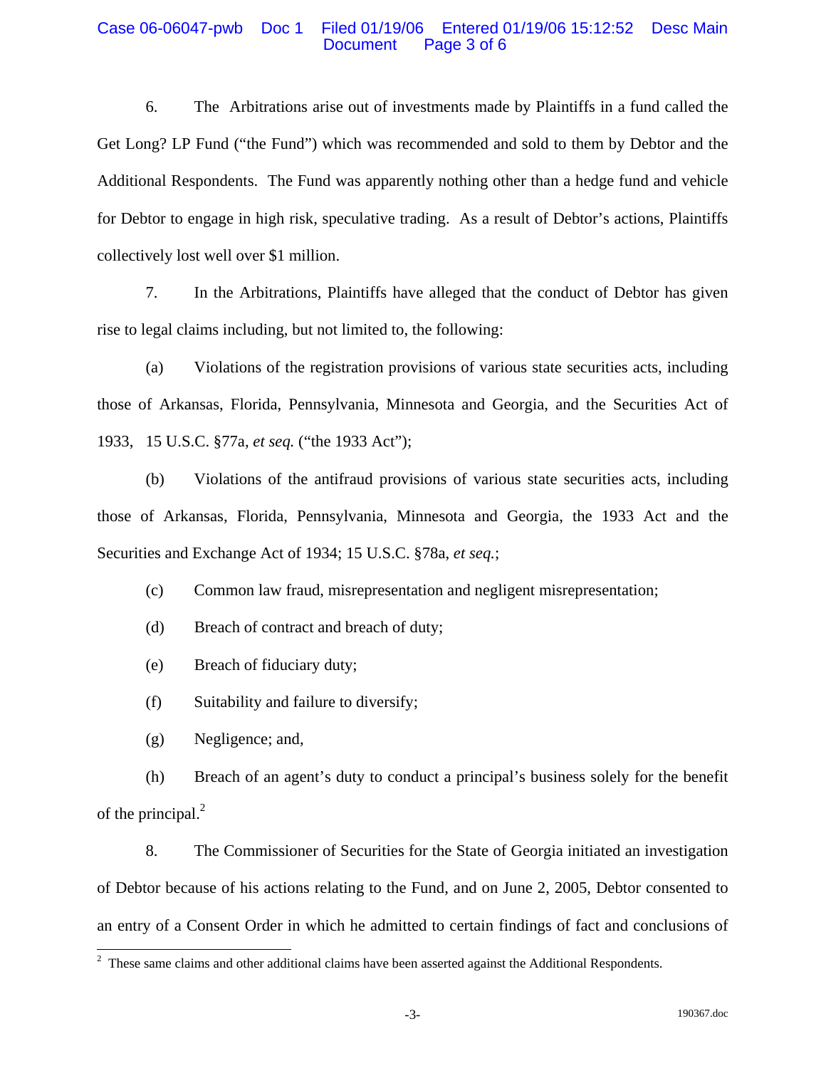6. The Arbitrations arise out of investments made by Plaintiffs in a fund called the Get Long? LP Fund ("the Fund") which was recommended and sold to them by Debtor and the Additional Respondents. The Fund was apparently nothing other than a hedge fund and vehicle for Debtor to engage in high risk, speculative trading. As a result of Debtor's actions, Plaintiffs collectively lost well over $1 million.

7. In the Arbitrations, Plaintiffs have alleged that the conduct of Debtor has given rise to legal claims including, but not limited to, the following:

(a) Violations of the registration provisions of various state securities acts, including those of Arkansas, Florida, Pennsylvania, Minnesota and Georgia, and the Securities Act of 1933, 15 U.S.C. §77a, *et seq.* ("the 1933 Act");

(b) Violations of the antifraud provisions of various state securities acts, including those of Arkansas, Florida, Pennsylvania, Minnesota and Georgia, the 1933 Act and the Securities and Exchange Act of 1934; 15 U.S.C. §78a, *et seq.*;

(c) Common law fraud, misrepresentation and negligent misrepresentation;

(d) Breach of contract and breach of duty;

(e) Breach of fiduciary duty;

(f) Suitability and failure to diversify;

(g) Negligence; and,

(h) Breach of an agent's duty to conduct a principal's business solely for the benefit of the principal.[2]

8. The Commissioner of Securities for the State of Georgia initiated an investigation of Debtor because of his actions relating to the Fund, and on June 2, 2005, Debtor consented to an entry of a Consent Order in which he admitted to certain findings of fact and conclusions of

---

[2] These same claims and other additional claims have been asserted against the Additional Respondents.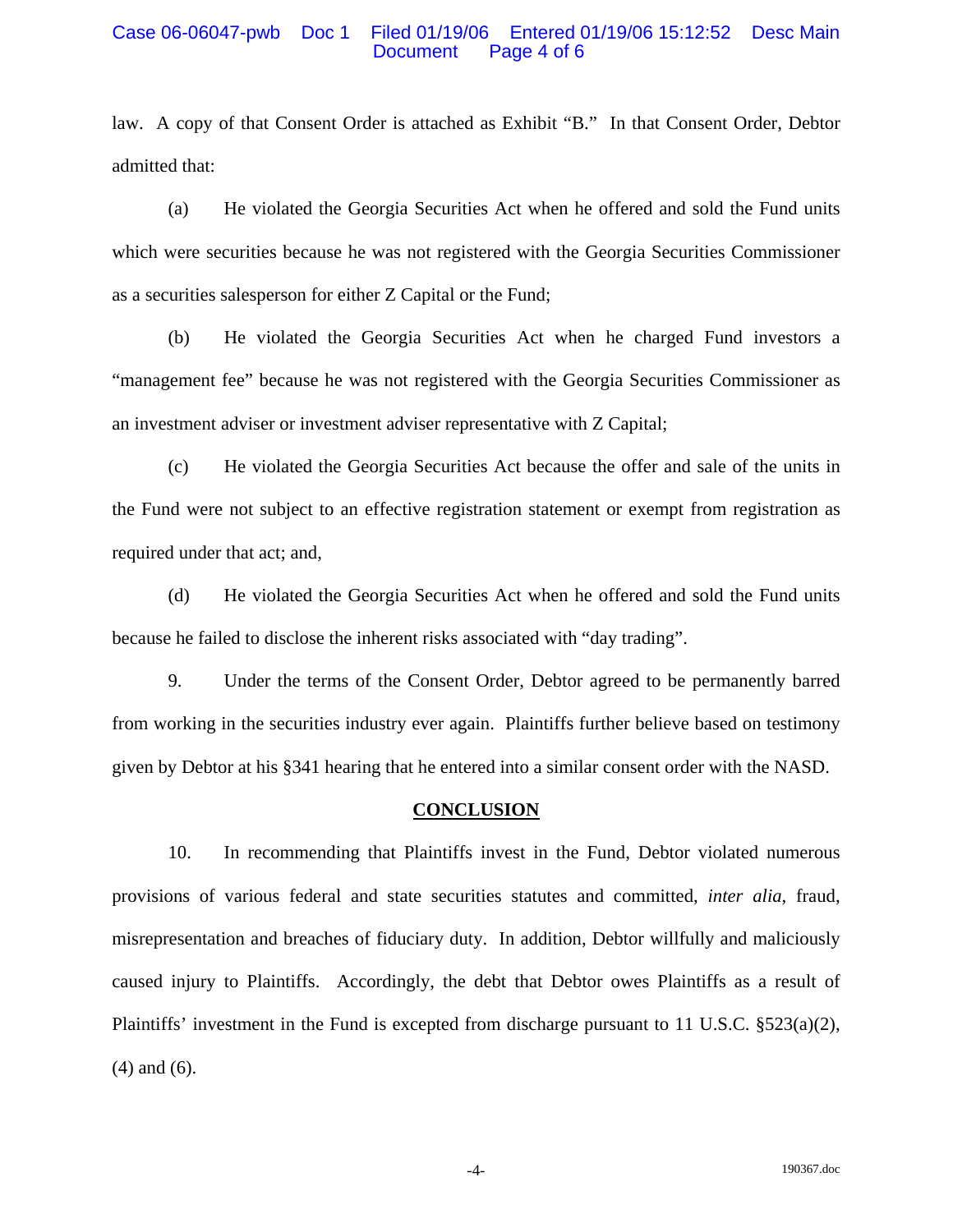law. A copy of that Consent Order is attached as Exhibit "B." In that Consent Order, Debtor admitted that:

(a) He violated the Georgia Securities Act when he offered and sold the Fund units which were securities because he was not registered with the Georgia Securities Commissioner as a securities salesperson for either Z Capital or the Fund;

(b) He violated the Georgia Securities Act when he charged Fund investors a "management fee" because he was not registered with the Georgia Securities Commissioner as an investment adviser or investment adviser representative with Z Capital;

(c) He violated the Georgia Securities Act because the offer and sale of the units in the Fund were not subject to an effective registration statement or exempt from registration as required under that act; and,

(d) He violated the Georgia Securities Act when he offered and sold the Fund units because he failed to disclose the inherent risks associated with "day trading".

9. Under the terms of the Consent Order, Debtor agreed to be permanently barred from working in the securities industry ever again. Plaintiffs further believe based on testimony given by Debtor at his §341 hearing that he entered into a similar consent order with the NASD.

## CONCLUSION

10. In recommending that Plaintiffs invest in the Fund, Debtor violated numerous provisions of various federal and state securities statutes and committed, *inter alia*, fraud, misrepresentation and breaches of fiduciary duty. In addition, Debtor willfully and maliciously caused injury to Plaintiffs. Accordingly, the debt that Debtor owes Plaintiffs as a result of Plaintiffs' investment in the Fund is excepted from discharge pursuant to 11 U.S.C. §523(a)(2), (4) and (6).

190367.doc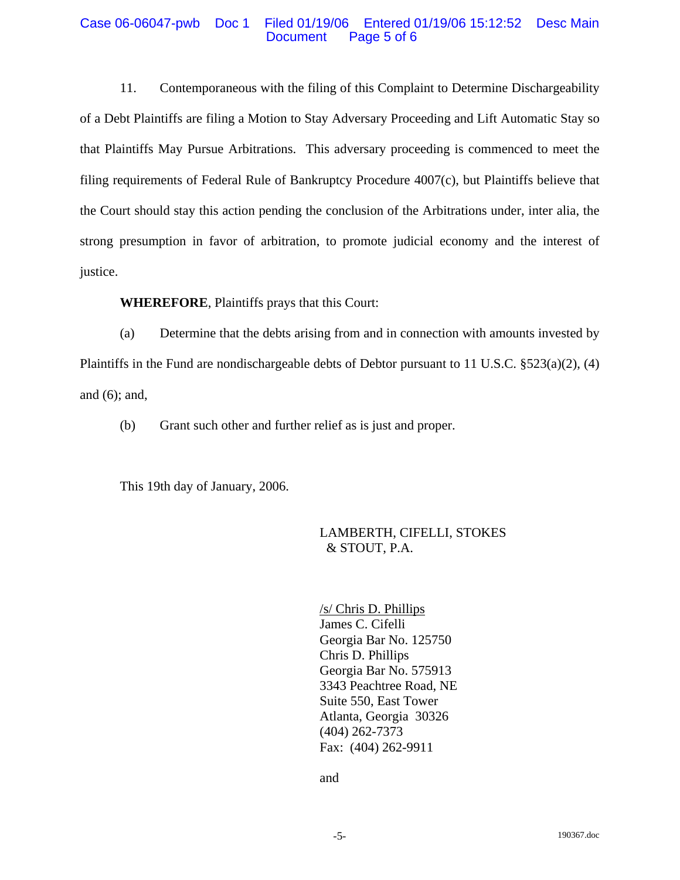11. Contemporaneous with the filing of this Complaint to Determine Dischargeability of a Debt Plaintiffs are filing a Motion to Stay Adversary Proceeding and Lift Automatic Stay so that Plaintiffs May Pursue Arbitrations. This adversary proceeding is commenced to meet the filing requirements of Federal Rule of Bankruptcy Procedure 4007(c), but Plaintiffs believe that the Court should stay this action pending the conclusion of the Arbitrations under, inter alia, the strong presumption in favor of arbitration, to promote judicial economy and the interest of justice.

**WHEREFORE**, Plaintiffs prays that this Court:

(a) Determine that the debts arising from and in connection with amounts invested by Plaintiffs in the Fund are nondischargeable debts of Debtor pursuant to 11 U.S.C. §523(a)(2), (4) and (6); and,

(b) Grant such other and further relief as is just and proper.

This 19th day of January, 2006.

LAMBERTH, CIFELLI, STOKES & STOUT, P.A.

/s/ Chris D. Phillips
James C. Cifelli
Georgia Bar No. 125750
Chris D. Phillips
Georgia Bar No. 575913
3343 Peachtree Road, NE
Suite 550, East Tower
Atlanta, Georgia 30326
(404) 262-7373
Fax: (404) 262-9911

and

190367.doc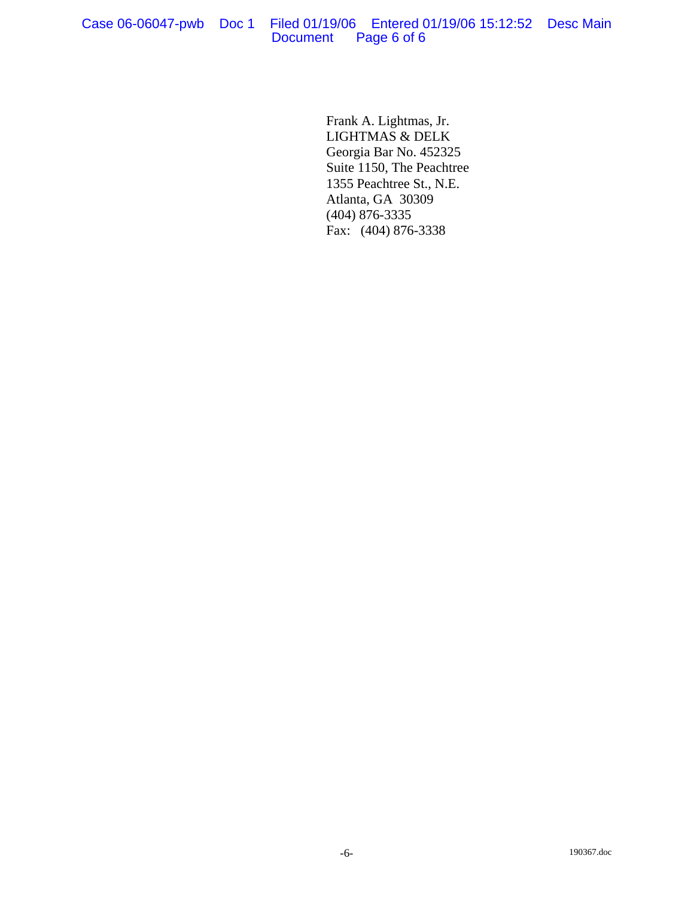Frank A. Lightmas, Jr.
LIGHTMAS & DELK
Georgia Bar No. 452325
Suite 1150, The Peachtree
1355 Peachtree St., N.E.
Atlanta, GA 30309
(404) 876-3335
Fax: (404) 876-3338

190367.doc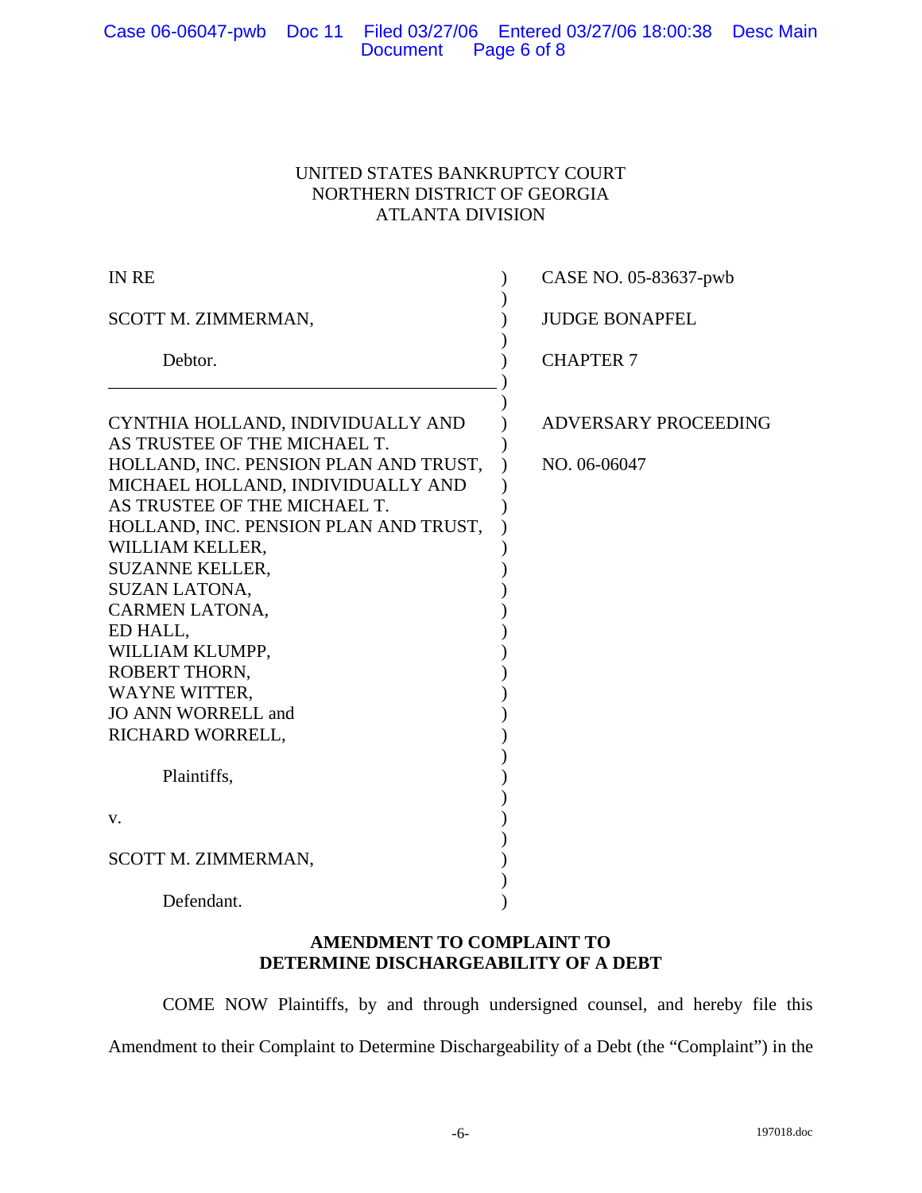UNITED STATES BANKRUPTCY COURT
NORTHERN DISTRICT OF GEORGIA
ATLANTA DIVISION

| | | |
|---|---|---|
| IN RE | ) | CASE NO. 05-83637-pwb |
| SCOTT M. ZIMMERMAN, | ) | JUDGE BONAPFEL |
| Debtor. | ) | CHAPTER 7 |
| CYNTHIA HOLLAND, INDIVIDUALLY AND AS TRUSTEE OF THE MICHAEL T. HOLLAND, INC. PENSION PLAN AND TRUST, MICHAEL HOLLAND, INDIVIDUALLY AND AS TRUSTEE OF THE MICHAEL T. HOLLAND, INC. PENSION PLAN AND TRUST, WILLIAM KELLER, SUZANNE KELLER, SUZAN LATONA, CARMEN LATONA, ED HALL, WILLIAM KLUMPP, ROBERT THORN, WAYNE WITTER, JO ANN WORRELL and RICHARD WORRELL, | ) | ADVERSARY PROCEEDING NO. 06-06047 |
| Plaintiffs, | ) | |
| v. | ) | |
| SCOTT M. ZIMMERMAN, | ) | |
| Defendant. | ) | |

**AMENDMENT TO COMPLAINT TO DETERMINE DISCHARGEABILITY OF A DEBT**

COME NOW Plaintiffs, by and through undersigned counsel, and hereby file this Amendment to their Complaint to Determine Dischargeability of a Debt (the "Complaint") in the

197018.doc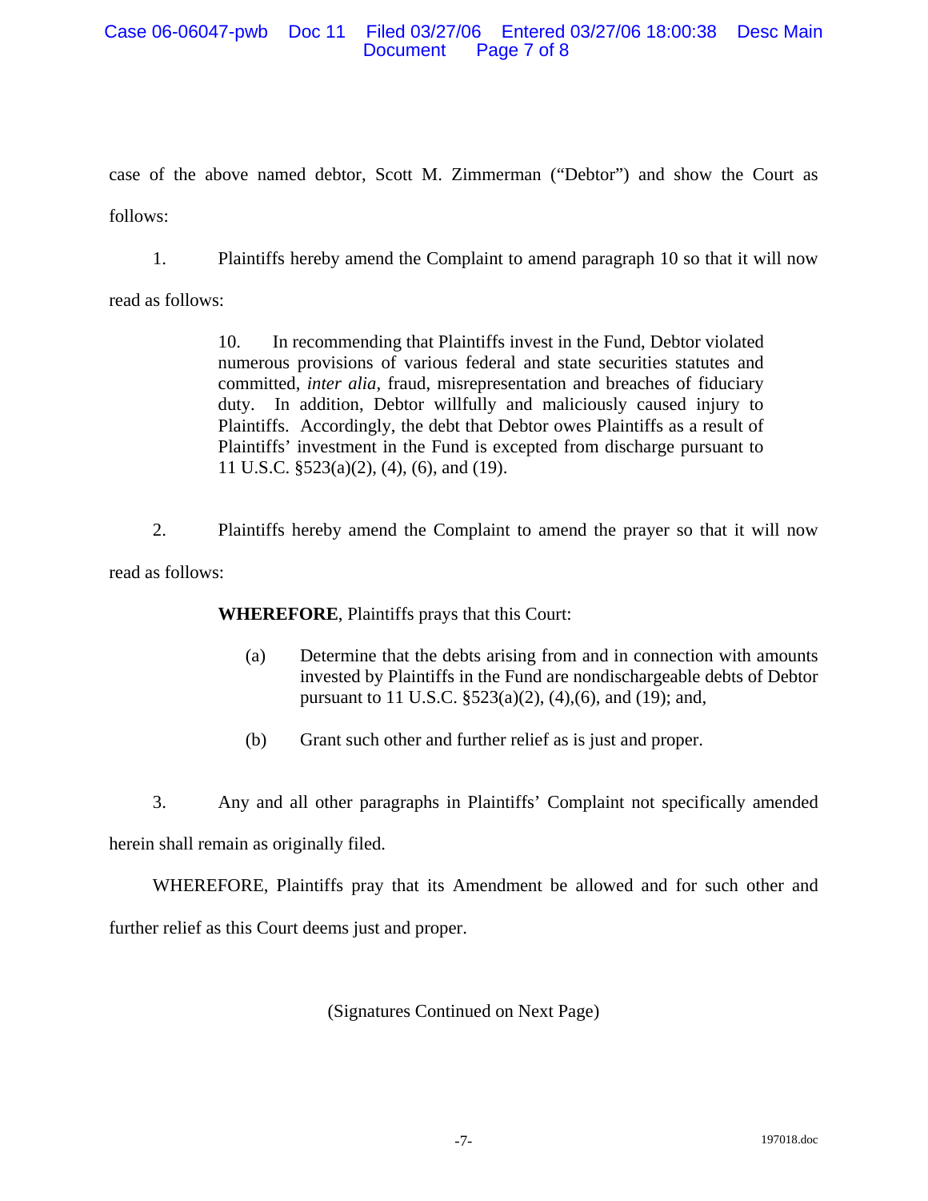case of the above named debtor, Scott M. Zimmerman ("Debtor") and show the Court as follows:

1. Plaintiffs hereby amend the Complaint to amend paragraph 10 so that it will now read as follows:

> 10. In recommending that Plaintiffs invest in the Fund, Debtor violated numerous provisions of various federal and state securities statutes and committed, *inter alia*, fraud, misrepresentation and breaches of fiduciary duty. In addition, Debtor willfully and maliciously caused injury to Plaintiffs. Accordingly, the debt that Debtor owes Plaintiffs as a result of Plaintiffs' investment in the Fund is excepted from discharge pursuant to 11 U.S.C. §523(a)(2), (4), (6), and (19).

2. Plaintiffs hereby amend the Complaint to amend the prayer so that it will now read as follows:

> **WHEREFORE**, Plaintiffs prays that this Court:
>
> (a) Determine that the debts arising from and in connection with amounts invested by Plaintiffs in the Fund are nondischargeable debts of Debtor pursuant to 11 U.S.C. §523(a)(2), (4),(6), and (19); and,
>
> (b) Grant such other and further relief as is just and proper.

3. Any and all other paragraphs in Plaintiffs' Complaint not specifically amended herein shall remain as originally filed.

WHEREFORE, Plaintiffs pray that its Amendment be allowed and for such other and further relief as this Court deems just and proper.

(Signatures Continued on Next Page)

197018.doc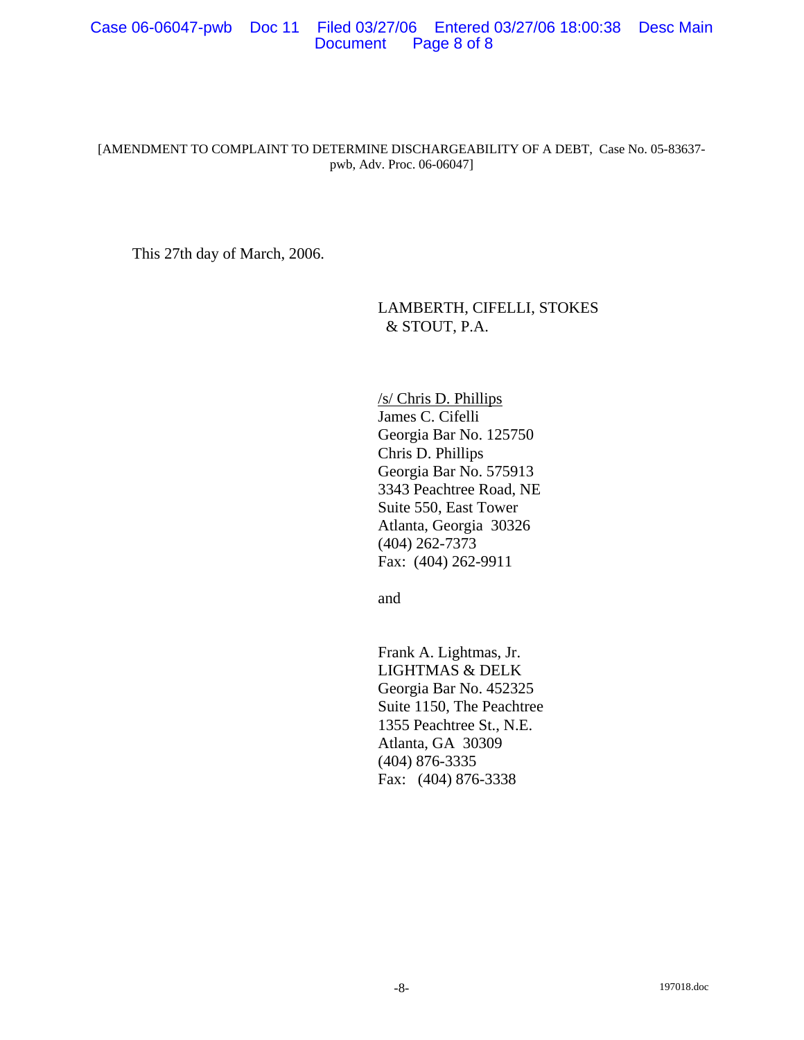[AMENDMENT TO COMPLAINT TO DETERMINE DISCHARGEABILITY OF A DEBT, Case No. 05-83637-pwb, Adv. Proc. 06-06047]

This 27th day of March, 2006.

LAMBERTH, CIFELLI, STOKES
& STOUT, P.A.

/s/ Chris D. Phillips
James C. Cifelli
Georgia Bar No. 125750
Chris D. Phillips
Georgia Bar No. 575913
3343 Peachtree Road, NE
Suite 550, East Tower
Atlanta, Georgia 30326
(404) 262-7373
Fax: (404) 262-9911

and

Frank A. Lightmas, Jr.
LIGHTMAS & DELK
Georgia Bar No. 452325
Suite 1150, The Peachtree
1355 Peachtree St., N.E.
Atlanta, GA 30309
(404) 876-3335
Fax: (404) 876-3338

197018.doc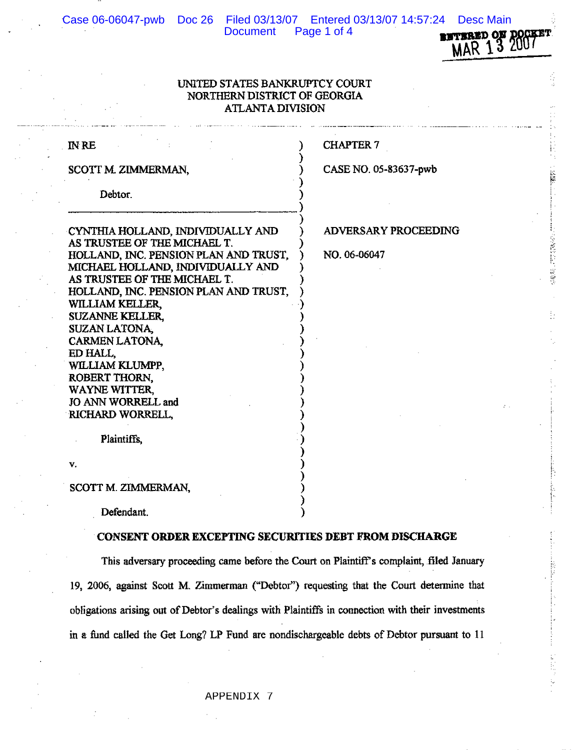UNITED STATES BANKRUPTCY COURT
NORTHERN DISTRICT OF GEORGIA
ATLANTA DIVISION

| | |
|---|---|
| IN RE<br><br>SCOTT M. ZIMMERMAN,<br><br>Debtor. | CHAPTER 7<br><br>CASE NO. 05-83637-pwb |
| CYNTHIA HOLLAND, INDIVIDUALLY AND AS TRUSTEE OF THE MICHAEL T. HOLLAND, INC. PENSION PLAN AND TRUST, MICHAEL HOLLAND, INDIVIDUALLY AND AS TRUSTEE OF THE MICHAEL T. HOLLAND, INC. PENSION PLAN AND TRUST, WILLIAM KELLER, SUZANNE KELLER, SUZAN LATONA, CARMEN LATONA, ED HALL, WILLIAM KLUMPP, ROBERT THORN, WAYNE WITTER, JO ANN WORRELL and RICHARD WORRELL,<br><br>Plaintiffs,<br><br>v.<br><br>SCOTT M. ZIMMERMAN,<br><br>Defendant. | ADVERSARY PROCEEDING<br><br>NO. 06-06047 |

## CONSENT ORDER EXCEPTING SECURITIES DEBT FROM DISCHARGE

This adversary proceeding came before the Court on Plaintiff's complaint, filed January 19, 2006, against Scott M. Zimmerman ("Debtor") requesting that the Court determine that obligations arising out of Debtor's dealings with Plaintiffs in connection with their investments in a fund called the Get Long? LP Fund are nondischargeable debts of Debtor pursuant to 11

APPENDIX 7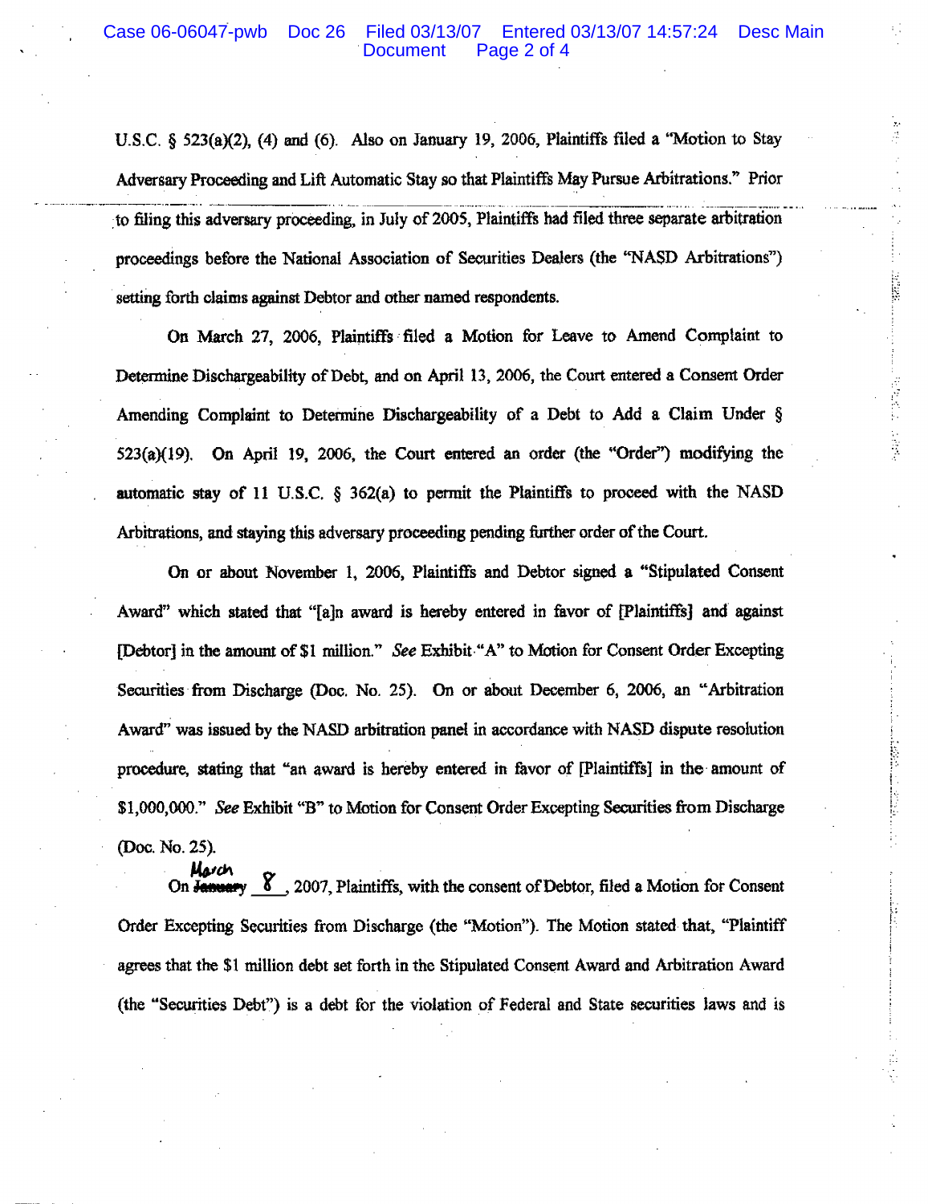U.S.C. § 523(a)(2), (4) and (6). Also on January 19, 2006, Plaintiffs filed a "Motion to Stay Adversary Proceeding and Lift Automatic Stay so that Plaintiffs May Pursue Arbitrations." Prior to filing this adversary proceeding, in July of 2005, Plaintiffs had filed three separate arbitration proceedings before the National Association of Securities Dealers (the "NASD Arbitrations") setting forth claims against Debtor and other named respondents.

On March 27, 2006, Plaintiffs filed a Motion for Leave to Amend Complaint to Determine Dischargeability of Debt, and on April 13, 2006, the Court entered a Consent Order Amending Complaint to Determine Dischargeability of a Debt to Add a Claim Under § 523(a)(19). On April 19, 2006, the Court entered an order (the "Order") modifying the automatic stay of 11 U.S.C. § 362(a) to permit the Plaintiffs to proceed with the NASD Arbitrations, and staying this adversary proceeding pending further order of the Court.

On or about November 1, 2006, Plaintiffs and Debtor signed a "Stipulated Consent Award" which stated that "[a]n award is hereby entered in favor of [Plaintiffs] and against [Debtor] in the amount of $1 million." *See* Exhibit "A" to Motion for Consent Order Excepting Securities from Discharge (Doc. No. 25). On or about December 6, 2006, an "Arbitration Award" was issued by the NASD arbitration panel in accordance with NASD dispute resolution procedure, stating that "an award is hereby entered in favor of [Plaintiffs] in the amount of $1,000,000." *See* Exhibit "B" to Motion for Consent Order Excepting Securities from Discharge (Doc. No. 25).

On ~~January~~ March 8, 2007, Plaintiffs, with the consent of Debtor, filed a Motion for Consent Order Excepting Securities from Discharge (the "Motion"). The Motion stated that, "Plaintiff agrees that the $1 million debt set forth in the Stipulated Consent Award and Arbitration Award (the "Securities Debt") is a debt for the violation of Federal and State securities laws and is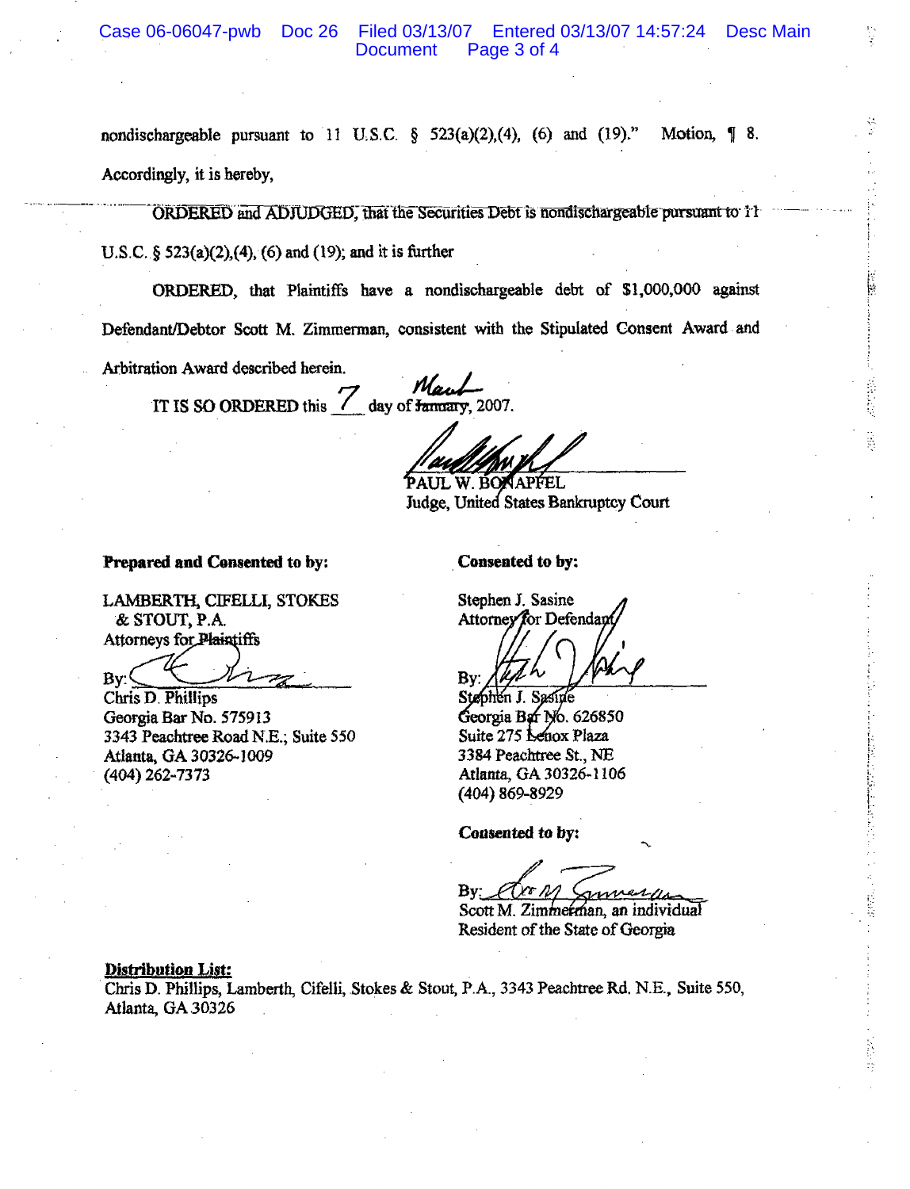nondischargeable pursuant to 11 U.S.C. § 523(a)(2),(4), (6) and (19)." Motion, ¶ 8.

Accordingly, it is hereby,

ORDERED and ADJUDGED, that the Securities Debt is nondischargeable pursuant to 11 U.S.C. § 523(a)(2),(4), (6) and (19); and it is further

ORDERED, that Plaintiffs have a nondischargeable debt of $1,000,000 against Defendant/Debtor Scott M. Zimmerman, consistent with the Stipulated Consent Award and Arbitration Award described herein.

IT IS SO ORDERED this 7 day of ~~January~~ March, 2007.

PAUL W. BONAPFEL
Judge, United States Bankruptcy Court

**Prepared and Consented to by:**

LAMBERTH, CIFELLI, STOKES & STOUT, P.A.
Attorneys for Plaintiffs

By: ______________________
Chris D. Phillips
Georgia Bar No. 575913
3343 Peachtree Road N.E.; Suite 550
Atlanta, GA 30326-1009
(404) 262-7373

**Consented to by:**

Stephen J. Sasine
Attorney for Defendant

By: ______________________
Stephen J. Sasine
Georgia Bar No. 626850
Suite 275 Lenox Plaza
3384 Peachtree St., NE
Atlanta, GA 30326-1106
(404) 869-8929

**Consented to by:**

By: ______________________
Scott M. Zimmerman, an individual
Resident of the State of Georgia

**Distribution List:**
Chris D. Phillips, Lamberth, Cifelli, Stokes & Stout, P.A., 3343 Peachtree Rd. N.E., Suite 550, Atlanta, GA 30326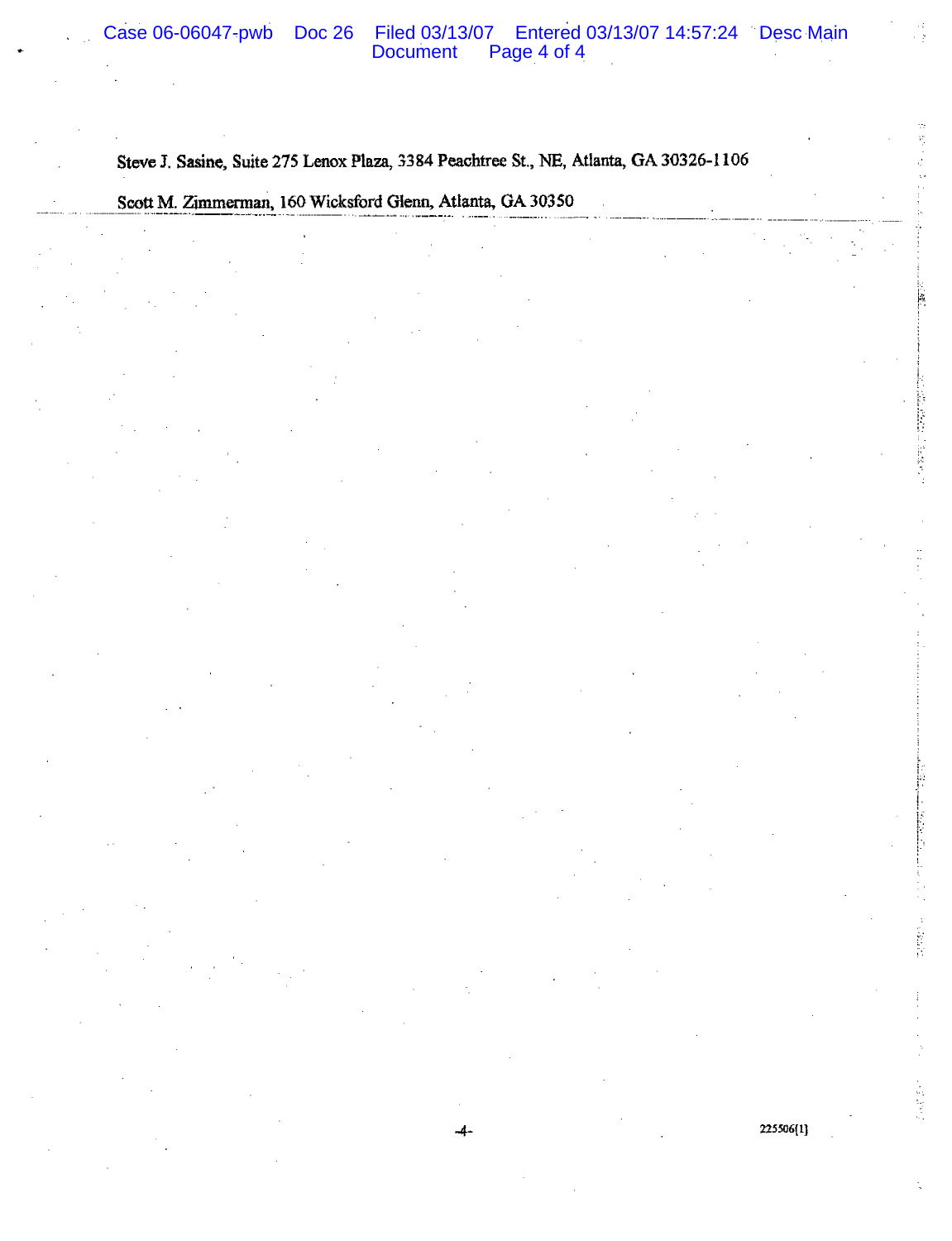Steve J. Sasine, Suite 275 Lenox Plaza, 3384 Peachtree St., NE, Atlanta, GA 30326-1106

Scott M. Zimmerman, 160 Wicksford Glenn, Atlanta, GA 30350

225506[1]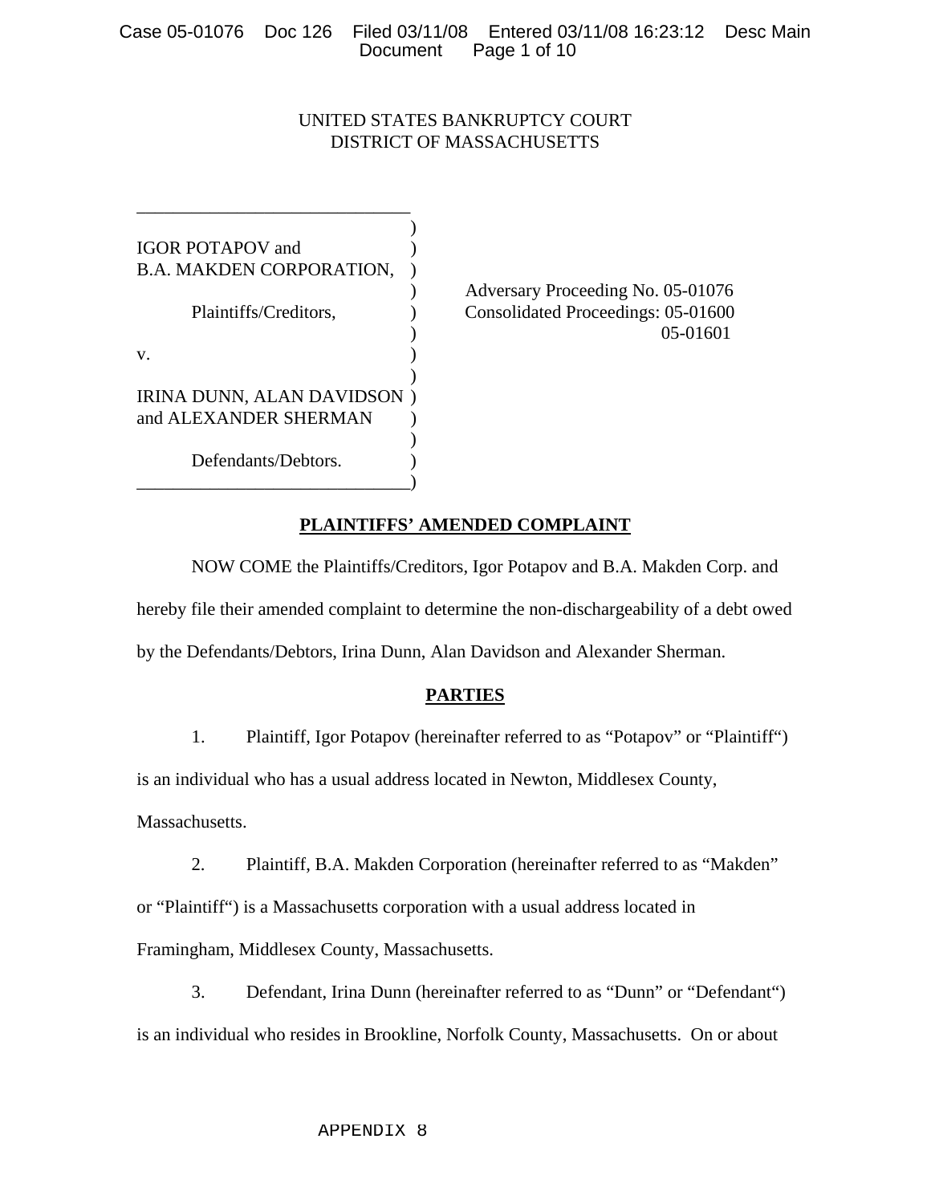UNITED STATES BANKRUPTCY COURT
DISTRICT OF MASSACHUSETTS

| | | |
|---|---|---|
| IGOR POTAPOV and B.A. MAKDEN CORPORATION, | ) | Adversary Proceeding No. 05-01076 |
| Plaintiffs/Creditors, | ) | Consolidated Proceedings: 05-01600 |
| | ) | 05-01601 |
| v. | ) | |
| IRINA DUNN, ALAN DAVIDSON and ALEXANDER SHERMAN | ) | |
| Defendants/Debtors. | ) | |

## PLAINTIFFS' AMENDED COMPLAINT

NOW COME the Plaintiffs/Creditors, Igor Potapov and B.A. Makden Corp. and hereby file their amended complaint to determine the non-dischargeability of a debt owed by the Defendants/Debtors, Irina Dunn, Alan Davidson and Alexander Sherman.

## PARTIES

1. Plaintiff, Igor Potapov (hereinafter referred to as "Potapov" or "Plaintiff") is an individual who has a usual address located in Newton, Middlesex County, Massachusetts.

2. Plaintiff, B.A. Makden Corporation (hereinafter referred to as "Makden" or "Plaintiff") is a Massachusetts corporation with a usual address located in Framingham, Middlesex County, Massachusetts.

3. Defendant, Irina Dunn (hereinafter referred to as "Dunn" or "Defendant") is an individual who resides in Brookline, Norfolk County, Massachusetts. On or about

APPENDIX 8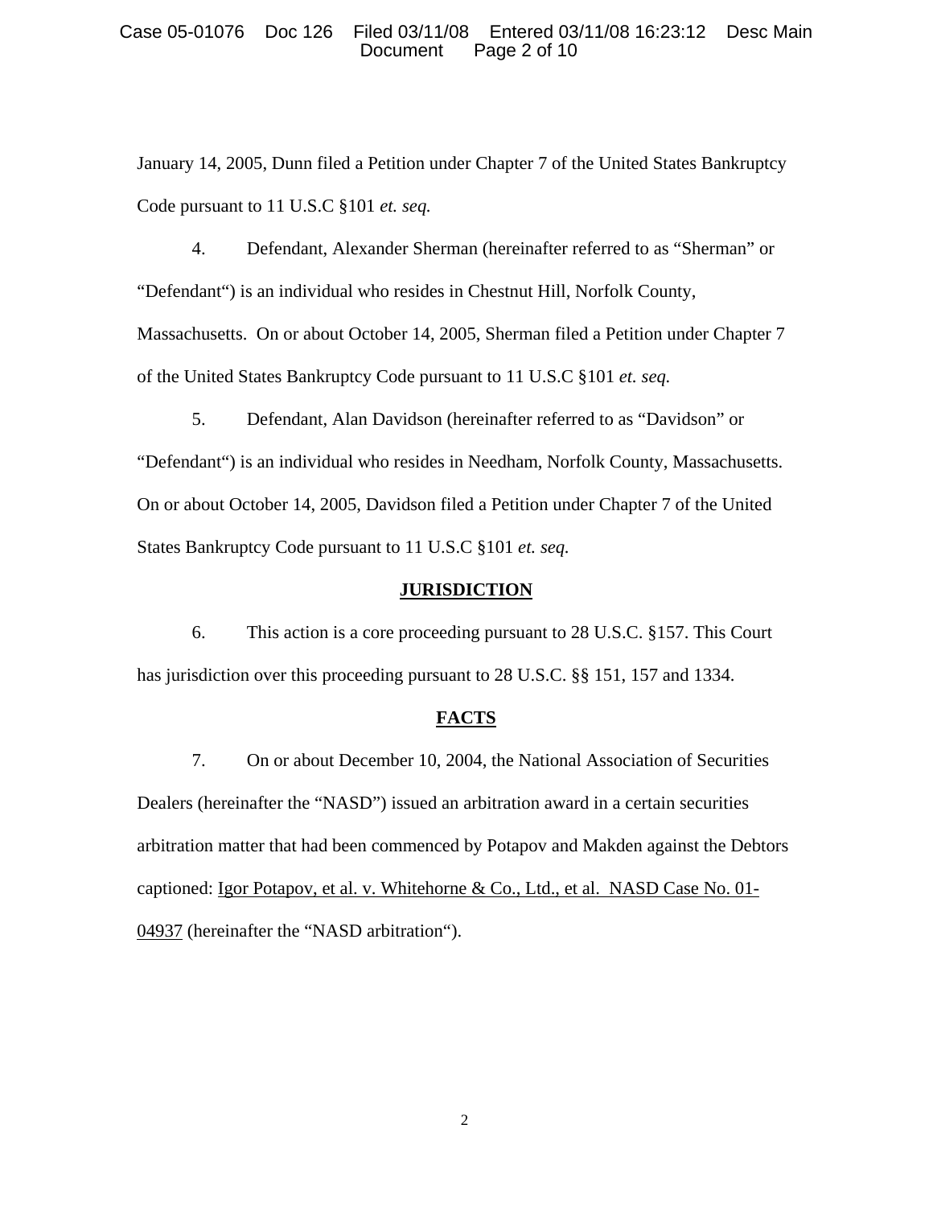January 14, 2005, Dunn filed a Petition under Chapter 7 of the United States Bankruptcy Code pursuant to 11 U.S.C §101 *et. seq.*

4. Defendant, Alexander Sherman (hereinafter referred to as "Sherman" or "Defendant") is an individual who resides in Chestnut Hill, Norfolk County, Massachusetts. On or about October 14, 2005, Sherman filed a Petition under Chapter 7 of the United States Bankruptcy Code pursuant to 11 U.S.C §101 *et. seq.*

5. Defendant, Alan Davidson (hereinafter referred to as "Davidson" or "Defendant") is an individual who resides in Needham, Norfolk County, Massachusetts. On or about October 14, 2005, Davidson filed a Petition under Chapter 7 of the United States Bankruptcy Code pursuant to 11 U.S.C §101 *et. seq.*

## JURISDICTION

6. This action is a core proceeding pursuant to 28 U.S.C. §157. This Court has jurisdiction over this proceeding pursuant to 28 U.S.C. §§ 151, 157 and 1334.

## FACTS

7. On or about December 10, 2004, the National Association of Securities Dealers (hereinafter the "NASD") issued an arbitration award in a certain securities arbitration matter that had been commenced by Potapov and Makden against the Debtors captioned: Igor Potapov, et al. v. Whitehorne & Co., Ltd., et al. NASD Case No. 01-04937 (hereinafter the "NASD arbitration").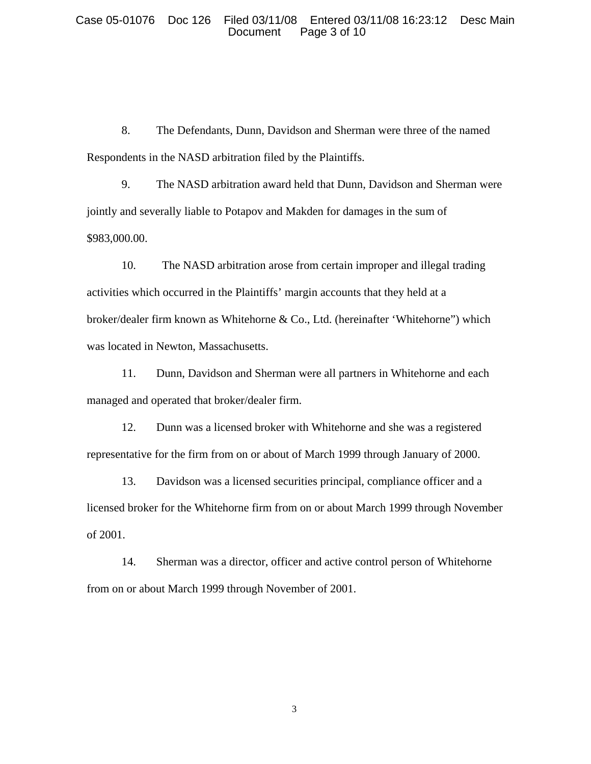8. The Defendants, Dunn, Davidson and Sherman were three of the named Respondents in the NASD arbitration filed by the Plaintiffs.

9. The NASD arbitration award held that Dunn, Davidson and Sherman were jointly and severally liable to Potapov and Makden for damages in the sum of $983,000.00.

10. The NASD arbitration arose from certain improper and illegal trading activities which occurred in the Plaintiffs' margin accounts that they held at a broker/dealer firm known as Whitehorne & Co., Ltd. (hereinafter 'Whitehorne") which was located in Newton, Massachusetts.

11. Dunn, Davidson and Sherman were all partners in Whitehorne and each managed and operated that broker/dealer firm.

12. Dunn was a licensed broker with Whitehorne and she was a registered representative for the firm from on or about of March 1999 through January of 2000.

13. Davidson was a licensed securities principal, compliance officer and a licensed broker for the Whitehorne firm from on or about March 1999 through November of 2001.

14. Sherman was a director, officer and active control person of Whitehorne from on or about March 1999 through November of 2001.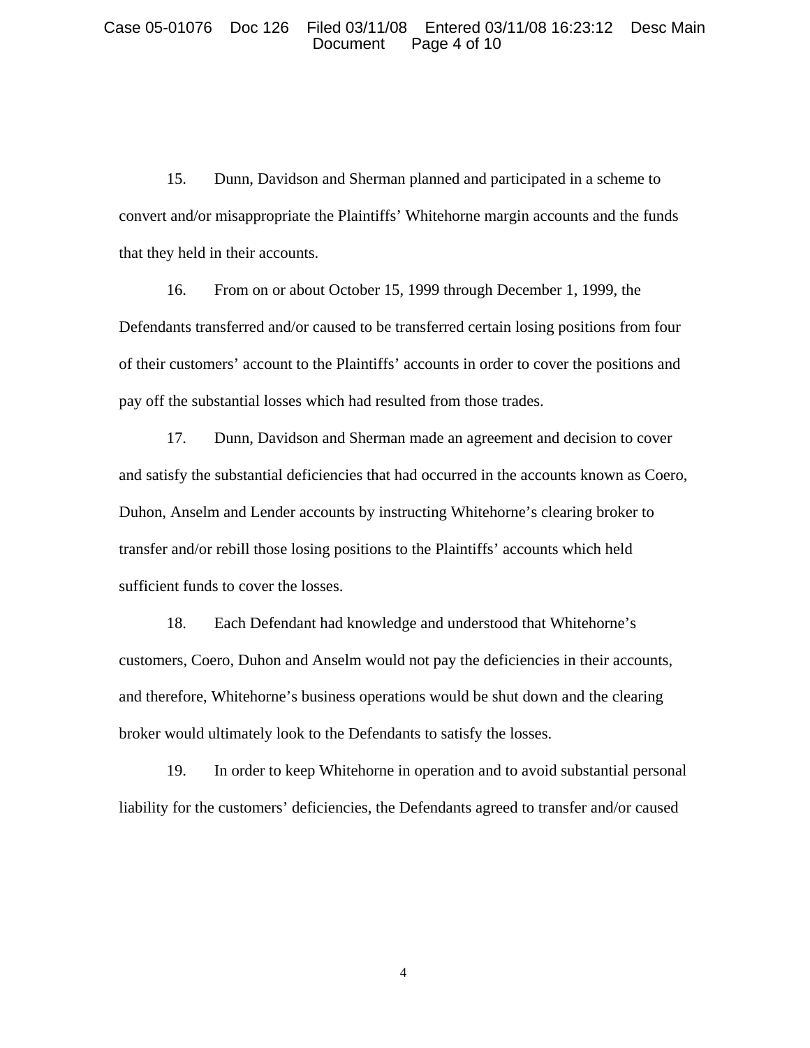15. Dunn, Davidson and Sherman planned and participated in a scheme to convert and/or misappropriate the Plaintiffs' Whitehorne margin accounts and the funds that they held in their accounts.

16. From on or about October 15, 1999 through December 1, 1999, the Defendants transferred and/or caused to be transferred certain losing positions from four of their customers' account to the Plaintiffs' accounts in order to cover the positions and pay off the substantial losses which had resulted from those trades.

17. Dunn, Davidson and Sherman made an agreement and decision to cover and satisfy the substantial deficiencies that had occurred in the accounts known as Coero, Duhon, Anselm and Lender accounts by instructing Whitehorne's clearing broker to transfer and/or rebill those losing positions to the Plaintiffs' accounts which held sufficient funds to cover the losses.

18. Each Defendant had knowledge and understood that Whitehorne's customers, Coero, Duhon and Anselm would not pay the deficiencies in their accounts, and therefore, Whitehorne's business operations would be shut down and the clearing broker would ultimately look to the Defendants to satisfy the losses.

19. In order to keep Whitehorne in operation and to avoid substantial personal liability for the customers' deficiencies, the Defendants agreed to transfer and/or caused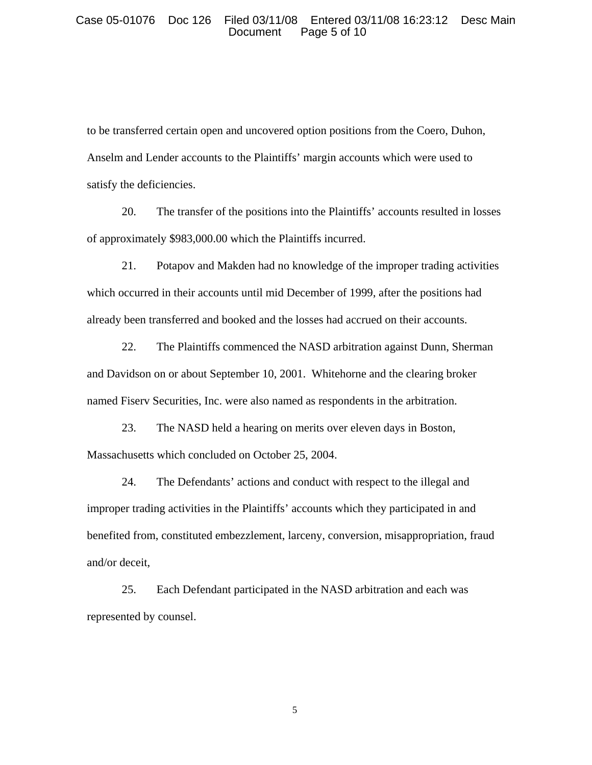to be transferred certain open and uncovered option positions from the Coero, Duhon, Anselm and Lender accounts to the Plaintiffs' margin accounts which were used to satisfy the deficiencies.

20. The transfer of the positions into the Plaintiffs' accounts resulted in losses of approximately $983,000.00 which the Plaintiffs incurred.

21. Potapov and Makden had no knowledge of the improper trading activities which occurred in their accounts until mid December of 1999, after the positions had already been transferred and booked and the losses had accrued on their accounts.

22. The Plaintiffs commenced the NASD arbitration against Dunn, Sherman and Davidson on or about September 10, 2001. Whitehorne and the clearing broker named Fiserv Securities, Inc. were also named as respondents in the arbitration.

23. The NASD held a hearing on merits over eleven days in Boston, Massachusetts which concluded on October 25, 2004.

24. The Defendants' actions and conduct with respect to the illegal and improper trading activities in the Plaintiffs' accounts which they participated in and benefited from, constituted embezzlement, larceny, conversion, misappropriation, fraud and/or deceit,

25. Each Defendant participated in the NASD arbitration and each was represented by counsel.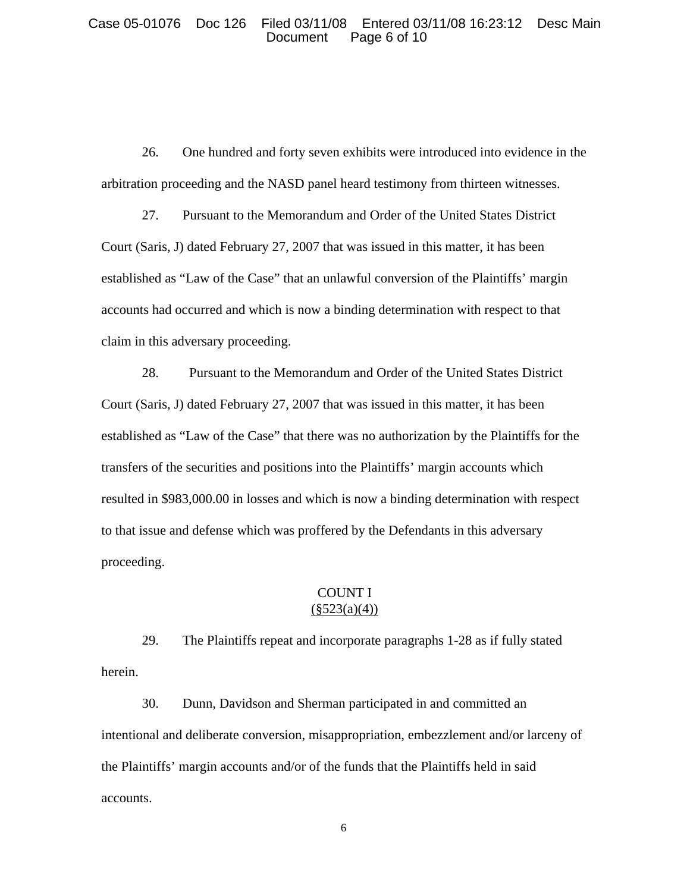26. One hundred and forty seven exhibits were introduced into evidence in the arbitration proceeding and the NASD panel heard testimony from thirteen witnesses.

27. Pursuant to the Memorandum and Order of the United States District Court (Saris, J) dated February 27, 2007 that was issued in this matter, it has been established as "Law of the Case" that an unlawful conversion of the Plaintiffs' margin accounts had occurred and which is now a binding determination with respect to that claim in this adversary proceeding.

28. Pursuant to the Memorandum and Order of the United States District Court (Saris, J) dated February 27, 2007 that was issued in this matter, it has been established as "Law of the Case" that there was no authorization by the Plaintiffs for the transfers of the securities and positions into the Plaintiffs' margin accounts which resulted in $983,000.00 in losses and which is now a binding determination with respect to that issue and defense which was proffered by the Defendants in this adversary proceeding.

## COUNT I
## (§523(a)(4))

29. The Plaintiffs repeat and incorporate paragraphs 1-28 as if fully stated herein.

30. Dunn, Davidson and Sherman participated in and committed an intentional and deliberate conversion, misappropriation, embezzlement and/or larceny of the Plaintiffs' margin accounts and/or of the funds that the Plaintiffs held in said accounts.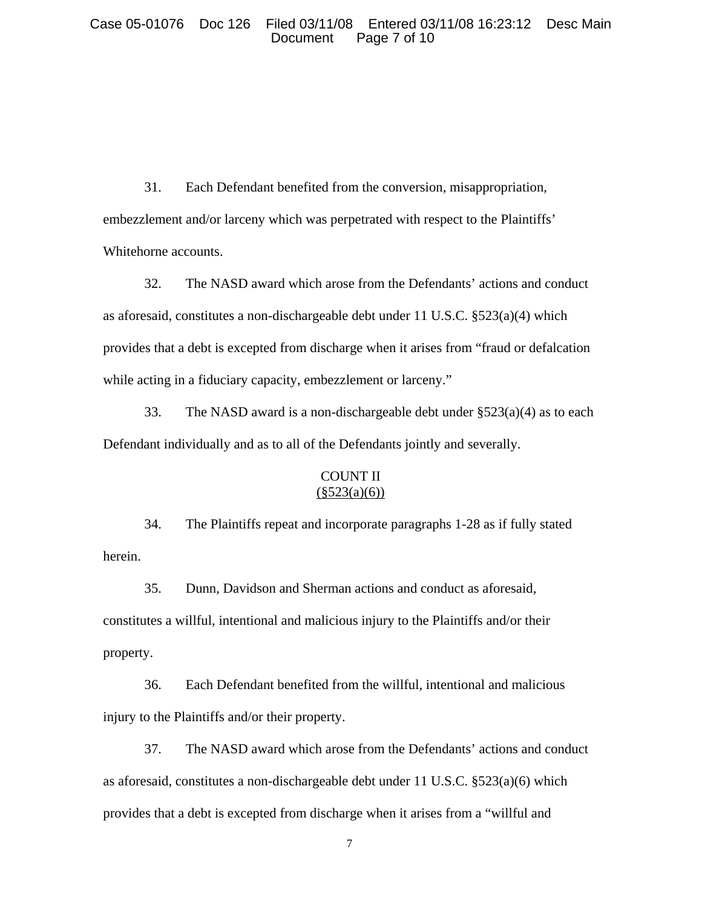31. Each Defendant benefited from the conversion, misappropriation, embezzlement and/or larceny which was perpetrated with respect to the Plaintiffs' Whitehorne accounts.

32. The NASD award which arose from the Defendants' actions and conduct as aforesaid, constitutes a non-dischargeable debt under 11 U.S.C. §523(a)(4) which provides that a debt is excepted from discharge when it arises from "fraud or defalcation while acting in a fiduciary capacity, embezzlement or larceny."

33. The NASD award is a non-dischargeable debt under §523(a)(4) as to each Defendant individually and as to all of the Defendants jointly and severally.

COUNT II
(§523(a)(6))

34. The Plaintiffs repeat and incorporate paragraphs 1-28 as if fully stated herein.

35. Dunn, Davidson and Sherman actions and conduct as aforesaid, constitutes a willful, intentional and malicious injury to the Plaintiffs and/or their property.

36. Each Defendant benefited from the willful, intentional and malicious injury to the Plaintiffs and/or their property.

37. The NASD award which arose from the Defendants' actions and conduct as aforesaid, constitutes a non-dischargeable debt under 11 U.S.C. §523(a)(6) which provides that a debt is excepted from discharge when it arises from a "willful and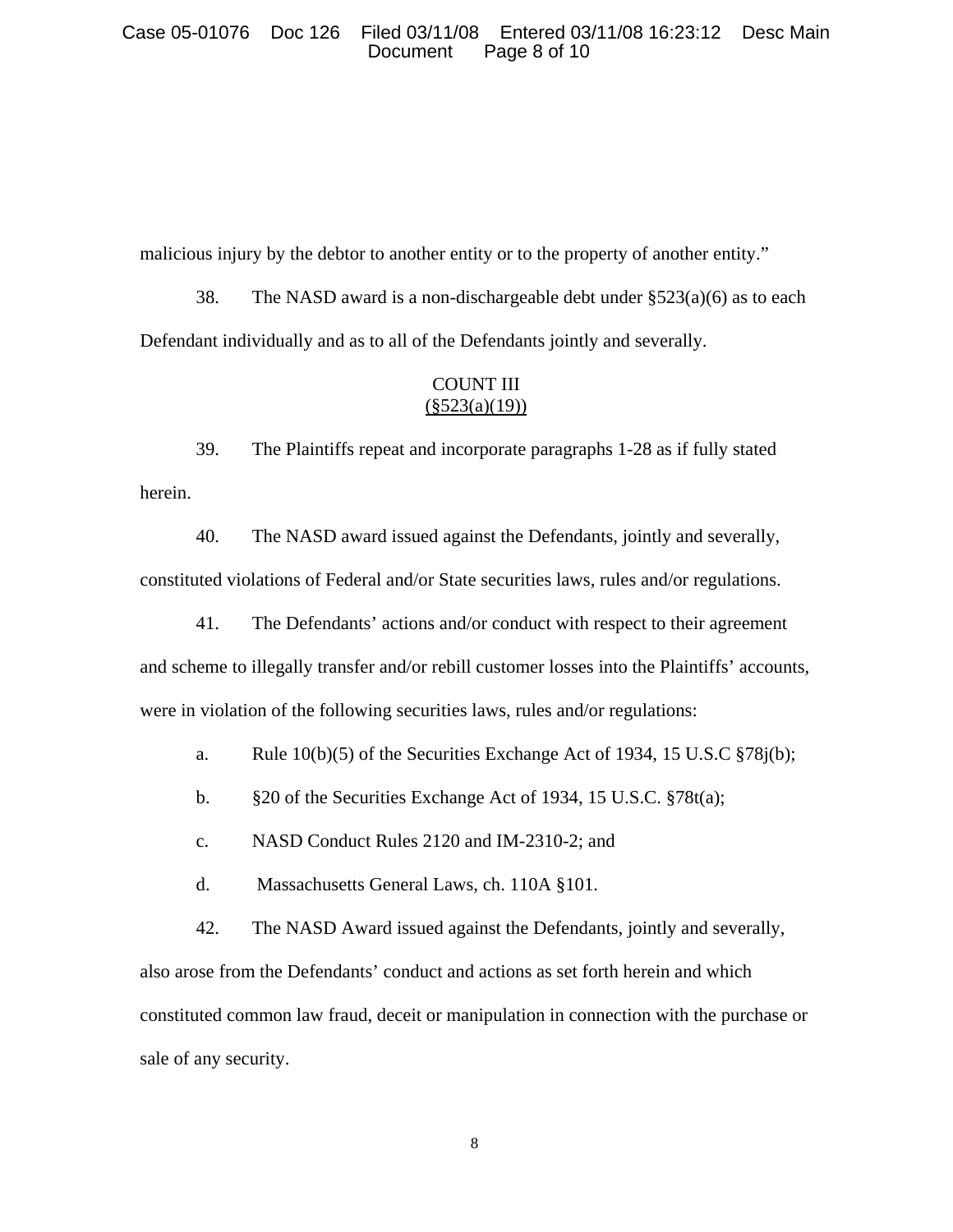malicious injury by the debtor to another entity or to the property of another entity."

38. The NASD award is a non-dischargeable debt under §523(a)(6) as to each Defendant individually and as to all of the Defendants jointly and severally.

## COUNT III
## (§523(a)(19))

39. The Plaintiffs repeat and incorporate paragraphs 1-28 as if fully stated herein.

40. The NASD award issued against the Defendants, jointly and severally, constituted violations of Federal and/or State securities laws, rules and/or regulations.

41. The Defendants' actions and/or conduct with respect to their agreement and scheme to illegally transfer and/or rebill customer losses into the Plaintiffs' accounts, were in violation of the following securities laws, rules and/or regulations:

a. Rule 10(b)(5) of the Securities Exchange Act of 1934, 15 U.S.C §78j(b);

b. §20 of the Securities Exchange Act of 1934, 15 U.S.C. §78t(a);

c. NASD Conduct Rules 2120 and IM-2310-2; and

d. Massachusetts General Laws, ch. 110A §101.

42. The NASD Award issued against the Defendants, jointly and severally, also arose from the Defendants' conduct and actions as set forth herein and which constituted common law fraud, deceit or manipulation in connection with the purchase or sale of any security.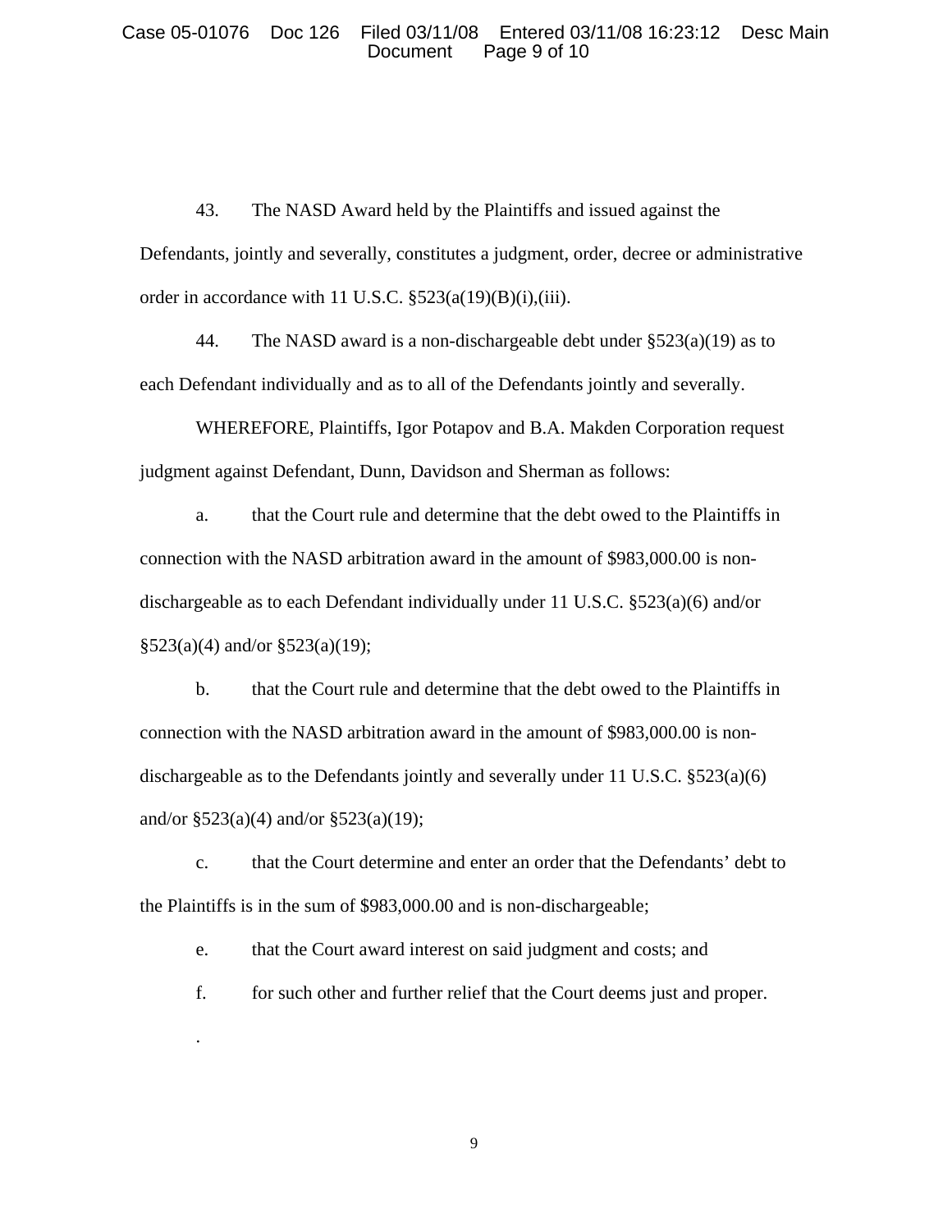43. The NASD Award held by the Plaintiffs and issued against the Defendants, jointly and severally, constitutes a judgment, order, decree or administrative order in accordance with 11 U.S.C. §523(a(19)(B)(i),(iii).

44. The NASD award is a non-dischargeable debt under §523(a)(19) as to each Defendant individually and as to all of the Defendants jointly and severally.

WHEREFORE, Plaintiffs, Igor Potapov and B.A. Makden Corporation request judgment against Defendant, Dunn, Davidson and Sherman as follows:

a. that the Court rule and determine that the debt owed to the Plaintiffs in connection with the NASD arbitration award in the amount of $983,000.00 is non-dischargeable as to each Defendant individually under 11 U.S.C. §523(a)(6) and/or §523(a)(4) and/or §523(a)(19);

b. that the Court rule and determine that the debt owed to the Plaintiffs in connection with the NASD arbitration award in the amount of $983,000.00 is non-dischargeable as to the Defendants jointly and severally under 11 U.S.C. §523(a)(6) and/or §523(a)(4) and/or §523(a)(19);

c. that the Court determine and enter an order that the Defendants' debt to the Plaintiffs is in the sum of $983,000.00 and is non-dischargeable;

e. that the Court award interest on said judgment and costs; and

f. for such other and further relief that the Court deems just and proper.

.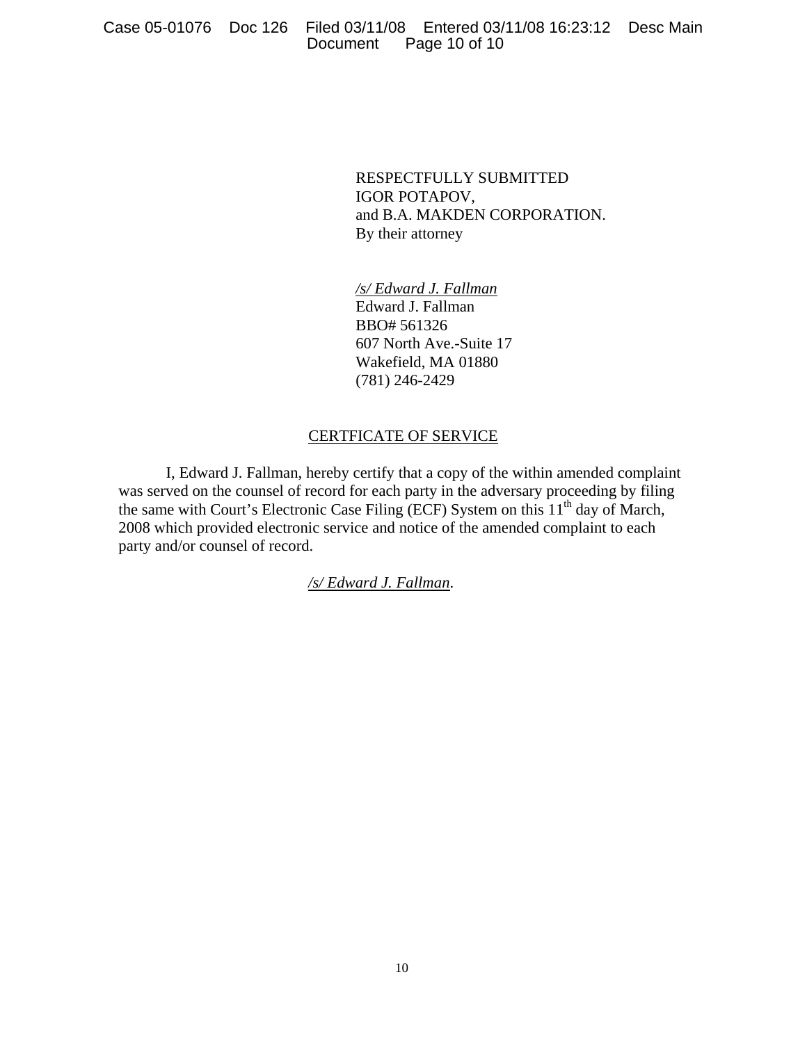RESPECTFULLY SUBMITTED
IGOR POTAPOV,
and B.A. MAKDEN CORPORATION.
By their attorney

*/s/ Edward J. Fallman*
Edward J. Fallman
BBO# 561326
607 North Ave.-Suite 17
Wakefield, MA 01880
(781) 246-2429

CERTFICATE OF SERVICE

I, Edward J. Fallman, hereby certify that a copy of the within amended complaint was served on the counsel of record for each party in the adversary proceeding by filing the same with Court's Electronic Case Filing (ECF) System on this 11th day of March, 2008 which provided electronic service and notice of the amended complaint to each party and/or counsel of record.

*/s/ Edward J. Fallman*.